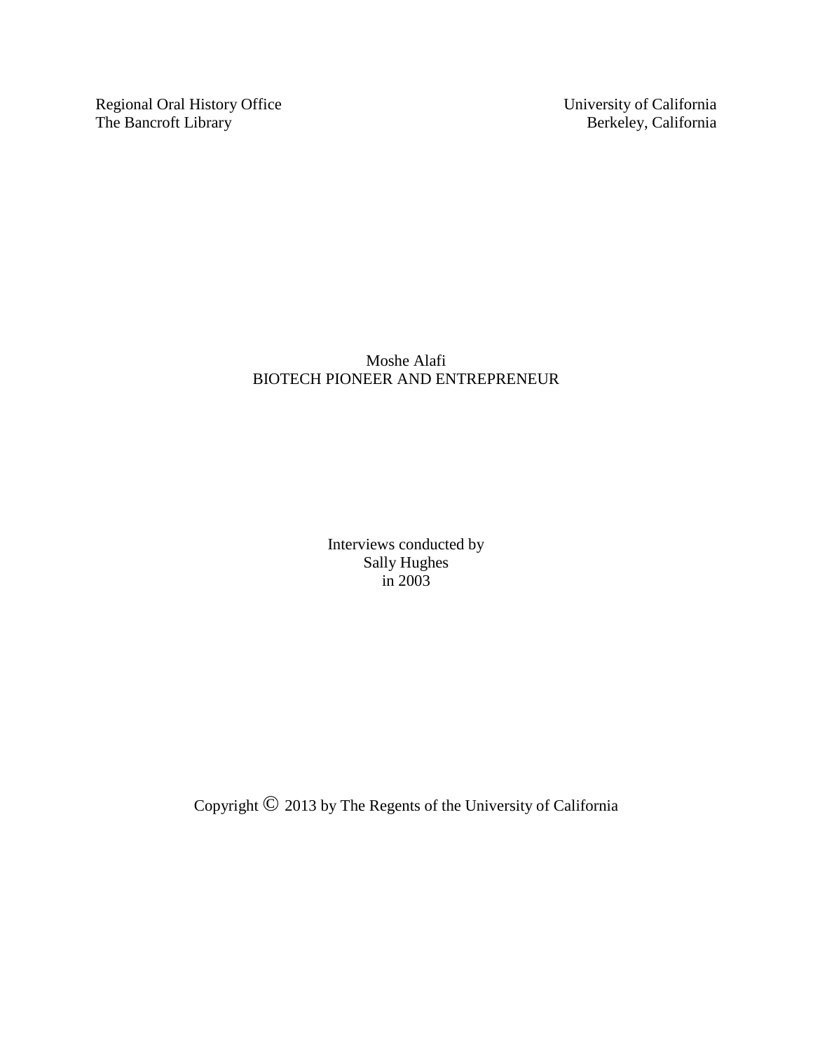Regional Oral History Office
The Bancroft Library

University of California
Berkeley, California

# Moshe Alafi
## BIOTECH PIONEER AND ENTREPRENEUR

Interviews conducted by
Sally Hughes
in 2003

Copyright © 2013 by The Regents of the University of California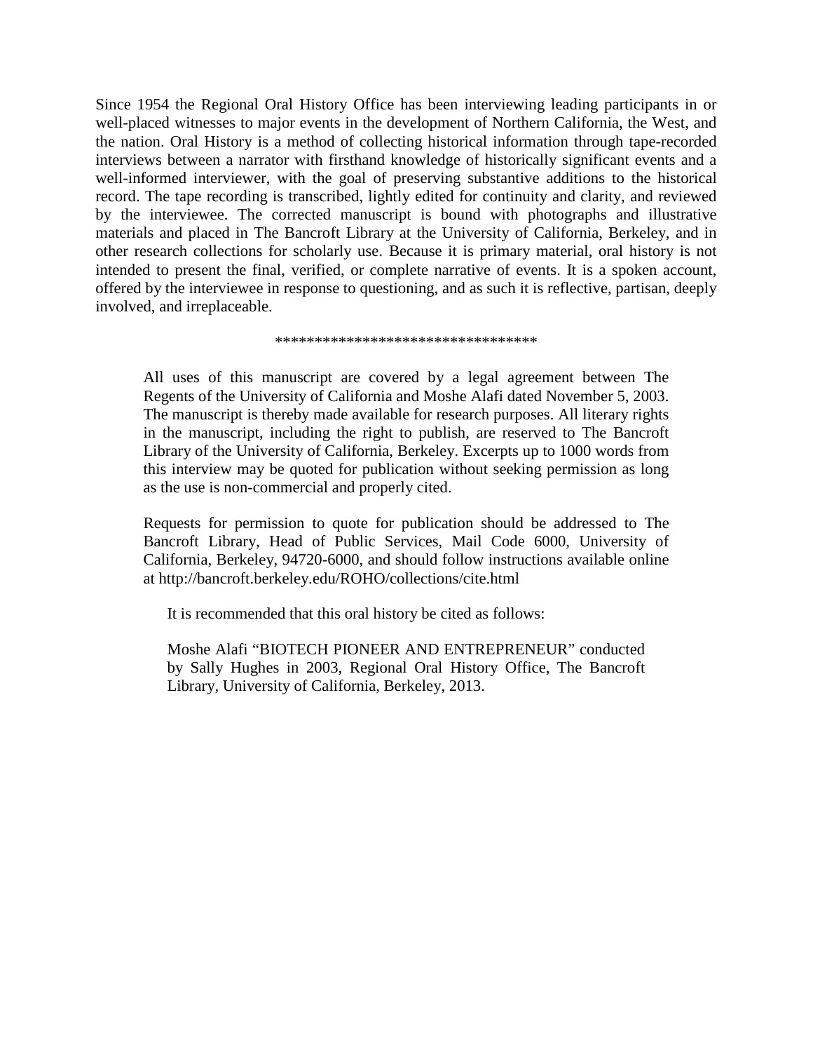Since 1954 the Regional Oral History Office has been interviewing leading participants in or well-placed witnesses to major events in the development of Northern California, the West, and the nation. Oral History is a method of collecting historical information through tape-recorded interviews between a narrator with firsthand knowledge of historically significant events and a well-informed interviewer, with the goal of preserving substantive additions to the historical record. The tape recording is transcribed, lightly edited for continuity and clarity, and reviewed by the interviewee. The corrected manuscript is bound with photographs and illustrative materials and placed in The Bancroft Library at the University of California, Berkeley, and in other research collections for scholarly use. Because it is primary material, oral history is not intended to present the final, verified, or complete narrative of events. It is a spoken account, offered by the interviewee in response to questioning, and as such it is reflective, partisan, deeply involved, and irreplaceable.

*********************************

All uses of this manuscript are covered by a legal agreement between The Regents of the University of California and Moshe Alafi dated November 5, 2003. The manuscript is thereby made available for research purposes. All literary rights in the manuscript, including the right to publish, are reserved to The Bancroft Library of the University of California, Berkeley. Excerpts up to 1000 words from this interview may be quoted for publication without seeking permission as long as the use is non-commercial and properly cited.

Requests for permission to quote for publication should be addressed to The Bancroft Library, Head of Public Services, Mail Code 6000, University of California, Berkeley, 94720-6000, and should follow instructions available online at http://bancroft.berkeley.edu/ROHO/collections/cite.html

It is recommended that this oral history be cited as follows:

Moshe Alafi "BIOTECH PIONEER AND ENTREPRENEUR" conducted by Sally Hughes in 2003, Regional Oral History Office, The Bancroft Library, University of California, Berkeley, 2013.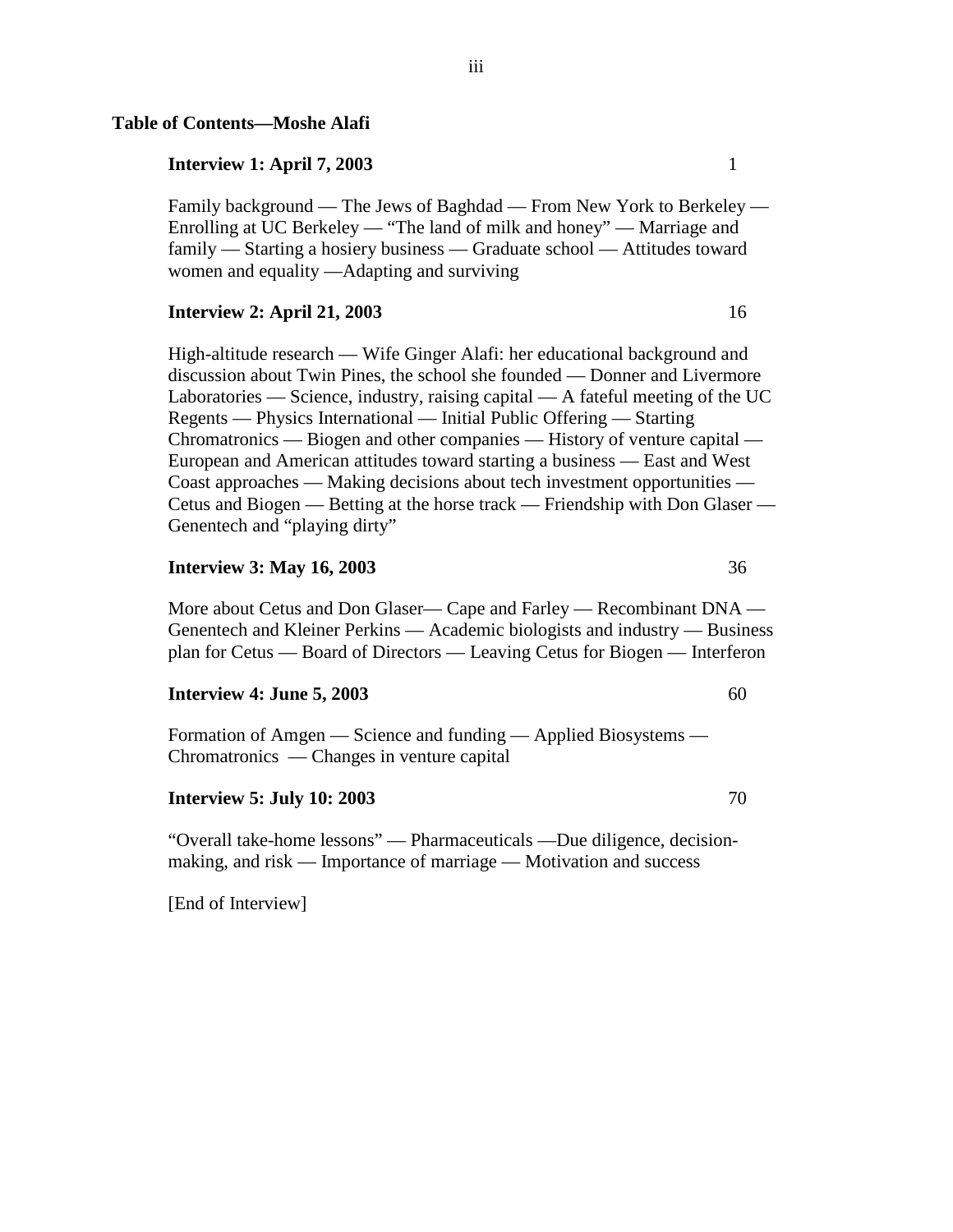## Table of Contents—Moshe Alafi

**Interview 1: April 7, 2003** 1

Family background — The Jews of Baghdad — From New York to Berkeley — Enrolling at UC Berkeley — "The land of milk and honey" — Marriage and family — Starting a hosiery business — Graduate school — Attitudes toward women and equality —Adapting and surviving

**Interview 2: April 21, 2003** 16

High-altitude research — Wife Ginger Alafi: her educational background and discussion about Twin Pines, the school she founded — Donner and Livermore Laboratories — Science, industry, raising capital — A fateful meeting of the UC Regents — Physics International — Initial Public Offering — Starting Chromatronics — Biogen and other companies — History of venture capital — European and American attitudes toward starting a business — East and West Coast approaches — Making decisions about tech investment opportunities — Cetus and Biogen — Betting at the horse track — Friendship with Don Glaser — Genentech and "playing dirty"

**Interview 3: May 16, 2003** 36

More about Cetus and Don Glaser— Cape and Farley — Recombinant DNA — Genentech and Kleiner Perkins — Academic biologists and industry — Business plan for Cetus — Board of Directors — Leaving Cetus for Biogen — Interferon

**Interview 4: June 5, 2003** 60

Formation of Amgen — Science and funding — Applied Biosystems — Chromatronics — Changes in venture capital

**Interview 5: July 10: 2003** 70

"Overall take-home lessons" — Pharmaceuticals —Due diligence, decision-making, and risk — Importance of marriage — Motivation and success

[End of Interview]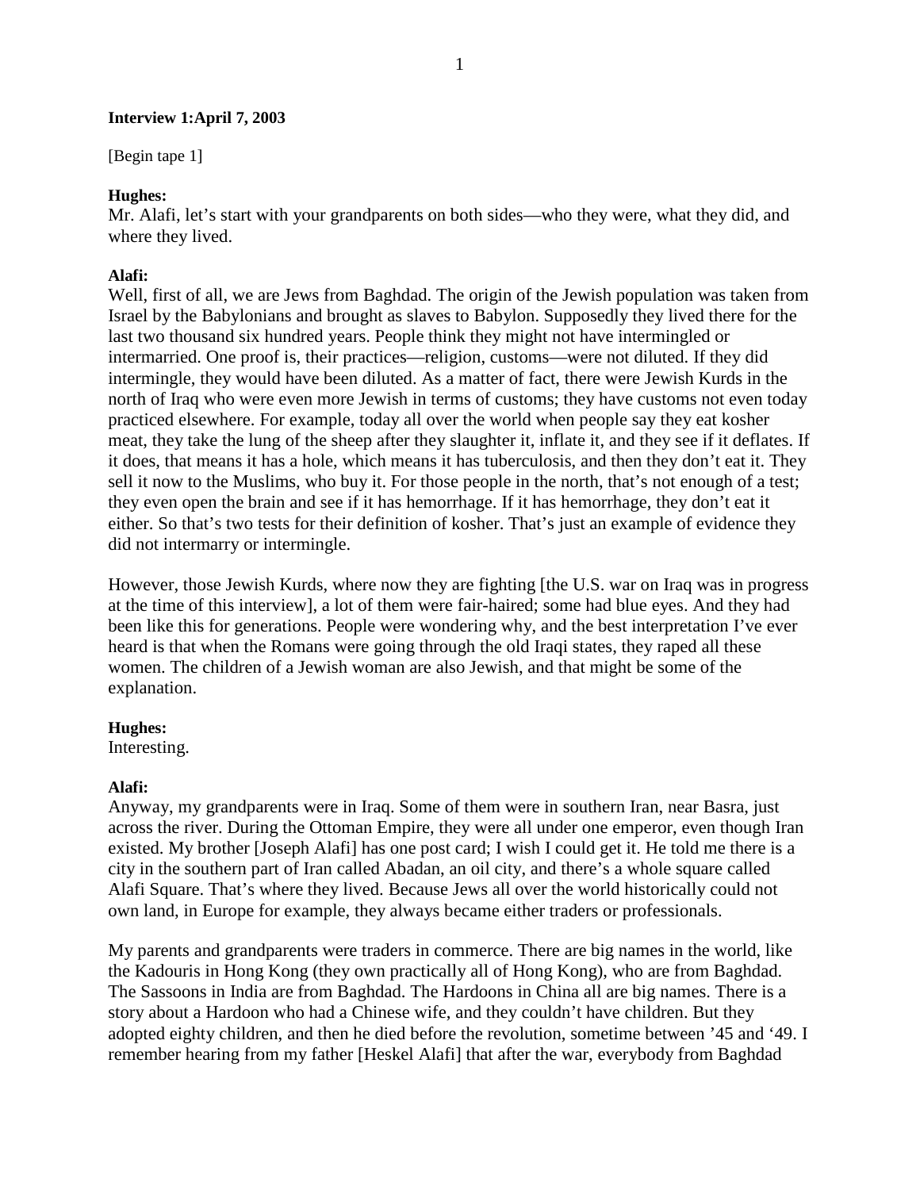**Interview 1:April 7, 2003**

[Begin tape 1]

**Hughes:**
Mr. Alafi, let's start with your grandparents on both sides—who they were, what they did, and where they lived.

**Alafi:**
Well, first of all, we are Jews from Baghdad. The origin of the Jewish population was taken from Israel by the Babylonians and brought as slaves to Babylon. Supposedly they lived there for the last two thousand six hundred years. People think they might not have intermingled or intermarried. One proof is, their practices—religion, customs—were not diluted. If they did intermingle, they would have been diluted. As a matter of fact, there were Jewish Kurds in the north of Iraq who were even more Jewish in terms of customs; they have customs not even today practiced elsewhere. For example, today all over the world when people say they eat kosher meat, they take the lung of the sheep after they slaughter it, inflate it, and they see if it deflates. If it does, that means it has a hole, which means it has tuberculosis, and then they don't eat it. They sell it now to the Muslims, who buy it. For those people in the north, that's not enough of a test; they even open the brain and see if it has hemorrhage. If it has hemorrhage, they don't eat it either. So that's two tests for their definition of kosher. That's just an example of evidence they did not intermarry or intermingle.

However, those Jewish Kurds, where now they are fighting [the U.S. war on Iraq was in progress at the time of this interview], a lot of them were fair-haired; some had blue eyes. And they had been like this for generations. People were wondering why, and the best interpretation I've ever heard is that when the Romans were going through the old Iraqi states, they raped all these women. The children of a Jewish woman are also Jewish, and that might be some of the explanation.

**Hughes:**
Interesting.

**Alafi:**
Anyway, my grandparents were in Iraq. Some of them were in southern Iran, near Basra, just across the river. During the Ottoman Empire, they were all under one emperor, even though Iran existed. My brother [Joseph Alafi] has one post card; I wish I could get it. He told me there is a city in the southern part of Iran called Abadan, an oil city, and there's a whole square called Alafi Square. That's where they lived. Because Jews all over the world historically could not own land, in Europe for example, they always became either traders or professionals.

My parents and grandparents were traders in commerce. There are big names in the world, like the Kadouris in Hong Kong (they own practically all of Hong Kong), who are from Baghdad. The Sassoons in India are from Baghdad. The Hardoons in China all are big names. There is a story about a Hardoon who had a Chinese wife, and they couldn't have children. But they adopted eighty children, and then he died before the revolution, sometime between '45 and '49. I remember hearing from my father [Heskel Alafi] that after the war, everybody from Baghdad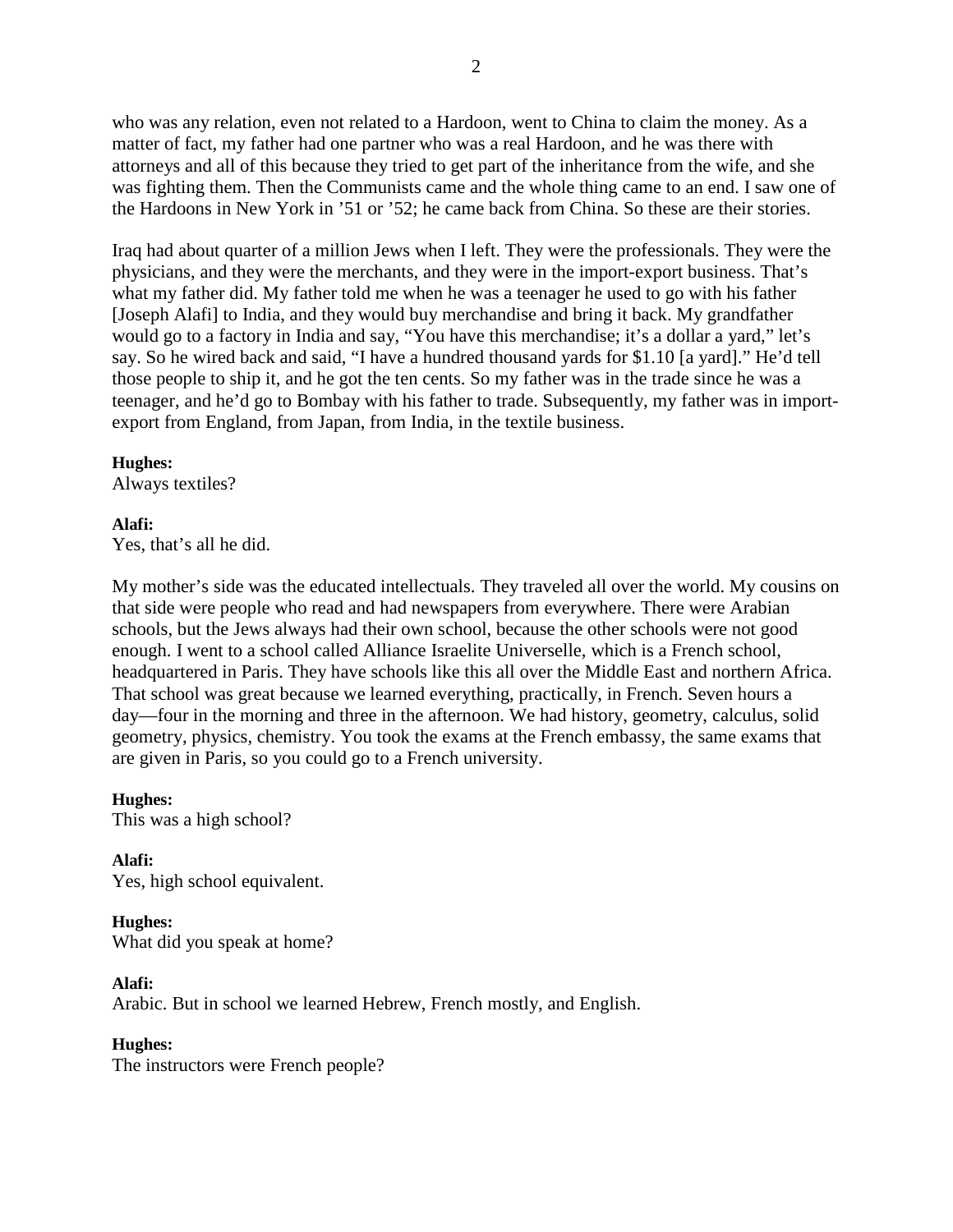who was any relation, even not related to a Hardoon, went to China to claim the money. As a matter of fact, my father had one partner who was a real Hardoon, and he was there with attorneys and all of this because they tried to get part of the inheritance from the wife, and she was fighting them. Then the Communists came and the whole thing came to an end. I saw one of the Hardoons in New York in '51 or '52; he came back from China. So these are their stories.

Iraq had about quarter of a million Jews when I left. They were the professionals. They were the physicians, and they were the merchants, and they were in the import-export business. That's what my father did. My father told me when he was a teenager he used to go with his father [Joseph Alafi] to India, and they would buy merchandise and bring it back. My grandfather would go to a factory in India and say, "You have this merchandise; it's a dollar a yard," let's say. So he wired back and said, "I have a hundred thousand yards for $1.10 [a yard]." He'd tell those people to ship it, and he got the ten cents. So my father was in the trade since he was a teenager, and he'd go to Bombay with his father to trade. Subsequently, my father was in import-export from England, from Japan, from India, in the textile business.

**Hughes:**
Always textiles?

**Alafi:**
Yes, that's all he did.

My mother's side was the educated intellectuals. They traveled all over the world. My cousins on that side were people who read and had newspapers from everywhere. There were Arabian schools, but the Jews always had their own school, because the other schools were not good enough. I went to a school called Alliance Israelite Universelle, which is a French school, headquartered in Paris. They have schools like this all over the Middle East and northern Africa. That school was great because we learned everything, practically, in French. Seven hours a day—four in the morning and three in the afternoon. We had history, geometry, calculus, solid geometry, physics, chemistry. You took the exams at the French embassy, the same exams that are given in Paris, so you could go to a French university.

**Hughes:**
This was a high school?

**Alafi:**
Yes, high school equivalent.

**Hughes:**
What did you speak at home?

**Alafi:**
Arabic. But in school we learned Hebrew, French mostly, and English.

**Hughes:**
The instructors were French people?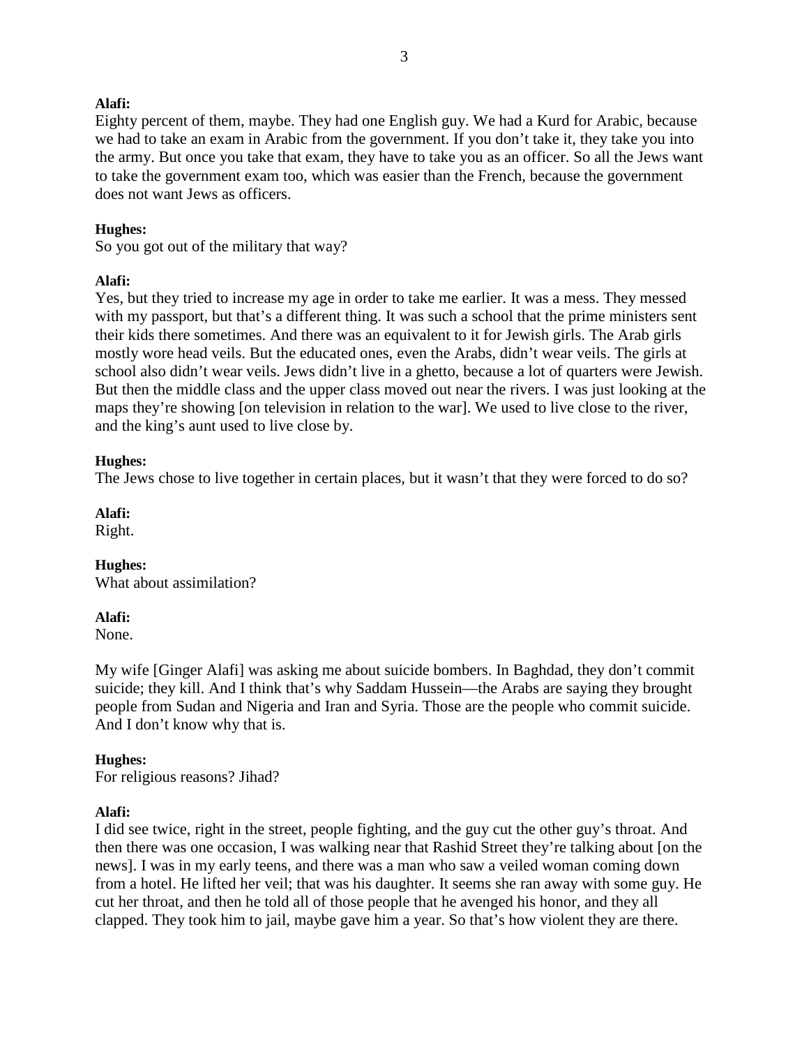**Alafi:**
Eighty percent of them, maybe. They had one English guy. We had a Kurd for Arabic, because we had to take an exam in Arabic from the government. If you don't take it, they take you into the army. But once you take that exam, they have to take you as an officer. So all the Jews want to take the government exam too, which was easier than the French, because the government does not want Jews as officers.

**Hughes:**
So you got out of the military that way?

**Alafi:**
Yes, but they tried to increase my age in order to take me earlier. It was a mess. They messed with my passport, but that's a different thing. It was such a school that the prime ministers sent their kids there sometimes. And there was an equivalent to it for Jewish girls. The Arab girls mostly wore head veils. But the educated ones, even the Arabs, didn't wear veils. The girls at school also didn't wear veils. Jews didn't live in a ghetto, because a lot of quarters were Jewish. But then the middle class and the upper class moved out near the rivers. I was just looking at the maps they're showing [on television in relation to the war]. We used to live close to the river, and the king's aunt used to live close by.

**Hughes:**
The Jews chose to live together in certain places, but it wasn't that they were forced to do so?

**Alafi:**
Right.

**Hughes:**
What about assimilation?

**Alafi:**
None.

My wife [Ginger Alafi] was asking me about suicide bombers. In Baghdad, they don't commit suicide; they kill. And I think that's why Saddam Hussein—the Arabs are saying they brought people from Sudan and Nigeria and Iran and Syria. Those are the people who commit suicide. And I don't know why that is.

**Hughes:**
For religious reasons? Jihad?

**Alafi:**
I did see twice, right in the street, people fighting, and the guy cut the other guy's throat. And then there was one occasion, I was walking near that Rashid Street they're talking about [on the news]. I was in my early teens, and there was a man who saw a veiled woman coming down from a hotel. He lifted her veil; that was his daughter. It seems she ran away with some guy. He cut her throat, and then he told all of those people that he avenged his honor, and they all clapped. They took him to jail, maybe gave him a year. So that's how violent they are there.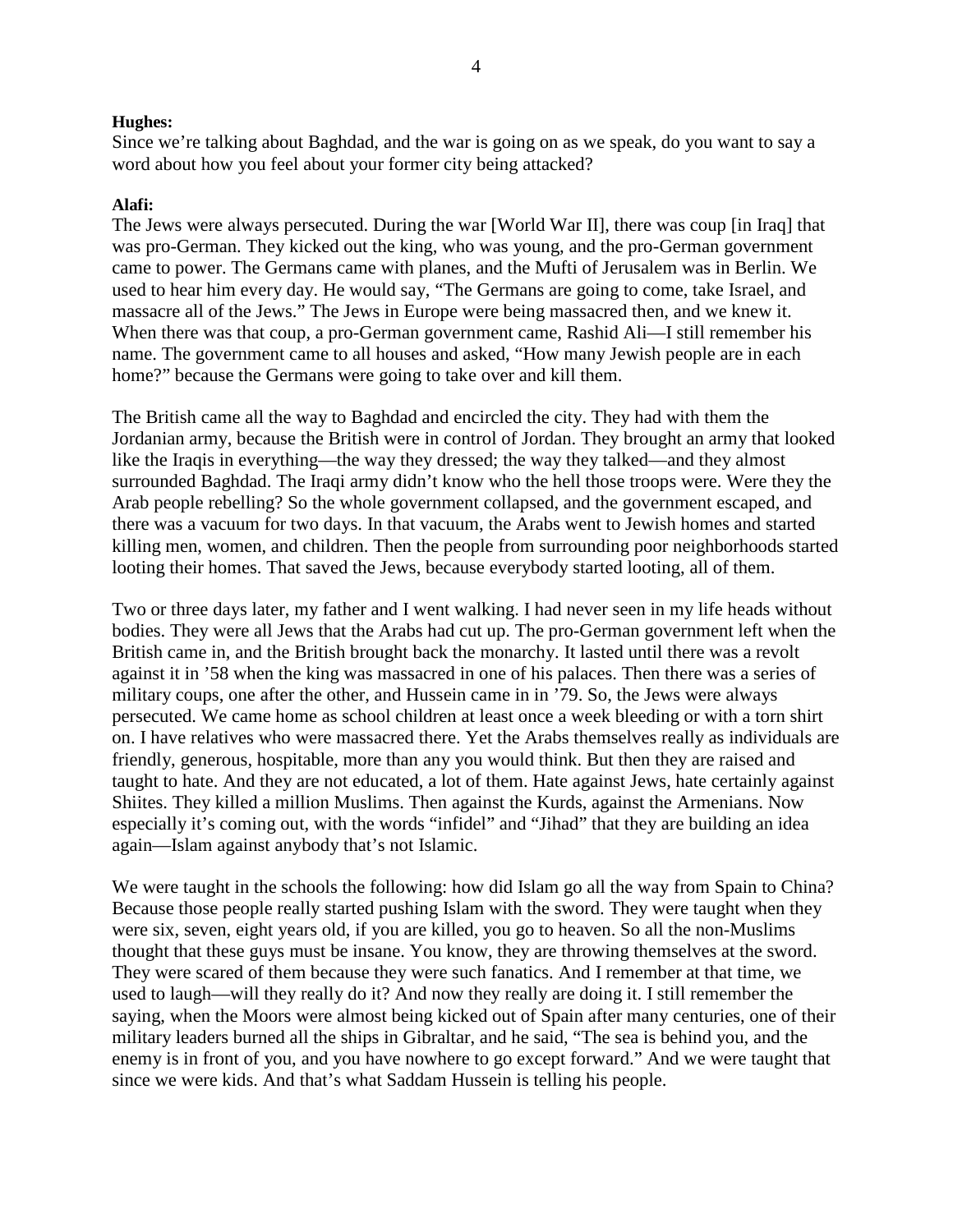**Hughes:**
Since we're talking about Baghdad, and the war is going on as we speak, do you want to say a word about how you feel about your former city being attacked?

**Alafi:**
The Jews were always persecuted. During the war [World War II], there was coup [in Iraq] that was pro-German. They kicked out the king, who was young, and the pro-German government came to power. The Germans came with planes, and the Mufti of Jerusalem was in Berlin. We used to hear him every day. He would say, "The Germans are going to come, take Israel, and massacre all of the Jews." The Jews in Europe were being massacred then, and we knew it. When there was that coup, a pro-German government came, Rashid Ali—I still remember his name. The government came to all houses and asked, "How many Jewish people are in each home?" because the Germans were going to take over and kill them.

The British came all the way to Baghdad and encircled the city. They had with them the Jordanian army, because the British were in control of Jordan. They brought an army that looked like the Iraqis in everything—the way they dressed; the way they talked—and they almost surrounded Baghdad. The Iraqi army didn't know who the hell those troops were. Were they the Arab people rebelling? So the whole government collapsed, and the government escaped, and there was a vacuum for two days. In that vacuum, the Arabs went to Jewish homes and started killing men, women, and children. Then the people from surrounding poor neighborhoods started looting their homes. That saved the Jews, because everybody started looting, all of them.

Two or three days later, my father and I went walking. I had never seen in my life heads without bodies. They were all Jews that the Arabs had cut up. The pro-German government left when the British came in, and the British brought back the monarchy. It lasted until there was a revolt against it in '58 when the king was massacred in one of his palaces. Then there was a series of military coups, one after the other, and Hussein came in in '79. So, the Jews were always persecuted. We came home as school children at least once a week bleeding or with a torn shirt on. I have relatives who were massacred there. Yet the Arabs themselves really as individuals are friendly, generous, hospitable, more than any you would think. But then they are raised and taught to hate. And they are not educated, a lot of them. Hate against Jews, hate certainly against Shiites. They killed a million Muslims. Then against the Kurds, against the Armenians. Now especially it's coming out, with the words "infidel" and "Jihad" that they are building an idea again—Islam against anybody that's not Islamic.

We were taught in the schools the following: how did Islam go all the way from Spain to China? Because those people really started pushing Islam with the sword. They were taught when they were six, seven, eight years old, if you are killed, you go to heaven. So all the non-Muslims thought that these guys must be insane. You know, they are throwing themselves at the sword. They were scared of them because they were such fanatics. And I remember at that time, we used to laugh—will they really do it? And now they really are doing it. I still remember the saying, when the Moors were almost being kicked out of Spain after many centuries, one of their military leaders burned all the ships in Gibraltar, and he said, "The sea is behind you, and the enemy is in front of you, and you have nowhere to go except forward." And we were taught that since we were kids. And that's what Saddam Hussein is telling his people.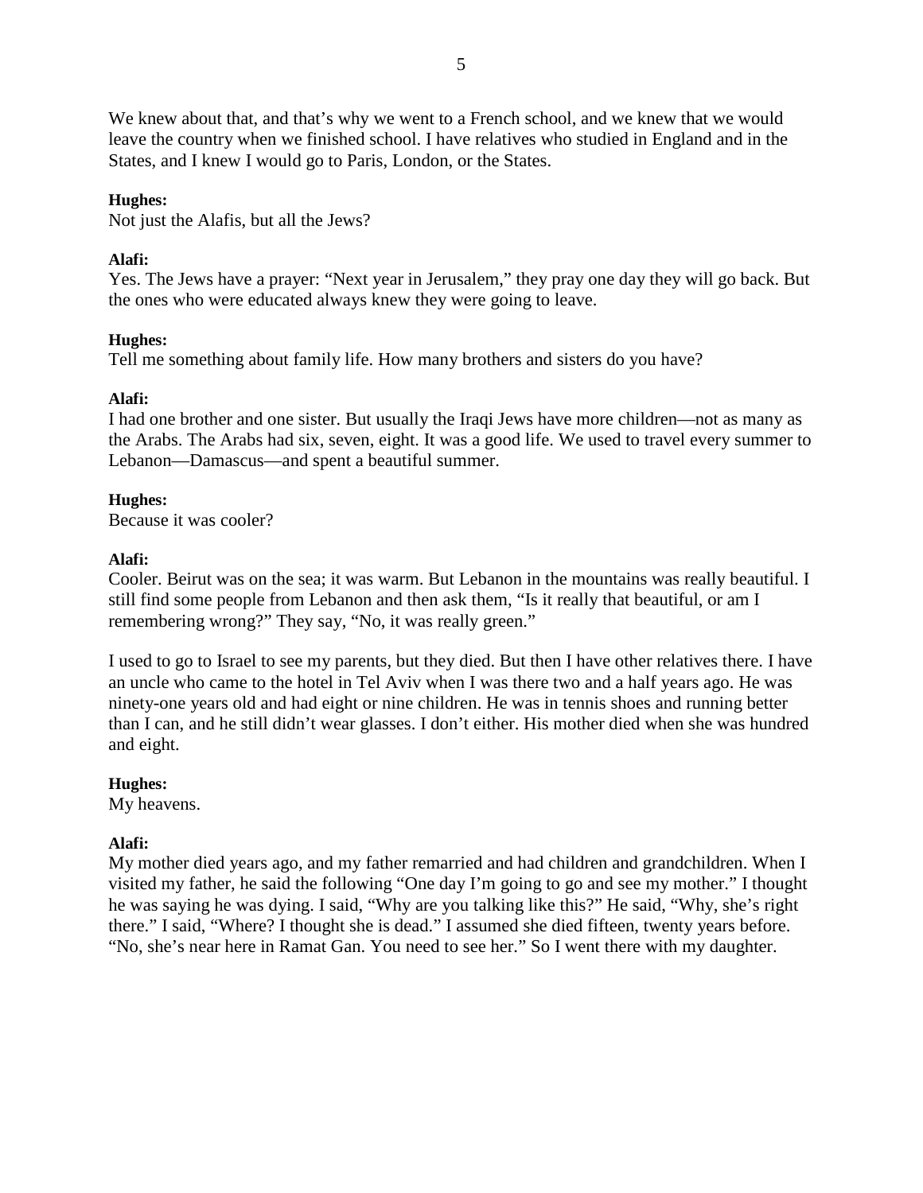We knew about that, and that's why we went to a French school, and we knew that we would leave the country when we finished school. I have relatives who studied in England and in the States, and I knew I would go to Paris, London, or the States.

**Hughes:**
Not just the Alafis, but all the Jews?

**Alafi:**
Yes. The Jews have a prayer: "Next year in Jerusalem," they pray one day they will go back. But the ones who were educated always knew they were going to leave.

**Hughes:**
Tell me something about family life. How many brothers and sisters do you have?

**Alafi:**
I had one brother and one sister. But usually the Iraqi Jews have more children—not as many as the Arabs. The Arabs had six, seven, eight. It was a good life. We used to travel every summer to Lebanon—Damascus—and spent a beautiful summer.

**Hughes:**
Because it was cooler?

**Alafi:**
Cooler. Beirut was on the sea; it was warm. But Lebanon in the mountains was really beautiful. I still find some people from Lebanon and then ask them, "Is it really that beautiful, or am I remembering wrong?" They say, "No, it was really green."

I used to go to Israel to see my parents, but they died. But then I have other relatives there. I have an uncle who came to the hotel in Tel Aviv when I was there two and a half years ago. He was ninety-one years old and had eight or nine children. He was in tennis shoes and running better than I can, and he still didn't wear glasses. I don't either. His mother died when she was hundred and eight.

**Hughes:**
My heavens.

**Alafi:**
My mother died years ago, and my father remarried and had children and grandchildren. When I visited my father, he said the following "One day I'm going to go and see my mother." I thought he was saying he was dying. I said, "Why are you talking like this?" He said, "Why, she's right there." I said, "Where? I thought she is dead." I assumed she died fifteen, twenty years before. "No, she's near here in Ramat Gan. You need to see her." So I went there with my daughter.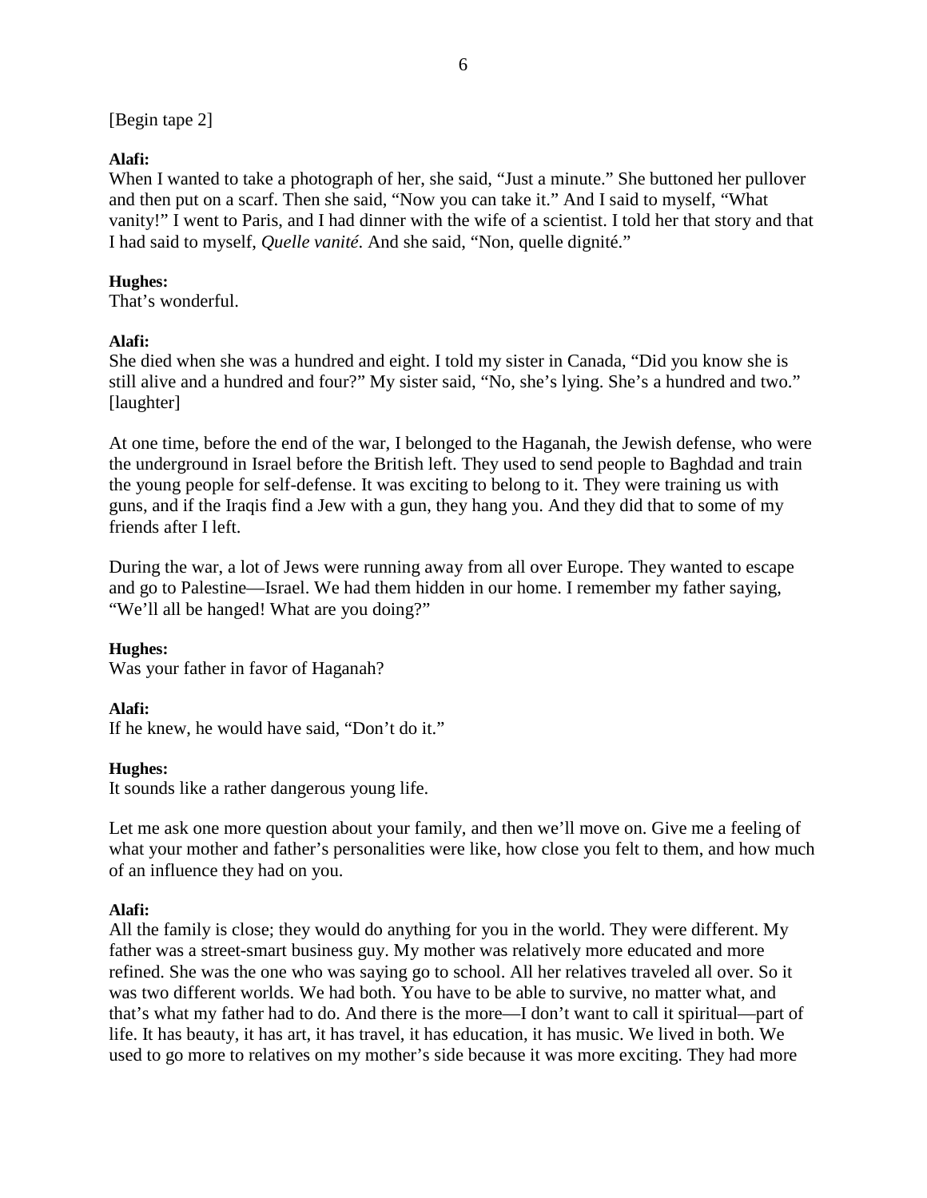[Begin tape 2]

**Alafi:**
When I wanted to take a photograph of her, she said, "Just a minute." She buttoned her pullover and then put on a scarf. Then she said, "Now you can take it." And I said to myself, "What vanity!" I went to Paris, and I had dinner with the wife of a scientist. I told her that story and that I had said to myself, *Quelle vanité*. And she said, "Non, quelle dignité."

**Hughes:**
That's wonderful.

**Alafi:**
She died when she was a hundred and eight. I told my sister in Canada, "Did you know she is still alive and a hundred and four?" My sister said, "No, she's lying. She's a hundred and two." [laughter]

At one time, before the end of the war, I belonged to the Haganah, the Jewish defense, who were the underground in Israel before the British left. They used to send people to Baghdad and train the young people for self-defense. It was exciting to belong to it. They were training us with guns, and if the Iraqis find a Jew with a gun, they hang you. And they did that to some of my friends after I left.

During the war, a lot of Jews were running away from all over Europe. They wanted to escape and go to Palestine—Israel. We had them hidden in our home. I remember my father saying, "We'll all be hanged! What are you doing?"

**Hughes:**
Was your father in favor of Haganah?

**Alafi:**
If he knew, he would have said, "Don't do it."

**Hughes:**
It sounds like a rather dangerous young life.

Let me ask one more question about your family, and then we'll move on. Give me a feeling of what your mother and father's personalities were like, how close you felt to them, and how much of an influence they had on you.

**Alafi:**
All the family is close; they would do anything for you in the world. They were different. My father was a street-smart business guy. My mother was relatively more educated and more refined. She was the one who was saying go to school. All her relatives traveled all over. So it was two different worlds. We had both. You have to be able to survive, no matter what, and that's what my father had to do. And there is the more—I don't want to call it spiritual—part of life. It has beauty, it has art, it has travel, it has education, it has music. We lived in both. We used to go more to relatives on my mother's side because it was more exciting. They had more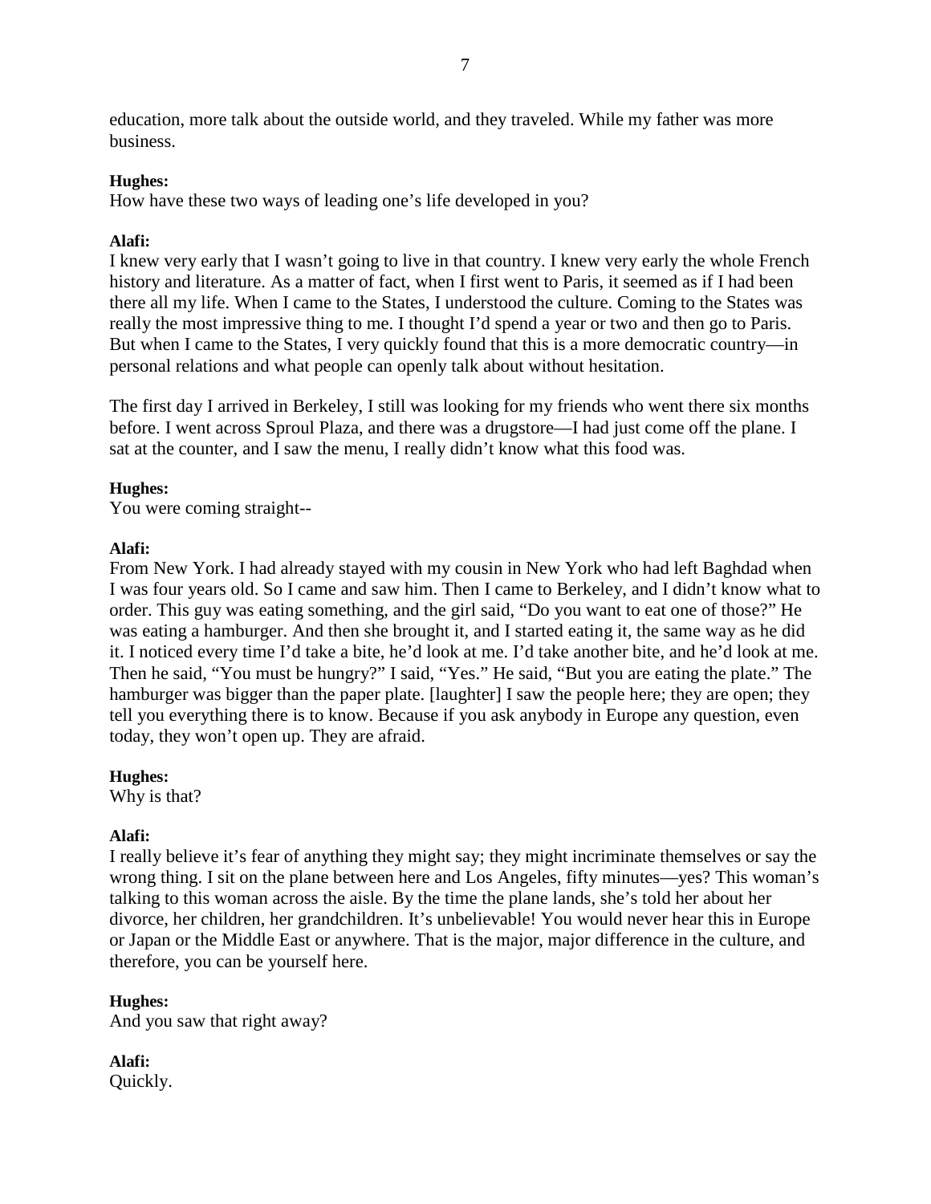education, more talk about the outside world, and they traveled. While my father was more business.

**Hughes:**
How have these two ways of leading one's life developed in you?

**Alafi:**
I knew very early that I wasn't going to live in that country. I knew very early the whole French history and literature. As a matter of fact, when I first went to Paris, it seemed as if I had been there all my life. When I came to the States, I understood the culture. Coming to the States was really the most impressive thing to me. I thought I'd spend a year or two and then go to Paris. But when I came to the States, I very quickly found that this is a more democratic country—in personal relations and what people can openly talk about without hesitation.

The first day I arrived in Berkeley, I still was looking for my friends who went there six months before. I went across Sproul Plaza, and there was a drugstore—I had just come off the plane. I sat at the counter, and I saw the menu, I really didn't know what this food was.

**Hughes:**
You were coming straight--

**Alafi:**
From New York. I had already stayed with my cousin in New York who had left Baghdad when I was four years old. So I came and saw him. Then I came to Berkeley, and I didn't know what to order. This guy was eating something, and the girl said, "Do you want to eat one of those?" He was eating a hamburger. And then she brought it, and I started eating it, the same way as he did it. I noticed every time I'd take a bite, he'd look at me. I'd take another bite, and he'd look at me. Then he said, "You must be hungry?" I said, "Yes." He said, "But you are eating the plate." The hamburger was bigger than the paper plate. [laughter] I saw the people here; they are open; they tell you everything there is to know. Because if you ask anybody in Europe any question, even today, they won't open up. They are afraid.

**Hughes:**
Why is that?

**Alafi:**
I really believe it's fear of anything they might say; they might incriminate themselves or say the wrong thing. I sit on the plane between here and Los Angeles, fifty minutes—yes? This woman's talking to this woman across the aisle. By the time the plane lands, she's told her about her divorce, her children, her grandchildren. It's unbelievable! You would never hear this in Europe or Japan or the Middle East or anywhere. That is the major, major difference in the culture, and therefore, you can be yourself here.

**Hughes:**
And you saw that right away?

**Alafi:**
Quickly.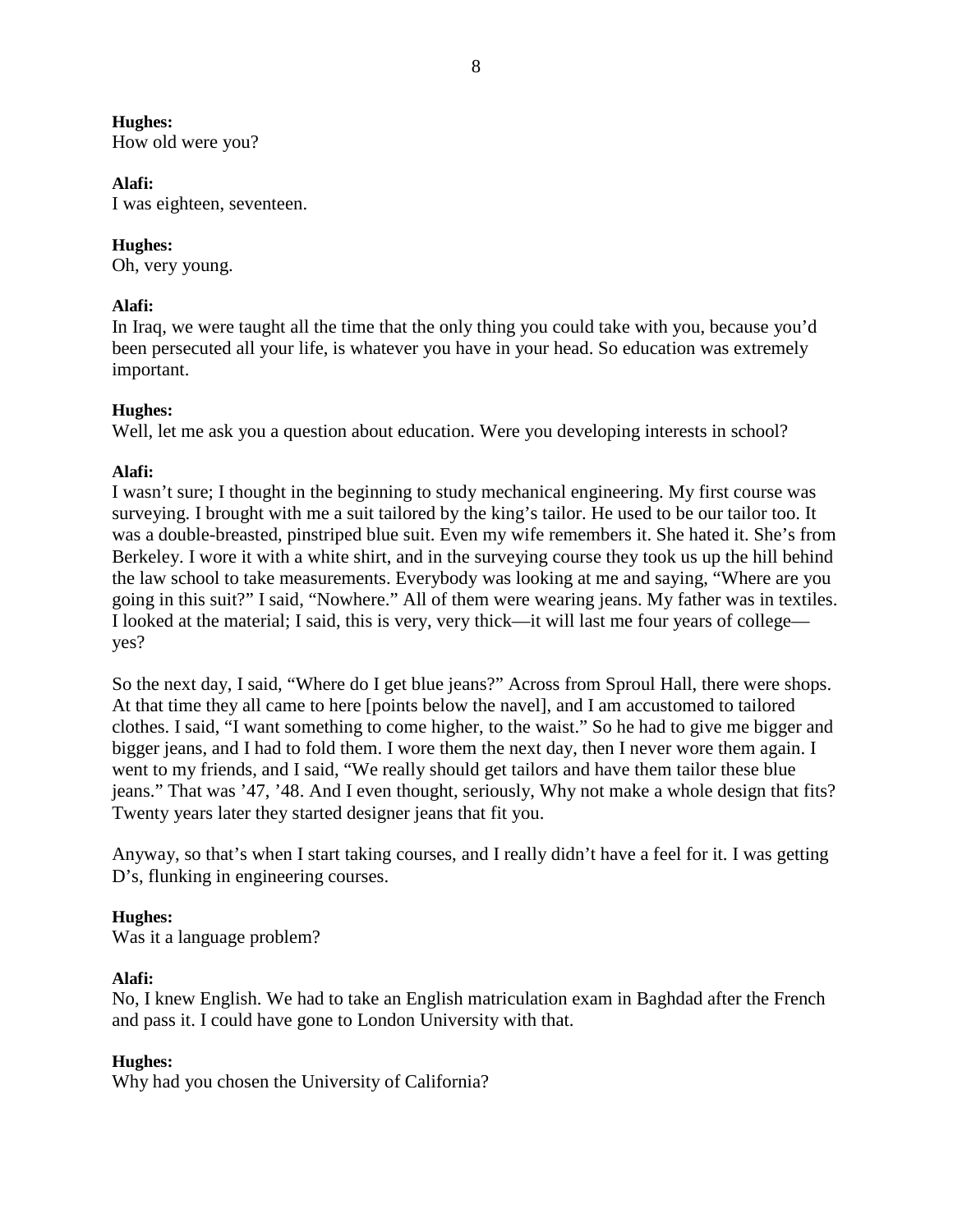**Hughes:**
How old were you?

**Alafi:**
I was eighteen, seventeen.

**Hughes:**
Oh, very young.

**Alafi:**
In Iraq, we were taught all the time that the only thing you could take with you, because you'd been persecuted all your life, is whatever you have in your head. So education was extremely important.

**Hughes:**
Well, let me ask you a question about education. Were you developing interests in school?

**Alafi:**
I wasn't sure; I thought in the beginning to study mechanical engineering. My first course was surveying. I brought with me a suit tailored by the king's tailor. He used to be our tailor too. It was a double-breasted, pinstriped blue suit. Even my wife remembers it. She hated it. She's from Berkeley. I wore it with a white shirt, and in the surveying course they took us up the hill behind the law school to take measurements. Everybody was looking at me and saying, "Where are you going in this suit?" I said, "Nowhere." All of them were wearing jeans. My father was in textiles. I looked at the material; I said, this is very, very thick—it will last me four years of college—yes?

So the next day, I said, "Where do I get blue jeans?" Across from Sproul Hall, there were shops. At that time they all came to here [points below the navel], and I am accustomed to tailored clothes. I said, "I want something to come higher, to the waist." So he had to give me bigger and bigger jeans, and I had to fold them. I wore them the next day, then I never wore them again. I went to my friends, and I said, "We really should get tailors and have them tailor these blue jeans." That was '47, '48. And I even thought, seriously, Why not make a whole design that fits? Twenty years later they started designer jeans that fit you.

Anyway, so that's when I start taking courses, and I really didn't have a feel for it. I was getting D's, flunking in engineering courses.

**Hughes:**
Was it a language problem?

**Alafi:**
No, I knew English. We had to take an English matriculation exam in Baghdad after the French and pass it. I could have gone to London University with that.

**Hughes:**
Why had you chosen the University of California?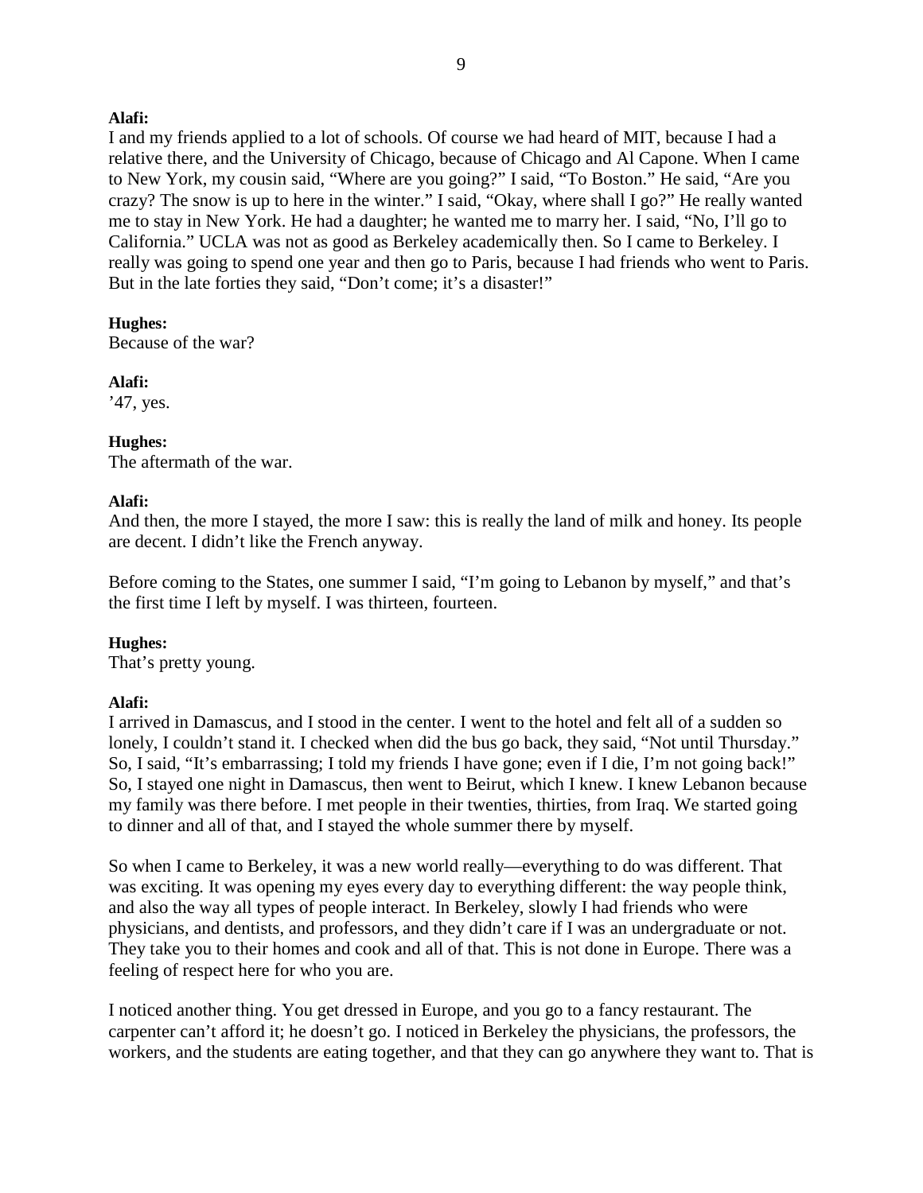**Alafi:**
I and my friends applied to a lot of schools. Of course we had heard of MIT, because I had a relative there, and the University of Chicago, because of Chicago and Al Capone. When I came to New York, my cousin said, "Where are you going?" I said, "To Boston." He said, "Are you crazy? The snow is up to here in the winter." I said, "Okay, where shall I go?" He really wanted me to stay in New York. He had a daughter; he wanted me to marry her. I said, "No, I'll go to California." UCLA was not as good as Berkeley academically then. So I came to Berkeley. I really was going to spend one year and then go to Paris, because I had friends who went to Paris. But in the late forties they said, "Don't come; it's a disaster!"

**Hughes:**
Because of the war?

**Alafi:**
'47, yes.

**Hughes:**
The aftermath of the war.

**Alafi:**
And then, the more I stayed, the more I saw: this is really the land of milk and honey. Its people are decent. I didn't like the French anyway.

Before coming to the States, one summer I said, "I'm going to Lebanon by myself," and that's the first time I left by myself. I was thirteen, fourteen.

**Hughes:**
That's pretty young.

**Alafi:**
I arrived in Damascus, and I stood in the center. I went to the hotel and felt all of a sudden so lonely, I couldn't stand it. I checked when did the bus go back, they said, "Not until Thursday." So, I said, "It's embarrassing; I told my friends I have gone; even if I die, I'm not going back!" So, I stayed one night in Damascus, then went to Beirut, which I knew. I knew Lebanon because my family was there before. I met people in their twenties, thirties, from Iraq. We started going to dinner and all of that, and I stayed the whole summer there by myself.

So when I came to Berkeley, it was a new world really—everything to do was different. That was exciting. It was opening my eyes every day to everything different: the way people think, and also the way all types of people interact. In Berkeley, slowly I had friends who were physicians, and dentists, and professors, and they didn't care if I was an undergraduate or not. They take you to their homes and cook and all of that. This is not done in Europe. There was a feeling of respect here for who you are.

I noticed another thing. You get dressed in Europe, and you go to a fancy restaurant. The carpenter can't afford it; he doesn't go. I noticed in Berkeley the physicians, the professors, the workers, and the students are eating together, and that they can go anywhere they want to. That is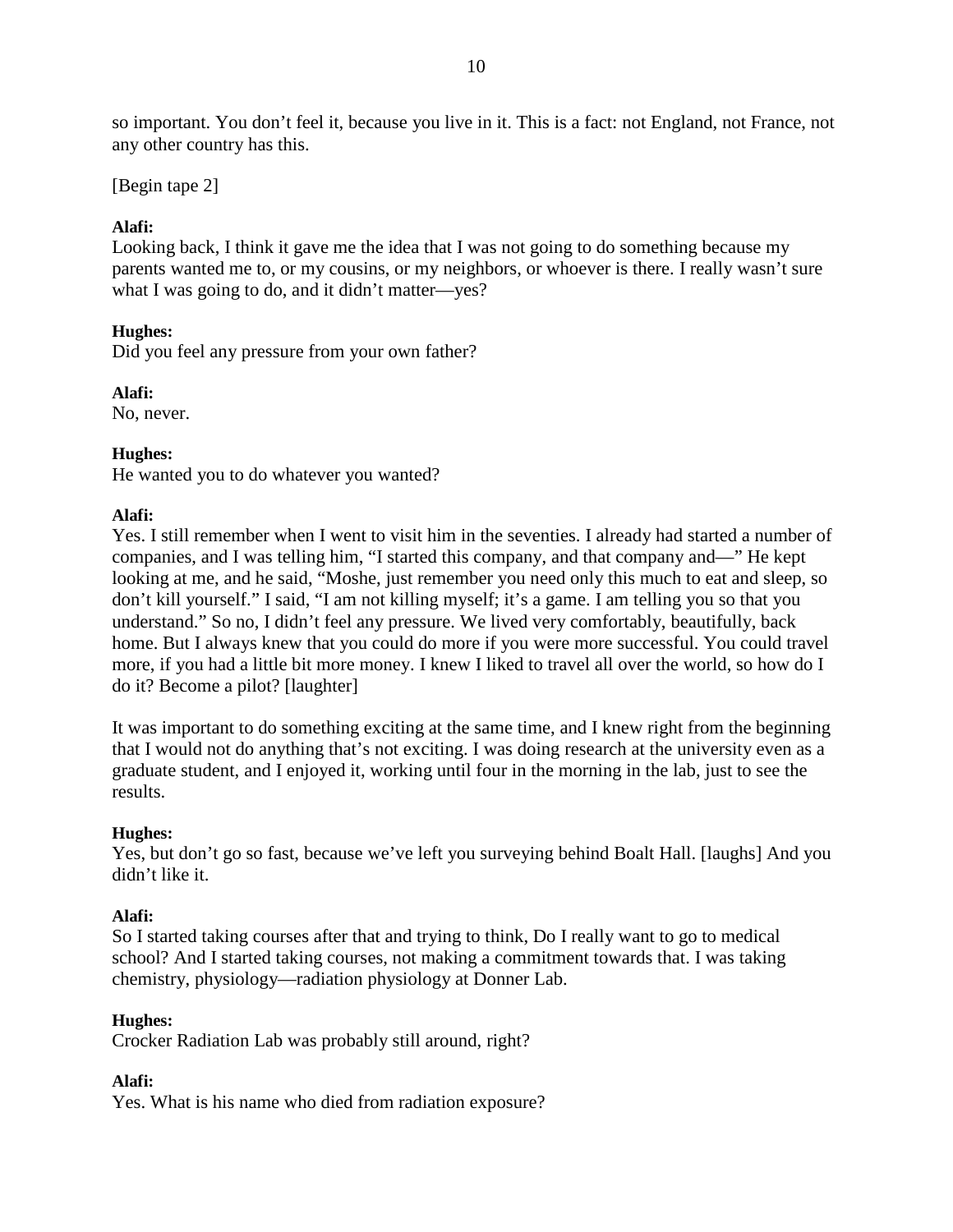so important. You don't feel it, because you live in it. This is a fact: not England, not France, not any other country has this.

[Begin tape 2]

**Alafi:**
Looking back, I think it gave me the idea that I was not going to do something because my parents wanted me to, or my cousins, or my neighbors, or whoever is there. I really wasn't sure what I was going to do, and it didn't matter—yes?

**Hughes:**
Did you feel any pressure from your own father?

**Alafi:**
No, never.

**Hughes:**
He wanted you to do whatever you wanted?

**Alafi:**
Yes. I still remember when I went to visit him in the seventies. I already had started a number of companies, and I was telling him, "I started this company, and that company and—" He kept looking at me, and he said, "Moshe, just remember you need only this much to eat and sleep, so don't kill yourself." I said, "I am not killing myself; it's a game. I am telling you so that you understand." So no, I didn't feel any pressure. We lived very comfortably, beautifully, back home. But I always knew that you could do more if you were more successful. You could travel more, if you had a little bit more money. I knew I liked to travel all over the world, so how do I do it? Become a pilot? [laughter]

It was important to do something exciting at the same time, and I knew right from the beginning that I would not do anything that's not exciting. I was doing research at the university even as a graduate student, and I enjoyed it, working until four in the morning in the lab, just to see the results.

**Hughes:**
Yes, but don't go so fast, because we've left you surveying behind Boalt Hall. [laughs] And you didn't like it.

**Alafi:**
So I started taking courses after that and trying to think, Do I really want to go to medical school? And I started taking courses, not making a commitment towards that. I was taking chemistry, physiology—radiation physiology at Donner Lab.

**Hughes:**
Crocker Radiation Lab was probably still around, right?

**Alafi:**
Yes. What is his name who died from radiation exposure?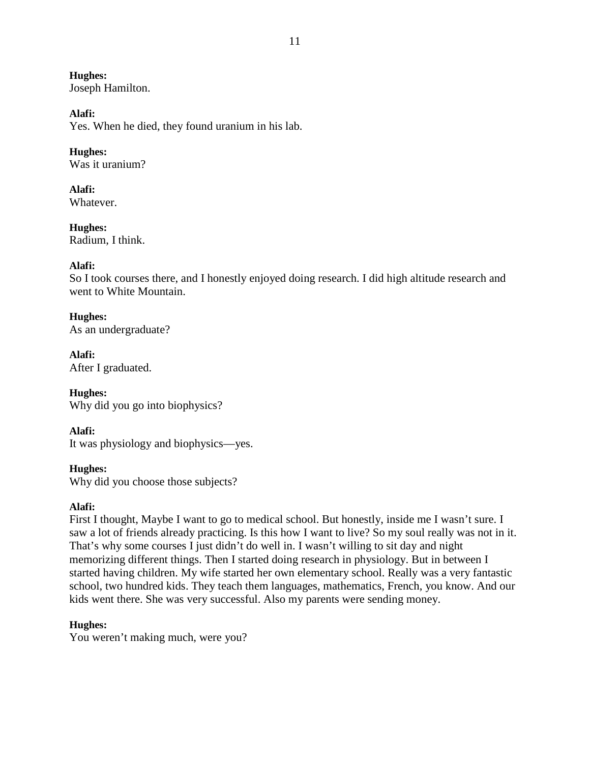**Hughes:**
Joseph Hamilton.

**Alafi:**
Yes. When he died, they found uranium in his lab.

**Hughes:**
Was it uranium?

**Alafi:**
Whatever.

**Hughes:**
Radium, I think.

**Alafi:**
So I took courses there, and I honestly enjoyed doing research. I did high altitude research and went to White Mountain.

**Hughes:**
As an undergraduate?

**Alafi:**
After I graduated.

**Hughes:**
Why did you go into biophysics?

**Alafi:**
It was physiology and biophysics—yes.

**Hughes:**
Why did you choose those subjects?

**Alafi:**
First I thought, Maybe I want to go to medical school. But honestly, inside me I wasn't sure. I saw a lot of friends already practicing. Is this how I want to live? So my soul really was not in it. That's why some courses I just didn't do well in. I wasn't willing to sit day and night memorizing different things. Then I started doing research in physiology. But in between I started having children. My wife started her own elementary school. Really was a very fantastic school, two hundred kids. They teach them languages, mathematics, French, you know. And our kids went there. She was very successful. Also my parents were sending money.

**Hughes:**
You weren't making much, were you?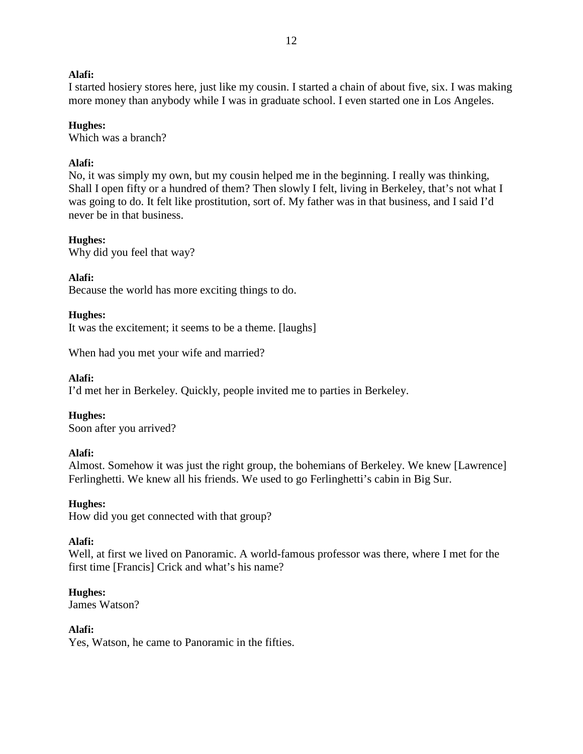**Alafi:**
I started hosiery stores here, just like my cousin. I started a chain of about five, six. I was making more money than anybody while I was in graduate school. I even started one in Los Angeles.

**Hughes:**
Which was a branch?

**Alafi:**
No, it was simply my own, but my cousin helped me in the beginning. I really was thinking, Shall I open fifty or a hundred of them? Then slowly I felt, living in Berkeley, that's not what I was going to do. It felt like prostitution, sort of. My father was in that business, and I said I'd never be in that business.

**Hughes:**
Why did you feel that way?

**Alafi:**
Because the world has more exciting things to do.

**Hughes:**
It was the excitement; it seems to be a theme. [laughs]

When had you met your wife and married?

**Alafi:**
I'd met her in Berkeley. Quickly, people invited me to parties in Berkeley.

**Hughes:**
Soon after you arrived?

**Alafi:**
Almost. Somehow it was just the right group, the bohemians of Berkeley. We knew [Lawrence] Ferlinghetti. We knew all his friends. We used to go Ferlinghetti's cabin in Big Sur.

**Hughes:**
How did you get connected with that group?

**Alafi:**
Well, at first we lived on Panoramic. A world-famous professor was there, where I met for the first time [Francis] Crick and what's his name?

**Hughes:**
James Watson?

**Alafi:**
Yes, Watson, he came to Panoramic in the fifties.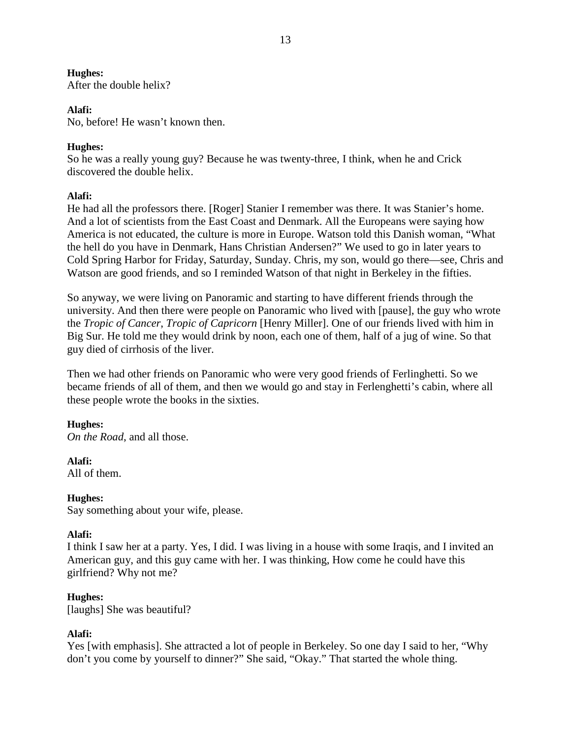**Hughes:**
After the double helix?

**Alafi:**
No, before! He wasn't known then.

**Hughes:**
So he was a really young guy? Because he was twenty-three, I think, when he and Crick discovered the double helix.

**Alafi:**
He had all the professors there. [Roger] Stanier I remember was there. It was Stanier's home. And a lot of scientists from the East Coast and Denmark. All the Europeans were saying how America is not educated, the culture is more in Europe. Watson told this Danish woman, "What the hell do you have in Denmark, Hans Christian Andersen?" We used to go in later years to Cold Spring Harbor for Friday, Saturday, Sunday. Chris, my son, would go there—see, Chris and Watson are good friends, and so I reminded Watson of that night in Berkeley in the fifties.

So anyway, we were living on Panoramic and starting to have different friends through the university. And then there were people on Panoramic who lived with [pause], the guy who wrote the *Tropic of Cancer*, *Tropic of Capricorn* [Henry Miller]. One of our friends lived with him in Big Sur. He told me they would drink by noon, each one of them, half of a jug of wine. So that guy died of cirrhosis of the liver.

Then we had other friends on Panoramic who were very good friends of Ferlinghetti. So we became friends of all of them, and then we would go and stay in Ferlenghetti's cabin, where all these people wrote the books in the sixties.

**Hughes:**
*On the Road*, and all those.

**Alafi:**
All of them.

**Hughes:**
Say something about your wife, please.

**Alafi:**
I think I saw her at a party. Yes, I did. I was living in a house with some Iraqis, and I invited an American guy, and this guy came with her. I was thinking, How come he could have this girlfriend? Why not me?

**Hughes:**
[laughs] She was beautiful?

**Alafi:**
Yes [with emphasis]. She attracted a lot of people in Berkeley. So one day I said to her, "Why don't you come by yourself to dinner?" She said, "Okay." That started the whole thing.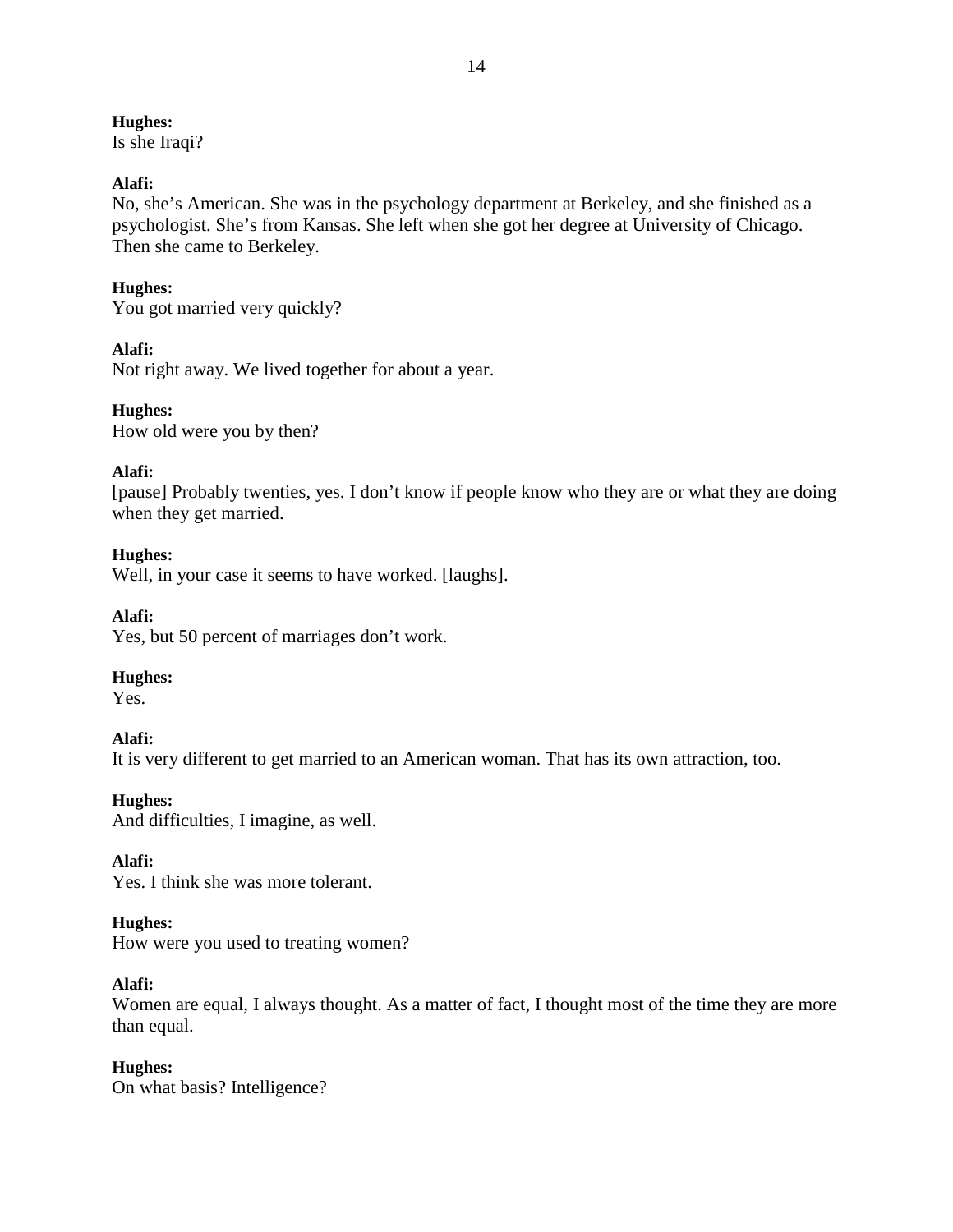**Hughes:**
Is she Iraqi?

**Alafi:**
No, she's American. She was in the psychology department at Berkeley, and she finished as a psychologist. She's from Kansas. She left when she got her degree at University of Chicago. Then she came to Berkeley.

**Hughes:**
You got married very quickly?

**Alafi:**
Not right away. We lived together for about a year.

**Hughes:**
How old were you by then?

**Alafi:**
[pause] Probably twenties, yes. I don't know if people know who they are or what they are doing when they get married.

**Hughes:**
Well, in your case it seems to have worked. [laughs].

**Alafi:**
Yes, but 50 percent of marriages don't work.

**Hughes:**
Yes.

**Alafi:**
It is very different to get married to an American woman. That has its own attraction, too.

**Hughes:**
And difficulties, I imagine, as well.

**Alafi:**
Yes. I think she was more tolerant.

**Hughes:**
How were you used to treating women?

**Alafi:**
Women are equal, I always thought. As a matter of fact, I thought most of the time they are more than equal.

**Hughes:**
On what basis? Intelligence?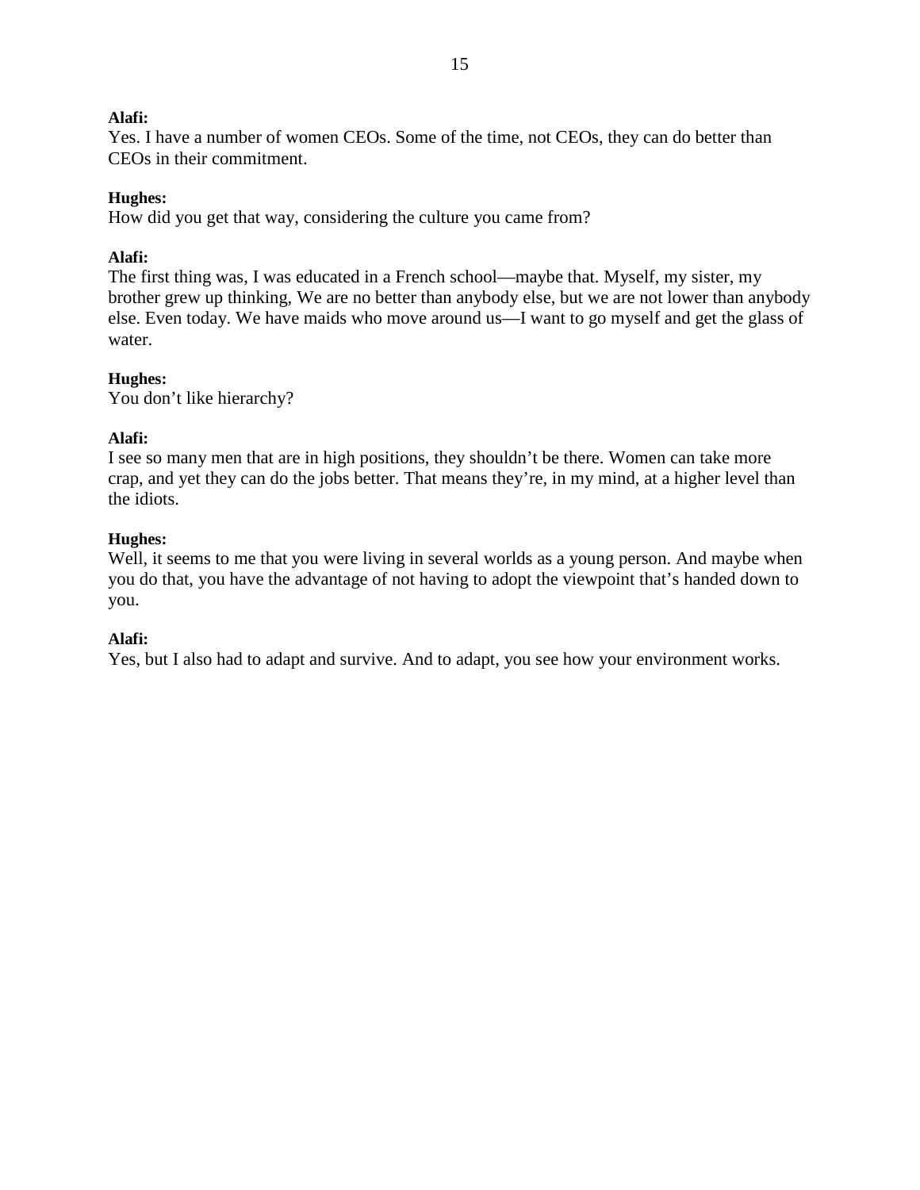**Alafi:**
Yes. I have a number of women CEOs. Some of the time, not CEOs, they can do better than CEOs in their commitment.

**Hughes:**
How did you get that way, considering the culture you came from?

**Alafi:**
The first thing was, I was educated in a French school—maybe that. Myself, my sister, my brother grew up thinking, We are no better than anybody else, but we are not lower than anybody else. Even today. We have maids who move around us—I want to go myself and get the glass of water.

**Hughes:**
You don't like hierarchy?

**Alafi:**
I see so many men that are in high positions, they shouldn't be there. Women can take more crap, and yet they can do the jobs better. That means they're, in my mind, at a higher level than the idiots.

**Hughes:**
Well, it seems to me that you were living in several worlds as a young person. And maybe when you do that, you have the advantage of not having to adopt the viewpoint that's handed down to you.

**Alafi:**
Yes, but I also had to adapt and survive. And to adapt, you see how your environment works.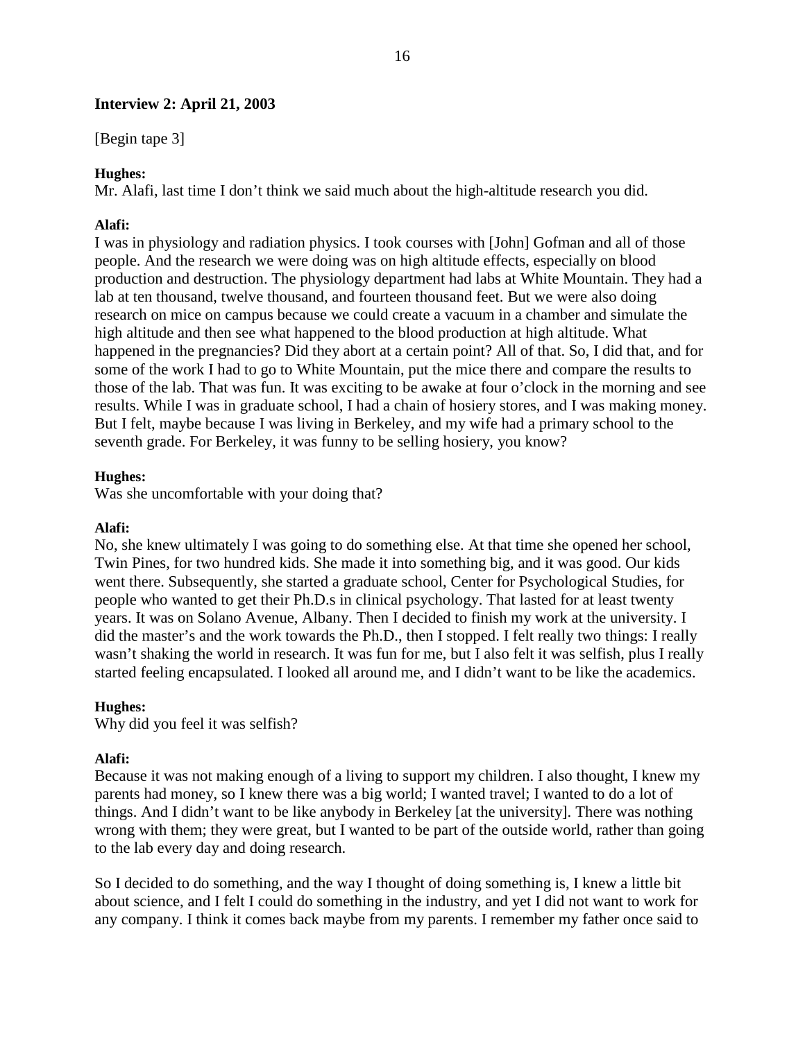## Interview 2: April 21, 2003

[Begin tape 3]

**Hughes:**
Mr. Alafi, last time I don't think we said much about the high-altitude research you did.

**Alafi:**
I was in physiology and radiation physics. I took courses with [John] Gofman and all of those people. And the research we were doing was on high altitude effects, especially on blood production and destruction. The physiology department had labs at White Mountain. They had a lab at ten thousand, twelve thousand, and fourteen thousand feet. But we were also doing research on mice on campus because we could create a vacuum in a chamber and simulate the high altitude and then see what happened to the blood production at high altitude. What happened in the pregnancies? Did they abort at a certain point? All of that. So, I did that, and for some of the work I had to go to White Mountain, put the mice there and compare the results to those of the lab. That was fun. It was exciting to be awake at four o'clock in the morning and see results. While I was in graduate school, I had a chain of hosiery stores, and I was making money. But I felt, maybe because I was living in Berkeley, and my wife had a primary school to the seventh grade. For Berkeley, it was funny to be selling hosiery, you know?

**Hughes:**
Was she uncomfortable with your doing that?

**Alafi:**
No, she knew ultimately I was going to do something else. At that time she opened her school, Twin Pines, for two hundred kids. She made it into something big, and it was good. Our kids went there. Subsequently, she started a graduate school, Center for Psychological Studies, for people who wanted to get their Ph.D.s in clinical psychology. That lasted for at least twenty years. It was on Solano Avenue, Albany. Then I decided to finish my work at the university. I did the master's and the work towards the Ph.D., then I stopped. I felt really two things: I really wasn't shaking the world in research. It was fun for me, but I also felt it was selfish, plus I really started feeling encapsulated. I looked all around me, and I didn't want to be like the academics.

**Hughes:**
Why did you feel it was selfish?

**Alafi:**
Because it was not making enough of a living to support my children. I also thought, I knew my parents had money, so I knew there was a big world; I wanted travel; I wanted to do a lot of things. And I didn't want to be like anybody in Berkeley [at the university]. There was nothing wrong with them; they were great, but I wanted to be part of the outside world, rather than going to the lab every day and doing research.

So I decided to do something, and the way I thought of doing something is, I knew a little bit about science, and I felt I could do something in the industry, and yet I did not want to work for any company. I think it comes back maybe from my parents. I remember my father once said to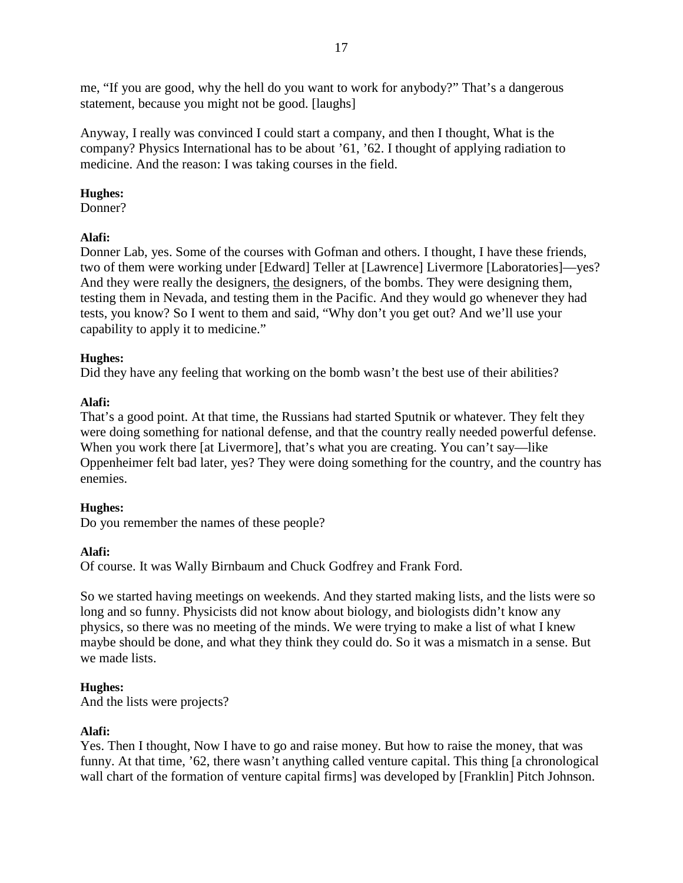me, "If you are good, why the hell do you want to work for anybody?" That's a dangerous statement, because you might not be good. [laughs]

Anyway, I really was convinced I could start a company, and then I thought, What is the company? Physics International has to be about '61, '62. I thought of applying radiation to medicine. And the reason: I was taking courses in the field.

**Hughes:**
Donner?

**Alafi:**
Donner Lab, yes. Some of the courses with Gofman and others. I thought, I have these friends, two of them were working under [Edward] Teller at [Lawrence] Livermore [Laboratories]—yes? And they were really the designers, <u>the</u> designers, of the bombs. They were designing them, testing them in Nevada, and testing them in the Pacific. And they would go whenever they had tests, you know? So I went to them and said, "Why don't you get out? And we'll use your capability to apply it to medicine."

**Hughes:**
Did they have any feeling that working on the bomb wasn't the best use of their abilities?

**Alafi:**
That's a good point. At that time, the Russians had started Sputnik or whatever. They felt they were doing something for national defense, and that the country really needed powerful defense. When you work there [at Livermore], that's what you are creating. You can't say—like Oppenheimer felt bad later, yes? They were doing something for the country, and the country has enemies.

**Hughes:**
Do you remember the names of these people?

**Alafi:**
Of course. It was Wally Birnbaum and Chuck Godfrey and Frank Ford.

So we started having meetings on weekends. And they started making lists, and the lists were so long and so funny. Physicists did not know about biology, and biologists didn't know any physics, so there was no meeting of the minds. We were trying to make a list of what I knew maybe should be done, and what they think they could do. So it was a mismatch in a sense. But we made lists.

**Hughes:**
And the lists were projects?

**Alafi:**
Yes. Then I thought, Now I have to go and raise money. But how to raise the money, that was funny. At that time, '62, there wasn't anything called venture capital. This thing [a chronological wall chart of the formation of venture capital firms] was developed by [Franklin] Pitch Johnson.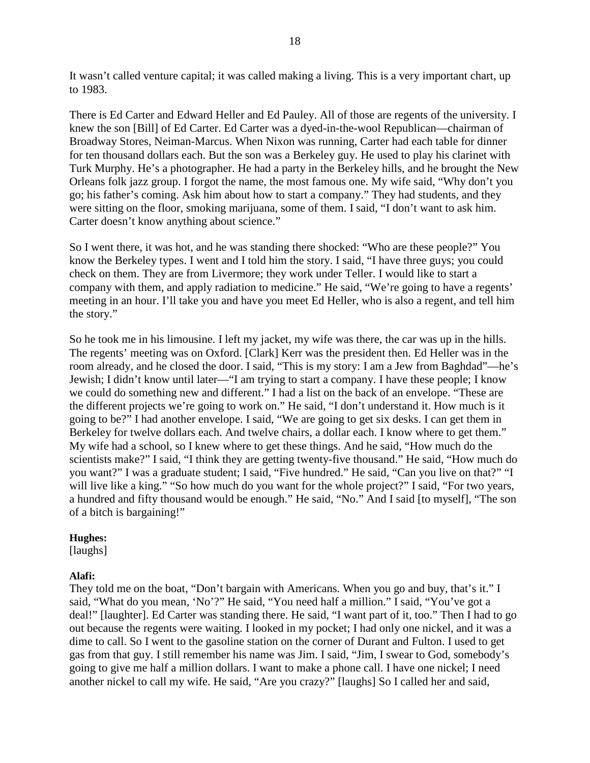It wasn't called venture capital; it was called making a living. This is a very important chart, up to 1983.

There is Ed Carter and Edward Heller and Ed Pauley. All of those are regents of the university. I knew the son [Bill] of Ed Carter. Ed Carter was a dyed-in-the-wool Republican—chairman of Broadway Stores, Neiman-Marcus. When Nixon was running, Carter had each table for dinner for ten thousand dollars each. But the son was a Berkeley guy. He used to play his clarinet with Turk Murphy. He's a photographer. He had a party in the Berkeley hills, and he brought the New Orleans folk jazz group. I forgot the name, the most famous one. My wife said, "Why don't you go; his father's coming. Ask him about how to start a company." They had students, and they were sitting on the floor, smoking marijuana, some of them. I said, "I don't want to ask him. Carter doesn't know anything about science."

So I went there, it was hot, and he was standing there shocked: "Who are these people?" You know the Berkeley types. I went and I told him the story. I said, "I have three guys; you could check on them. They are from Livermore; they work under Teller. I would like to start a company with them, and apply radiation to medicine." He said, "We're going to have a regents' meeting in an hour. I'll take you and have you meet Ed Heller, who is also a regent, and tell him the story."

So he took me in his limousine. I left my jacket, my wife was there, the car was up in the hills. The regents' meeting was on Oxford. [Clark] Kerr was the president then. Ed Heller was in the room already, and he closed the door. I said, "This is my story: I am a Jew from Baghdad"—he's Jewish; I didn't know until later—"I am trying to start a company. I have these people; I know we could do something new and different." I had a list on the back of an envelope. "These are the different projects we're going to work on." He said, "I don't understand it. How much is it going to be?" I had another envelope. I said, "We are going to get six desks. I can get them in Berkeley for twelve dollars each. And twelve chairs, a dollar each. I know where to get them." My wife had a school, so I knew where to get these things. And he said, "How much do the scientists make?" I said, "I think they are getting twenty-five thousand." He said, "How much do you want?" I was a graduate student; I said, "Five hundred." He said, "Can you live on that?" "I will live like a king." "So how much do you want for the whole project?" I said, "For two years, a hundred and fifty thousand would be enough." He said, "No." And I said [to myself], "The son of a bitch is bargaining!"

**Hughes:**
[laughs]

**Alafi:**
They told me on the boat, "Don't bargain with Americans. When you go and buy, that's it." I said, "What do you mean, 'No'?" He said, "You need half a million." I said, "You've got a deal!" [laughter]. Ed Carter was standing there. He said, "I want part of it, too." Then I had to go out because the regents were waiting. I looked in my pocket; I had only one nickel, and it was a dime to call. So I went to the gasoline station on the corner of Durant and Fulton. I used to get gas from that guy. I still remember his name was Jim. I said, "Jim, I swear to God, somebody's going to give me half a million dollars. I want to make a phone call. I have one nickel; I need another nickel to call my wife. He said, "Are you crazy?" [laughs] So I called her and said,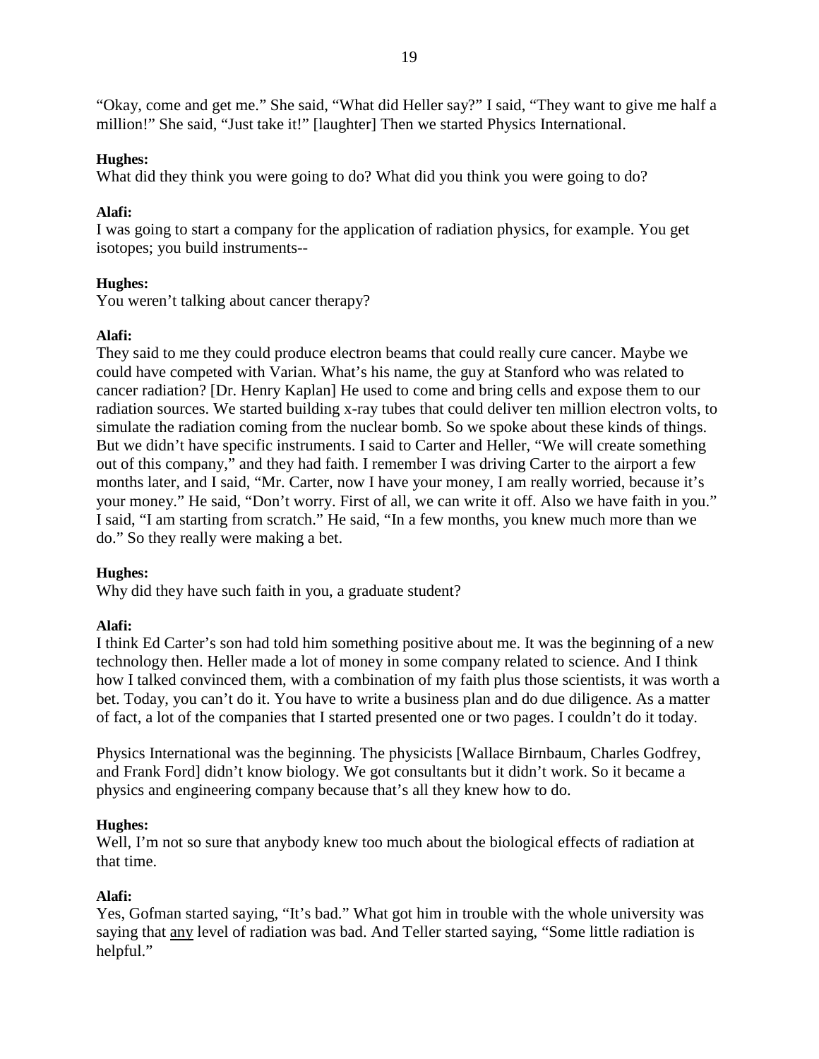"Okay, come and get me." She said, "What did Heller say?" I said, "They want to give me half a million!" She said, "Just take it!" [laughter] Then we started Physics International.

**Hughes:**
What did they think you were going to do? What did you think you were going to do?

**Alafi:**
I was going to start a company for the application of radiation physics, for example. You get isotopes; you build instruments--

**Hughes:**
You weren't talking about cancer therapy?

**Alafi:**
They said to me they could produce electron beams that could really cure cancer. Maybe we could have competed with Varian. What's his name, the guy at Stanford who was related to cancer radiation? [Dr. Henry Kaplan] He used to come and bring cells and expose them to our radiation sources. We started building x-ray tubes that could deliver ten million electron volts, to simulate the radiation coming from the nuclear bomb. So we spoke about these kinds of things. But we didn't have specific instruments. I said to Carter and Heller, "We will create something out of this company," and they had faith. I remember I was driving Carter to the airport a few months later, and I said, "Mr. Carter, now I have your money, I am really worried, because it's your money." He said, "Don't worry. First of all, we can write it off. Also we have faith in you." I said, "I am starting from scratch." He said, "In a few months, you knew much more than we do." So they really were making a bet.

**Hughes:**
Why did they have such faith in you, a graduate student?

**Alafi:**
I think Ed Carter's son had told him something positive about me. It was the beginning of a new technology then. Heller made a lot of money in some company related to science. And I think how I talked convinced them, with a combination of my faith plus those scientists, it was worth a bet. Today, you can't do it. You have to write a business plan and do due diligence. As a matter of fact, a lot of the companies that I started presented one or two pages. I couldn't do it today.

Physics International was the beginning. The physicists [Wallace Birnbaum, Charles Godfrey, and Frank Ford] didn't know biology. We got consultants but it didn't work. So it became a physics and engineering company because that's all they knew how to do.

**Hughes:**
Well, I'm not so sure that anybody knew too much about the biological effects of radiation at that time.

**Alafi:**
Yes, Gofman started saying, "It's bad." What got him in trouble with the whole university was saying that <u>any</u> level of radiation was bad. And Teller started saying, "Some little radiation is helpful."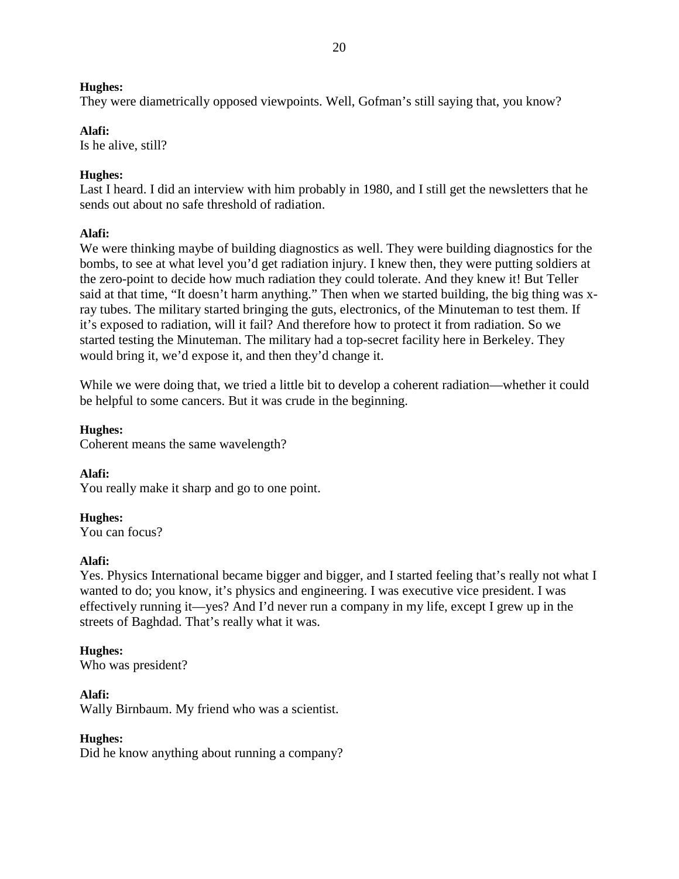**Hughes:**
They were diametrically opposed viewpoints. Well, Gofman's still saying that, you know?

**Alafi:**
Is he alive, still?

**Hughes:**
Last I heard. I did an interview with him probably in 1980, and I still get the newsletters that he sends out about no safe threshold of radiation.

**Alafi:**
We were thinking maybe of building diagnostics as well. They were building diagnostics for the bombs, to see at what level you'd get radiation injury. I knew then, they were putting soldiers at the zero-point to decide how much radiation they could tolerate. And they knew it! But Teller said at that time, "It doesn't harm anything." Then when we started building, the big thing was x-ray tubes. The military started bringing the guts, electronics, of the Minuteman to test them. If it's exposed to radiation, will it fail? And therefore how to protect it from radiation. So we started testing the Minuteman. The military had a top-secret facility here in Berkeley. They would bring it, we'd expose it, and then they'd change it.

While we were doing that, we tried a little bit to develop a coherent radiation—whether it could be helpful to some cancers. But it was crude in the beginning.

**Hughes:**
Coherent means the same wavelength?

**Alafi:**
You really make it sharp and go to one point.

**Hughes:**
You can focus?

**Alafi:**
Yes. Physics International became bigger and bigger, and I started feeling that's really not what I wanted to do; you know, it's physics and engineering. I was executive vice president. I was effectively running it—yes? And I'd never run a company in my life, except I grew up in the streets of Baghdad. That's really what it was.

**Hughes:**
Who was president?

**Alafi:**
Wally Birnbaum. My friend who was a scientist.

**Hughes:**
Did he know anything about running a company?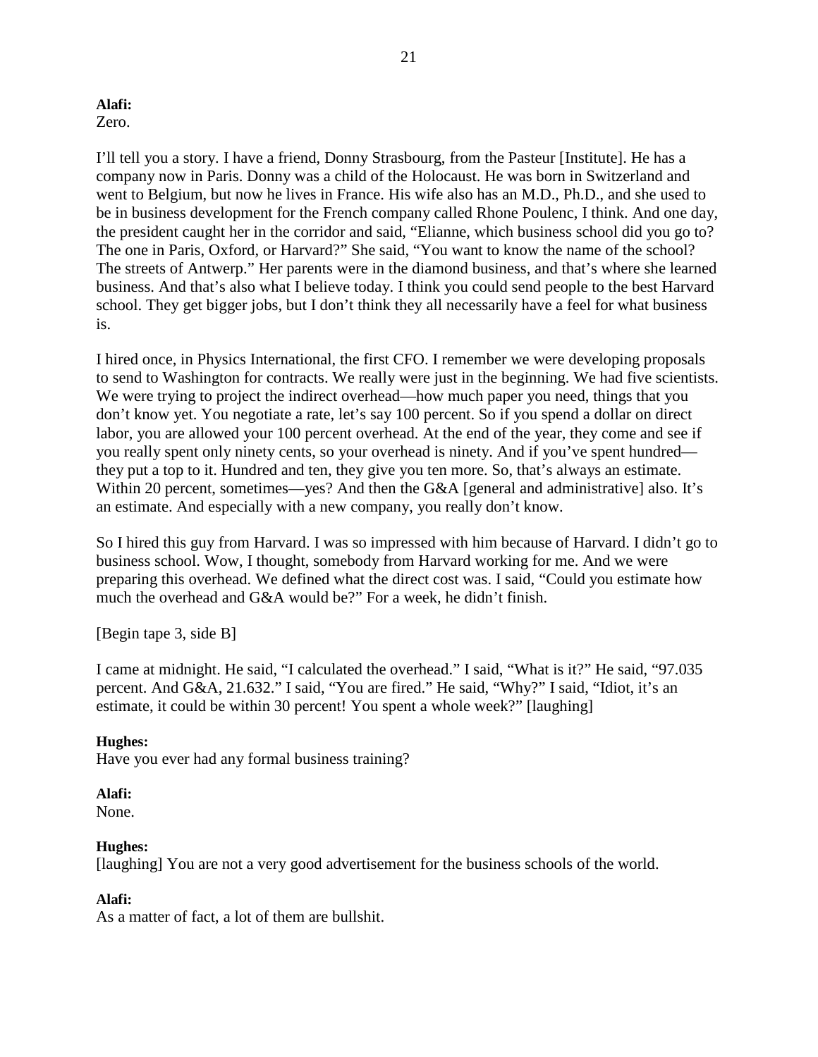**Alafi:**
Zero.

I'll tell you a story. I have a friend, Donny Strasbourg, from the Pasteur [Institute]. He has a company now in Paris. Donny was a child of the Holocaust. He was born in Switzerland and went to Belgium, but now he lives in France. His wife also has an M.D., Ph.D., and she used to be in business development for the French company called Rhone Poulenc, I think. And one day, the president caught her in the corridor and said, "Elianne, which business school did you go to? The one in Paris, Oxford, or Harvard?" She said, "You want to know the name of the school? The streets of Antwerp." Her parents were in the diamond business, and that's where she learned business. And that's also what I believe today. I think you could send people to the best Harvard school. They get bigger jobs, but I don't think they all necessarily have a feel for what business is.

I hired once, in Physics International, the first CFO. I remember we were developing proposals to send to Washington for contracts. We really were just in the beginning. We had five scientists. We were trying to project the indirect overhead—how much paper you need, things that you don't know yet. You negotiate a rate, let's say 100 percent. So if you spend a dollar on direct labor, you are allowed your 100 percent overhead. At the end of the year, they come and see if you really spent only ninety cents, so your overhead is ninety. And if you've spent hundred—they put a top to it. Hundred and ten, they give you ten more. So, that's always an estimate. Within 20 percent, sometimes—yes? And then the G&A [general and administrative] also. It's an estimate. And especially with a new company, you really don't know.

So I hired this guy from Harvard. I was so impressed with him because of Harvard. I didn't go to business school. Wow, I thought, somebody from Harvard working for me. And we were preparing this overhead. We defined what the direct cost was. I said, "Could you estimate how much the overhead and G&A would be?" For a week, he didn't finish.

[Begin tape 3, side B]

I came at midnight. He said, "I calculated the overhead." I said, "What is it?" He said, "97.035 percent. And G&A, 21.632." I said, "You are fired." He said, "Why?" I said, "Idiot, it's an estimate, it could be within 30 percent! You spent a whole week?" [laughing]

**Hughes:**
Have you ever had any formal business training?

**Alafi:**
None.

**Hughes:**
[laughing] You are not a very good advertisement for the business schools of the world.

**Alafi:**
As a matter of fact, a lot of them are bullshit.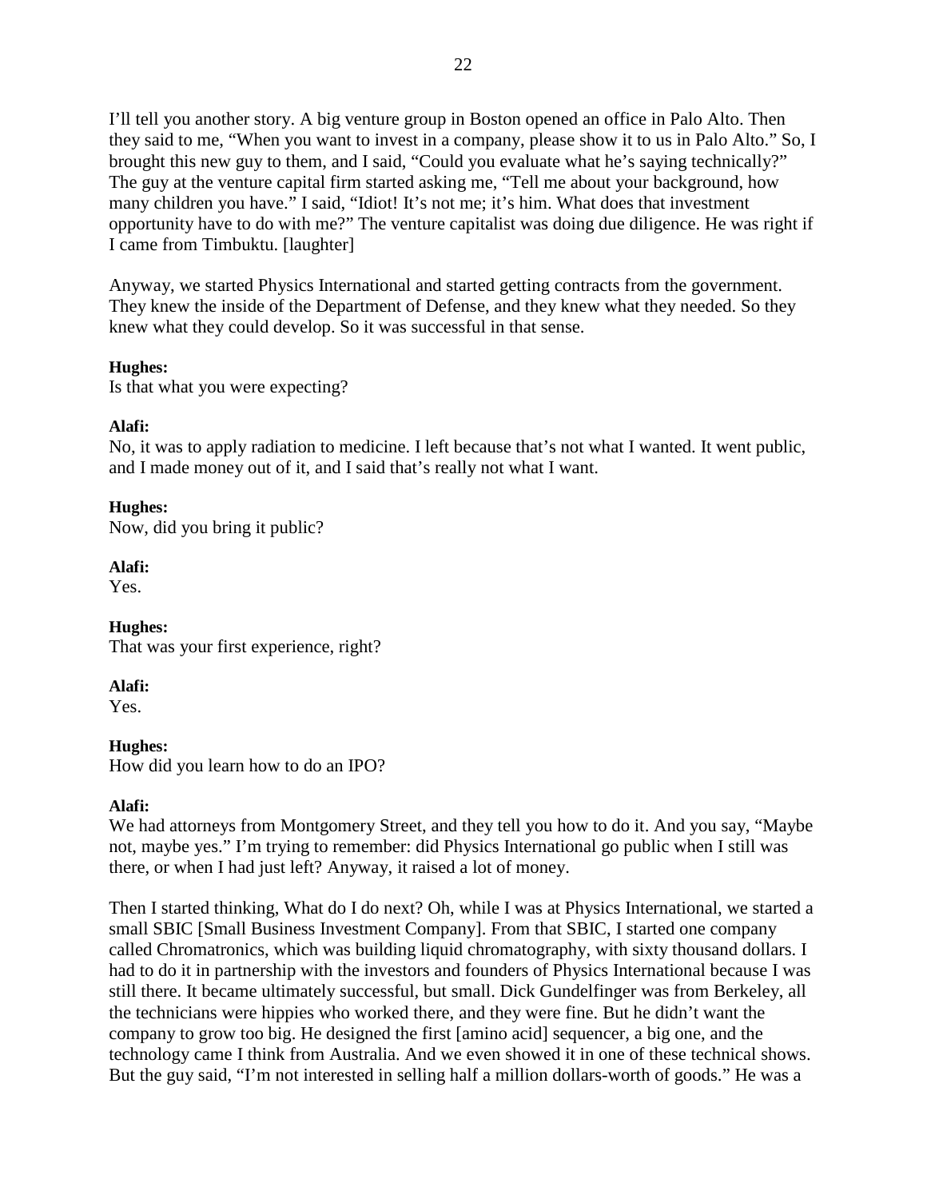I'll tell you another story. A big venture group in Boston opened an office in Palo Alto. Then they said to me, "When you want to invest in a company, please show it to us in Palo Alto." So, I brought this new guy to them, and I said, "Could you evaluate what he's saying technically?" The guy at the venture capital firm started asking me, "Tell me about your background, how many children you have." I said, "Idiot! It's not me; it's him. What does that investment opportunity have to do with me?" The venture capitalist was doing due diligence. He was right if I came from Timbuktu. [laughter]

Anyway, we started Physics International and started getting contracts from the government. They knew the inside of the Department of Defense, and they knew what they needed. So they knew what they could develop. So it was successful in that sense.

**Hughes:**
Is that what you were expecting?

**Alafi:**
No, it was to apply radiation to medicine. I left because that's not what I wanted. It went public, and I made money out of it, and I said that's really not what I want.

**Hughes:**
Now, did you bring it public?

**Alafi:**
Yes.

**Hughes:**
That was your first experience, right?

**Alafi:**
Yes.

**Hughes:**
How did you learn how to do an IPO?

**Alafi:**
We had attorneys from Montgomery Street, and they tell you how to do it. And you say, "Maybe not, maybe yes." I'm trying to remember: did Physics International go public when I still was there, or when I had just left? Anyway, it raised a lot of money.

Then I started thinking, What do I do next? Oh, while I was at Physics International, we started a small SBIC [Small Business Investment Company]. From that SBIC, I started one company called Chromatronics, which was building liquid chromatography, with sixty thousand dollars. I had to do it in partnership with the investors and founders of Physics International because I was still there. It became ultimately successful, but small. Dick Gundelfinger was from Berkeley, all the technicians were hippies who worked there, and they were fine. But he didn't want the company to grow too big. He designed the first [amino acid] sequencer, a big one, and the technology came I think from Australia. And we even showed it in one of these technical shows. But the guy said, "I'm not interested in selling half a million dollars-worth of goods." He was a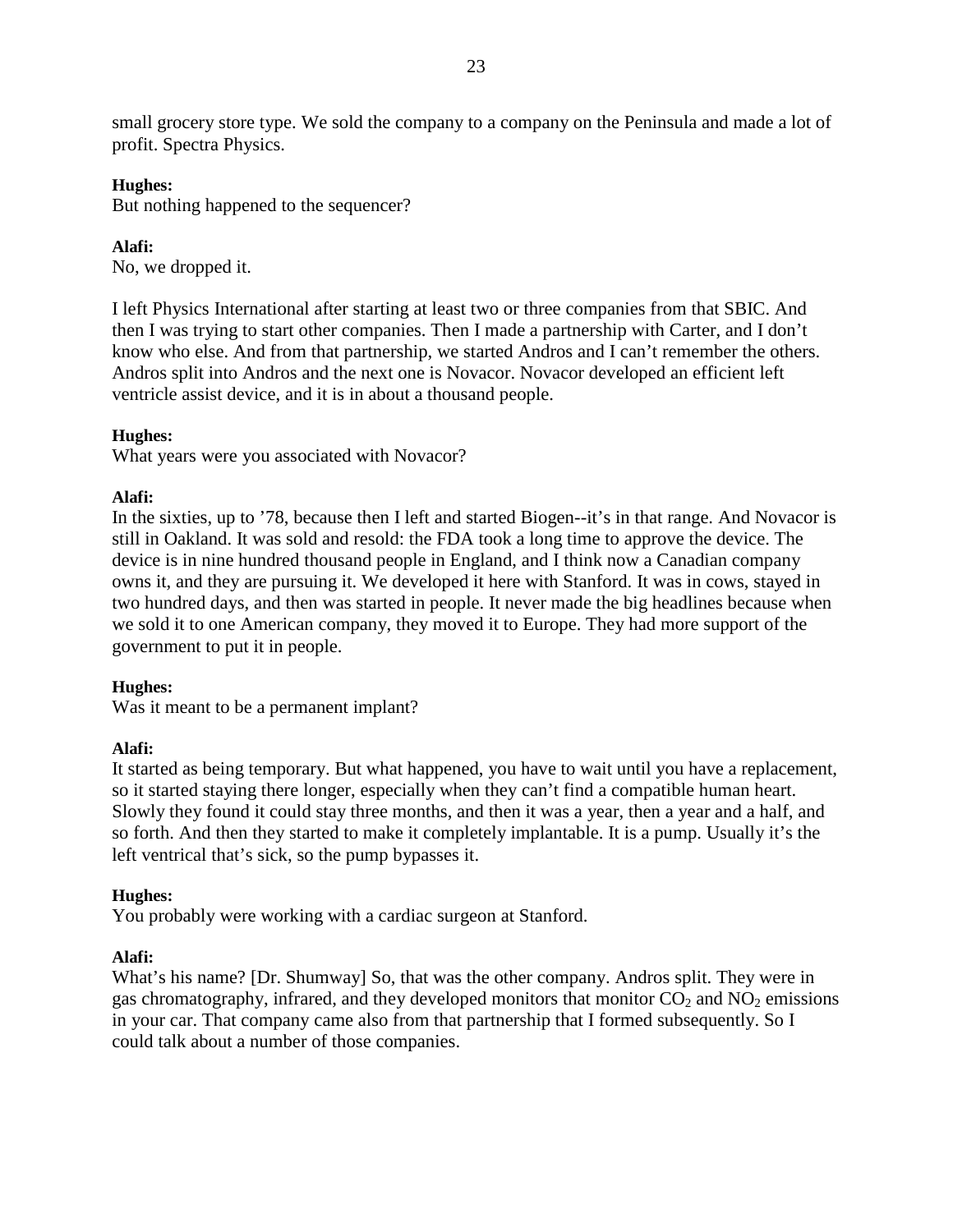small grocery store type. We sold the company to a company on the Peninsula and made a lot of profit. Spectra Physics.

**Hughes:**
But nothing happened to the sequencer?

**Alafi:**
No, we dropped it.

I left Physics International after starting at least two or three companies from that SBIC. And then I was trying to start other companies. Then I made a partnership with Carter, and I don't know who else. And from that partnership, we started Andros and I can't remember the others. Andros split into Andros and the next one is Novacor. Novacor developed an efficient left ventricle assist device, and it is in about a thousand people.

**Hughes:**
What years were you associated with Novacor?

**Alafi:**
In the sixties, up to '78, because then I left and started Biogen--it's in that range. And Novacor is still in Oakland. It was sold and resold: the FDA took a long time to approve the device. The device is in nine hundred thousand people in England, and I think now a Canadian company owns it, and they are pursuing it. We developed it here with Stanford. It was in cows, stayed in two hundred days, and then was started in people. It never made the big headlines because when we sold it to one American company, they moved it to Europe. They had more support of the government to put it in people.

**Hughes:**
Was it meant to be a permanent implant?

**Alafi:**
It started as being temporary. But what happened, you have to wait until you have a replacement, so it started staying there longer, especially when they can't find a compatible human heart. Slowly they found it could stay three months, and then it was a year, then a year and a half, and so forth. And then they started to make it completely implantable. It is a pump. Usually it's the left ventrical that's sick, so the pump bypasses it.

**Hughes:**
You probably were working with a cardiac surgeon at Stanford.

**Alafi:**
What's his name? [Dr. Shumway] So, that was the other company. Andros split. They were in gas chromatography, infrared, and they developed monitors that monitor $CO_2$ and $NO_2$ emissions in your car. That company came also from that partnership that I formed subsequently. So I could talk about a number of those companies.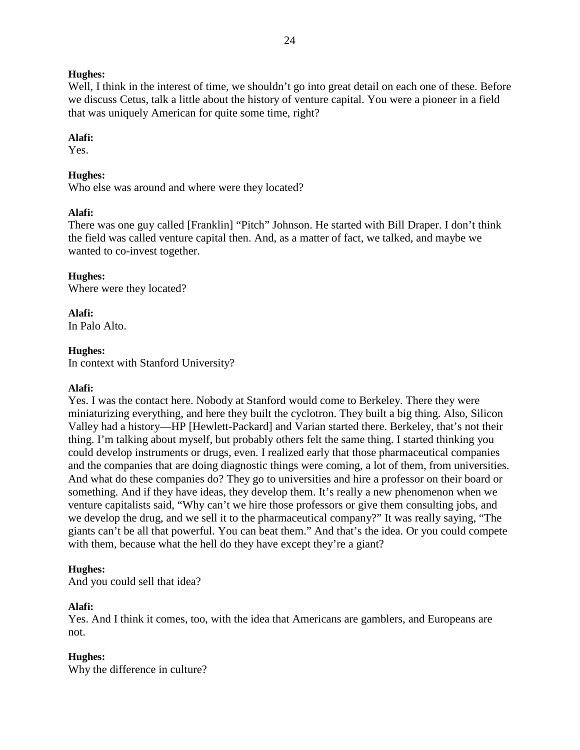**Hughes:**
Well, I think in the interest of time, we shouldn't go into great detail on each one of these. Before we discuss Cetus, talk a little about the history of venture capital. You were a pioneer in a field that was uniquely American for quite some time, right?

**Alafi:**
Yes.

**Hughes:**
Who else was around and where were they located?

**Alafi:**
There was one guy called [Franklin] "Pitch" Johnson. He started with Bill Draper. I don't think the field was called venture capital then. And, as a matter of fact, we talked, and maybe we wanted to co-invest together.

**Hughes:**
Where were they located?

**Alafi:**
In Palo Alto.

**Hughes:**
In context with Stanford University?

**Alafi:**
Yes. I was the contact here. Nobody at Stanford would come to Berkeley. There they were miniaturizing everything, and here they built the cyclotron. They built a big thing. Also, Silicon Valley had a history—HP [Hewlett-Packard] and Varian started there. Berkeley, that's not their thing. I'm talking about myself, but probably others felt the same thing. I started thinking you could develop instruments or drugs, even. I realized early that those pharmaceutical companies and the companies that are doing diagnostic things were coming, a lot of them, from universities. And what do these companies do? They go to universities and hire a professor on their board or something. And if they have ideas, they develop them. It's really a new phenomenon when we venture capitalists said, "Why can't we hire those professors or give them consulting jobs, and we develop the drug, and we sell it to the pharmaceutical company?" It was really saying, "The giants can't be all that powerful. You can beat them." And that's the idea. Or you could compete with them, because what the hell do they have except they're a giant?

**Hughes:**
And you could sell that idea?

**Alafi:**
Yes. And I think it comes, too, with the idea that Americans are gamblers, and Europeans are not.

**Hughes:**
Why the difference in culture?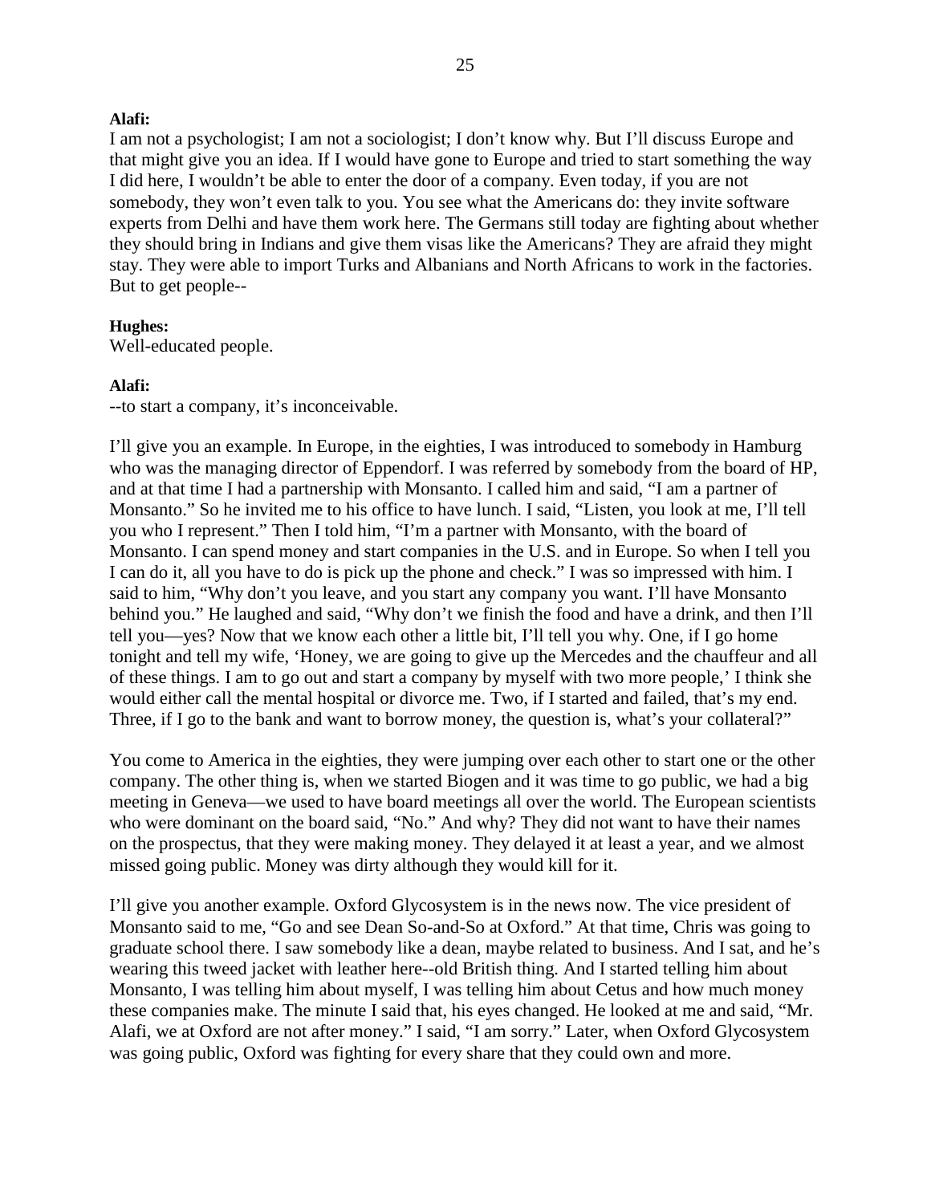**Alafi:**
I am not a psychologist; I am not a sociologist; I don't know why. But I'll discuss Europe and that might give you an idea. If I would have gone to Europe and tried to start something the way I did here, I wouldn't be able to enter the door of a company. Even today, if you are not somebody, they won't even talk to you. You see what the Americans do: they invite software experts from Delhi and have them work here. The Germans still today are fighting about whether they should bring in Indians and give them visas like the Americans? They are afraid they might stay. They were able to import Turks and Albanians and North Africans to work in the factories. But to get people--

**Hughes:**
Well-educated people.

**Alafi:**
--to start a company, it's inconceivable.

I'll give you an example. In Europe, in the eighties, I was introduced to somebody in Hamburg who was the managing director of Eppendorf. I was referred by somebody from the board of HP, and at that time I had a partnership with Monsanto. I called him and said, "I am a partner of Monsanto." So he invited me to his office to have lunch. I said, "Listen, you look at me, I'll tell you who I represent." Then I told him, "I'm a partner with Monsanto, with the board of Monsanto. I can spend money and start companies in the U.S. and in Europe. So when I tell you I can do it, all you have to do is pick up the phone and check." I was so impressed with him. I said to him, "Why don't you leave, and you start any company you want. I'll have Monsanto behind you." He laughed and said, "Why don't we finish the food and have a drink, and then I'll tell you—yes? Now that we know each other a little bit, I'll tell you why. One, if I go home tonight and tell my wife, 'Honey, we are going to give up the Mercedes and the chauffeur and all of these things. I am to go out and start a company by myself with two more people,' I think she would either call the mental hospital or divorce me. Two, if I started and failed, that's my end. Three, if I go to the bank and want to borrow money, the question is, what's your collateral?"

You come to America in the eighties, they were jumping over each other to start one or the other company. The other thing is, when we started Biogen and it was time to go public, we had a big meeting in Geneva—we used to have board meetings all over the world. The European scientists who were dominant on the board said, "No." And why? They did not want to have their names on the prospectus, that they were making money. They delayed it at least a year, and we almost missed going public. Money was dirty although they would kill for it.

I'll give you another example. Oxford Glycosystem is in the news now. The vice president of Monsanto said to me, "Go and see Dean So-and-So at Oxford." At that time, Chris was going to graduate school there. I saw somebody like a dean, maybe related to business. And I sat, and he's wearing this tweed jacket with leather here--old British thing. And I started telling him about Monsanto, I was telling him about myself, I was telling him about Cetus and how much money these companies make. The minute I said that, his eyes changed. He looked at me and said, "Mr. Alafi, we at Oxford are not after money." I said, "I am sorry." Later, when Oxford Glycosystem was going public, Oxford was fighting for every share that they could own and more.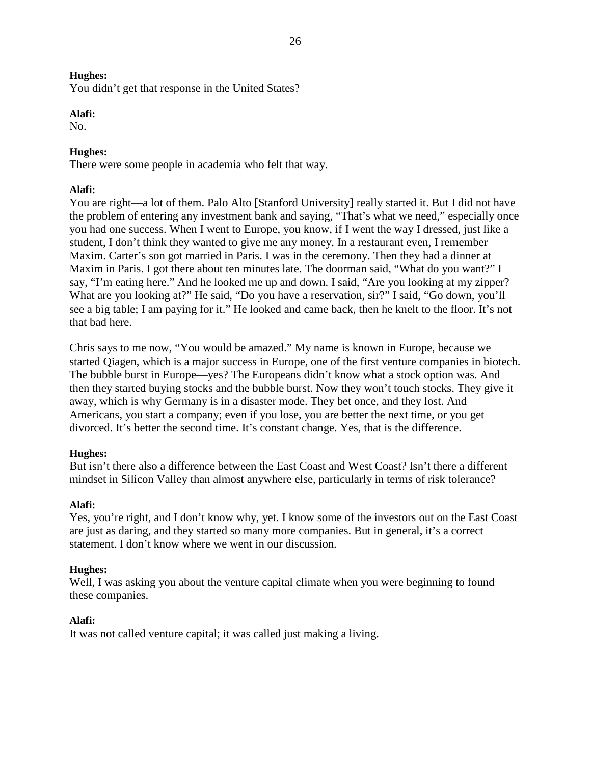**Hughes:**
You didn't get that response in the United States?

**Alafi:**
No.

**Hughes:**
There were some people in academia who felt that way.

**Alafi:**
You are right—a lot of them. Palo Alto [Stanford University] really started it. But I did not have the problem of entering any investment bank and saying, "That's what we need," especially once you had one success. When I went to Europe, you know, if I went the way I dressed, just like a student, I don't think they wanted to give me any money. In a restaurant even, I remember Maxim. Carter's son got married in Paris. I was in the ceremony. Then they had a dinner at Maxim in Paris. I got there about ten minutes late. The doorman said, "What do you want?" I say, "I'm eating here." And he looked me up and down. I said, "Are you looking at my zipper? What are you looking at?" He said, "Do you have a reservation, sir?" I said, "Go down, you'll see a big table; I am paying for it." He looked and came back, then he knelt to the floor. It's not that bad here.

Chris says to me now, "You would be amazed." My name is known in Europe, because we started Qiagen, which is a major success in Europe, one of the first venture companies in biotech. The bubble burst in Europe—yes? The Europeans didn't know what a stock option was. And then they started buying stocks and the bubble burst. Now they won't touch stocks. They give it away, which is why Germany is in a disaster mode. They bet once, and they lost. And Americans, you start a company; even if you lose, you are better the next time, or you get divorced. It's better the second time. It's constant change. Yes, that is the difference.

**Hughes:**
But isn't there also a difference between the East Coast and West Coast? Isn't there a different mindset in Silicon Valley than almost anywhere else, particularly in terms of risk tolerance?

**Alafi:**
Yes, you're right, and I don't know why, yet. I know some of the investors out on the East Coast are just as daring, and they started so many more companies. But in general, it's a correct statement. I don't know where we went in our discussion.

**Hughes:**
Well, I was asking you about the venture capital climate when you were beginning to found these companies.

**Alafi:**
It was not called venture capital; it was called just making a living.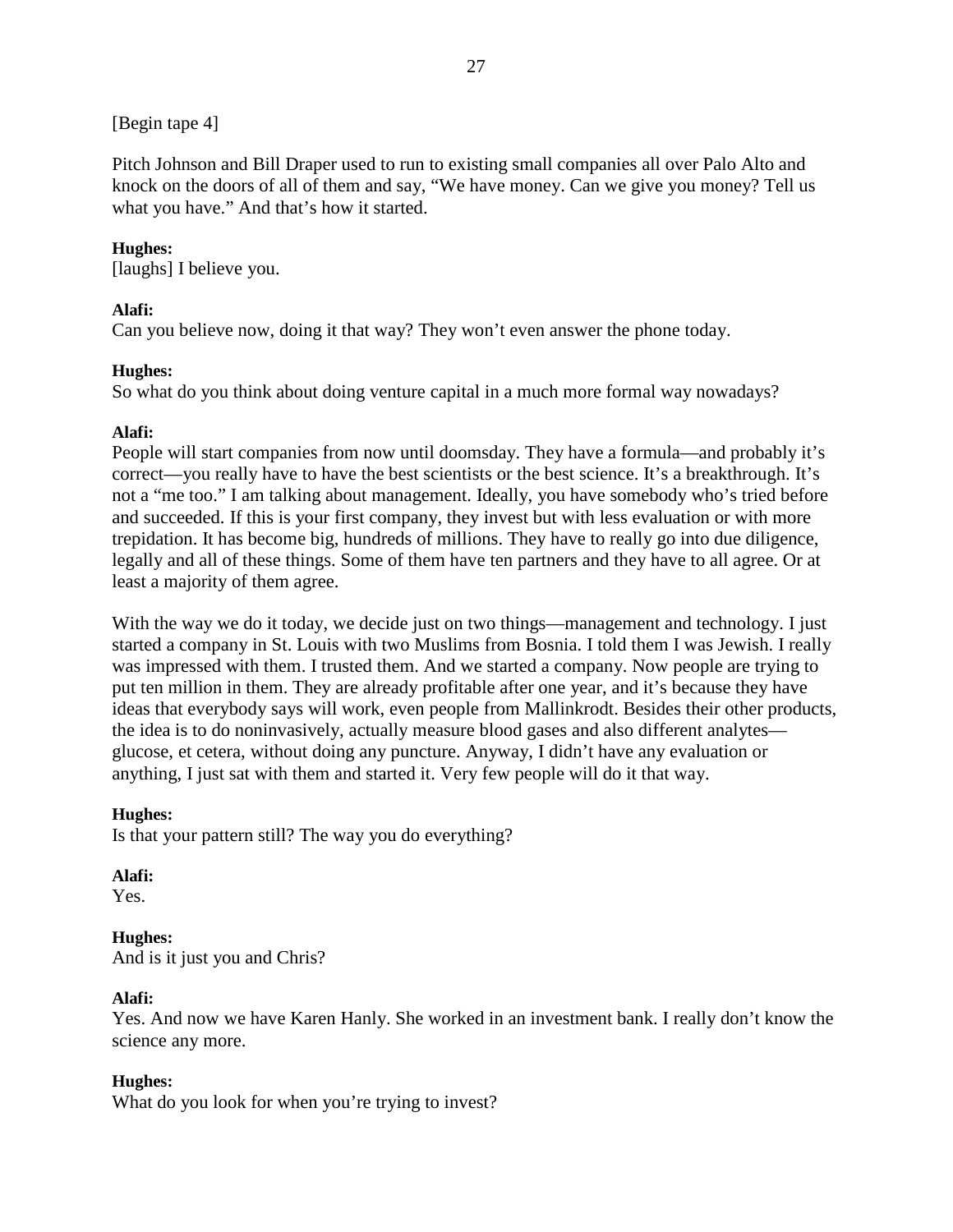[Begin tape 4]

Pitch Johnson and Bill Draper used to run to existing small companies all over Palo Alto and knock on the doors of all of them and say, "We have money. Can we give you money? Tell us what you have." And that's how it started.

**Hughes:**
[laughs] I believe you.

**Alafi:**
Can you believe now, doing it that way? They won't even answer the phone today.

**Hughes:**
So what do you think about doing venture capital in a much more formal way nowadays?

**Alafi:**
People will start companies from now until doomsday. They have a formula—and probably it's correct—you really have to have the best scientists or the best science. It's a breakthrough. It's not a "me too." I am talking about management. Ideally, you have somebody who's tried before and succeeded. If this is your first company, they invest but with less evaluation or with more trepidation. It has become big, hundreds of millions. They have to really go into due diligence, legally and all of these things. Some of them have ten partners and they have to all agree. Or at least a majority of them agree.

With the way we do it today, we decide just on two things—management and technology. I just started a company in St. Louis with two Muslims from Bosnia. I told them I was Jewish. I really was impressed with them. I trusted them. And we started a company. Now people are trying to put ten million in them. They are already profitable after one year, and it's because they have ideas that everybody says will work, even people from Mallinkrodt. Besides their other products, the idea is to do noninvasively, actually measure blood gases and also different analytes—glucose, et cetera, without doing any puncture. Anyway, I didn't have any evaluation or anything, I just sat with them and started it. Very few people will do it that way.

**Hughes:**
Is that your pattern still? The way you do everything?

**Alafi:**
Yes.

**Hughes:**
And is it just you and Chris?

**Alafi:**
Yes. And now we have Karen Hanly. She worked in an investment bank. I really don't know the science any more.

**Hughes:**
What do you look for when you're trying to invest?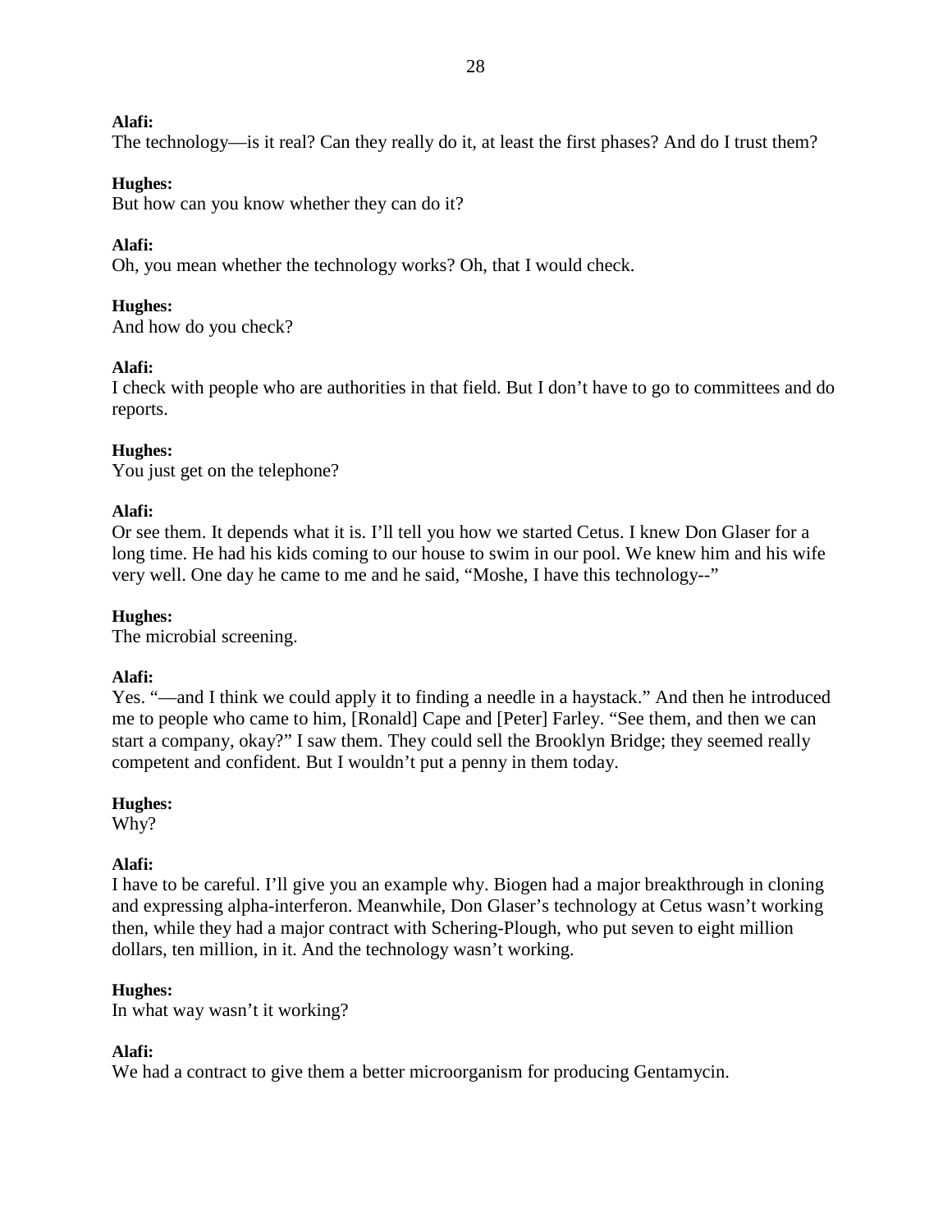**Alafi:**
The technology—is it real? Can they really do it, at least the first phases? And do I trust them?

**Hughes:**
But how can you know whether they can do it?

**Alafi:**
Oh, you mean whether the technology works? Oh, that I would check.

**Hughes:**
And how do you check?

**Alafi:**
I check with people who are authorities in that field. But I don't have to go to committees and do reports.

**Hughes:**
You just get on the telephone?

**Alafi:**
Or see them. It depends what it is. I'll tell you how we started Cetus. I knew Don Glaser for a long time. He had his kids coming to our house to swim in our pool. We knew him and his wife very well. One day he came to me and he said, "Moshe, I have this technology--"

**Hughes:**
The microbial screening.

**Alafi:**
Yes. "—and I think we could apply it to finding a needle in a haystack." And then he introduced me to people who came to him, [Ronald] Cape and [Peter] Farley. "See them, and then we can start a company, okay?" I saw them. They could sell the Brooklyn Bridge; they seemed really competent and confident. But I wouldn't put a penny in them today.

**Hughes:**
Why?

**Alafi:**
I have to be careful. I'll give you an example why. Biogen had a major breakthrough in cloning and expressing alpha-interferon. Meanwhile, Don Glaser's technology at Cetus wasn't working then, while they had a major contract with Schering-Plough, who put seven to eight million dollars, ten million, in it. And the technology wasn't working.

**Hughes:**
In what way wasn't it working?

**Alafi:**
We had a contract to give them a better microorganism for producing Gentamycin.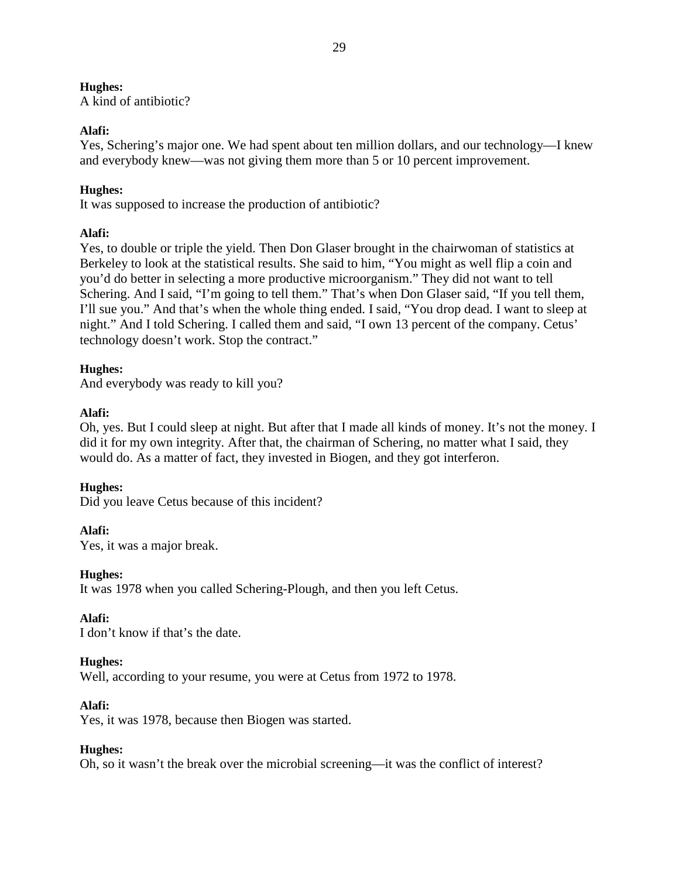**Hughes:**
A kind of antibiotic?

**Alafi:**
Yes, Schering's major one. We had spent about ten million dollars, and our technology—I knew and everybody knew—was not giving them more than 5 or 10 percent improvement.

**Hughes:**
It was supposed to increase the production of antibiotic?

**Alafi:**
Yes, to double or triple the yield. Then Don Glaser brought in the chairwoman of statistics at Berkeley to look at the statistical results. She said to him, "You might as well flip a coin and you'd do better in selecting a more productive microorganism." They did not want to tell Schering. And I said, "I'm going to tell them." That's when Don Glaser said, "If you tell them, I'll sue you." And that's when the whole thing ended. I said, "You drop dead. I want to sleep at night." And I told Schering. I called them and said, "I own 13 percent of the company. Cetus' technology doesn't work. Stop the contract."

**Hughes:**
And everybody was ready to kill you?

**Alafi:**
Oh, yes. But I could sleep at night. But after that I made all kinds of money. It's not the money. I did it for my own integrity. After that, the chairman of Schering, no matter what I said, they would do. As a matter of fact, they invested in Biogen, and they got interferon.

**Hughes:**
Did you leave Cetus because of this incident?

**Alafi:**
Yes, it was a major break.

**Hughes:**
It was 1978 when you called Schering-Plough, and then you left Cetus.

**Alafi:**
I don't know if that's the date.

**Hughes:**
Well, according to your resume, you were at Cetus from 1972 to 1978.

**Alafi:**
Yes, it was 1978, because then Biogen was started.

**Hughes:**
Oh, so it wasn't the break over the microbial screening—it was the conflict of interest?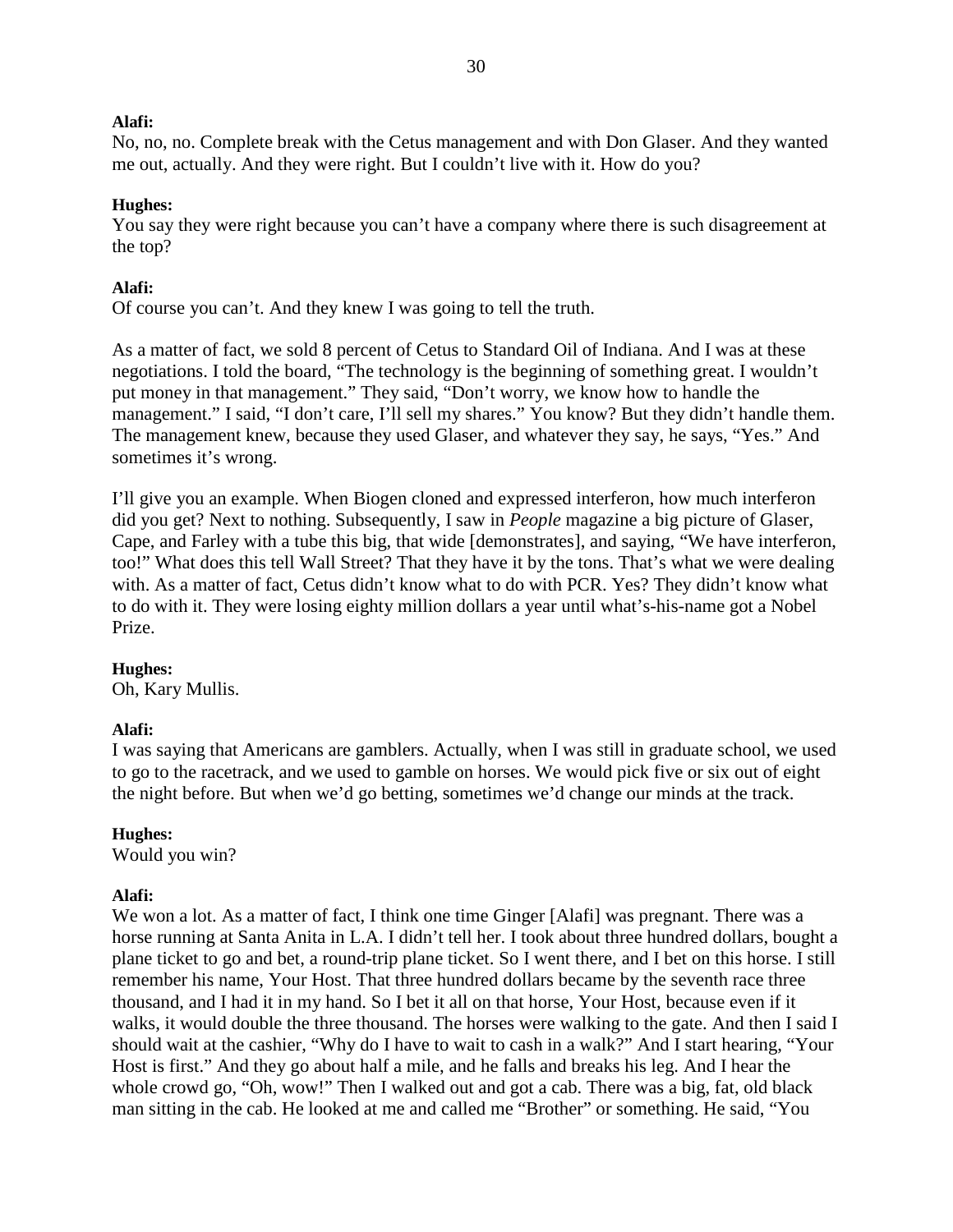**Alafi:**
No, no, no. Complete break with the Cetus management and with Don Glaser. And they wanted me out, actually. And they were right. But I couldn't live with it. How do you?

**Hughes:**
You say they were right because you can't have a company where there is such disagreement at the top?

**Alafi:**
Of course you can't. And they knew I was going to tell the truth.

As a matter of fact, we sold 8 percent of Cetus to Standard Oil of Indiana. And I was at these negotiations. I told the board, "The technology is the beginning of something great. I wouldn't put money in that management." They said, "Don't worry, we know how to handle the management." I said, "I don't care, I'll sell my shares." You know? But they didn't handle them. The management knew, because they used Glaser, and whatever they say, he says, "Yes." And sometimes it's wrong.

I'll give you an example. When Biogen cloned and expressed interferon, how much interferon did you get? Next to nothing. Subsequently, I saw in *People* magazine a big picture of Glaser, Cape, and Farley with a tube this big, that wide [demonstrates], and saying, "We have interferon, too!" What does this tell Wall Street? That they have it by the tons. That's what we were dealing with. As a matter of fact, Cetus didn't know what to do with PCR. Yes? They didn't know what to do with it. They were losing eighty million dollars a year until what's-his-name got a Nobel Prize.

**Hughes:**
Oh, Kary Mullis.

**Alafi:**
I was saying that Americans are gamblers. Actually, when I was still in graduate school, we used to go to the racetrack, and we used to gamble on horses. We would pick five or six out of eight the night before. But when we'd go betting, sometimes we'd change our minds at the track.

**Hughes:**
Would you win?

**Alafi:**
We won a lot. As a matter of fact, I think one time Ginger [Alafi] was pregnant. There was a horse running at Santa Anita in L.A. I didn't tell her. I took about three hundred dollars, bought a plane ticket to go and bet, a round-trip plane ticket. So I went there, and I bet on this horse. I still remember his name, Your Host. That three hundred dollars became by the seventh race three thousand, and I had it in my hand. So I bet it all on that horse, Your Host, because even if it walks, it would double the three thousand. The horses were walking to the gate. And then I said I should wait at the cashier, "Why do I have to wait to cash in a walk?" And I start hearing, "Your Host is first." And they go about half a mile, and he falls and breaks his leg. And I hear the whole crowd go, "Oh, wow!" Then I walked out and got a cab. There was a big, fat, old black man sitting in the cab. He looked at me and called me "Brother" or something. He said, "You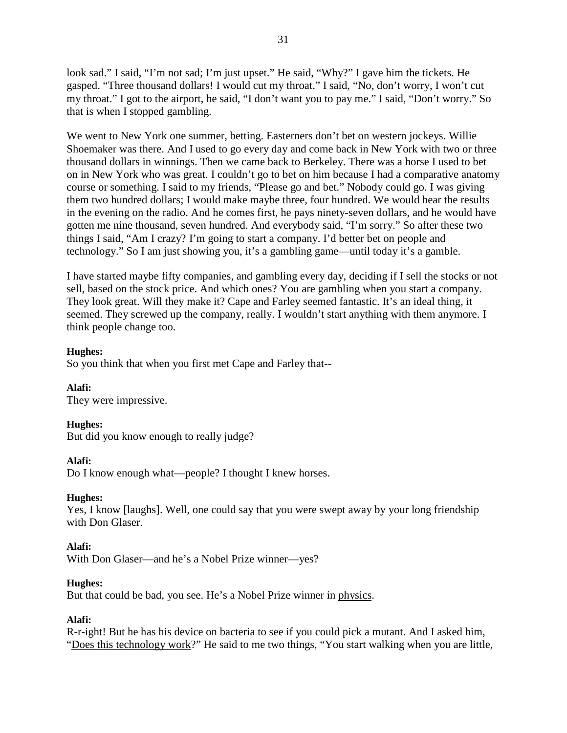look sad." I said, "I'm not sad; I'm just upset." He said, "Why?" I gave him the tickets. He gasped. "Three thousand dollars! I would cut my throat." I said, "No, don't worry, I won't cut my throat." I got to the airport, he said, "I don't want you to pay me." I said, "Don't worry." So that is when I stopped gambling.

We went to New York one summer, betting. Easterners don't bet on western jockeys. Willie Shoemaker was there. And I used to go every day and come back in New York with two or three thousand dollars in winnings. Then we came back to Berkeley. There was a horse I used to bet on in New York who was great. I couldn't go to bet on him because I had a comparative anatomy course or something. I said to my friends, "Please go and bet." Nobody could go. I was giving them two hundred dollars; I would make maybe three, four hundred. We would hear the results in the evening on the radio. And he comes first, he pays ninety-seven dollars, and he would have gotten me nine thousand, seven hundred. And everybody said, "I'm sorry." So after these two things I said, "Am I crazy? I'm going to start a company. I'd better bet on people and technology." So I am just showing you, it's a gambling game—until today it's a gamble.

I have started maybe fifty companies, and gambling every day, deciding if I sell the stocks or not sell, based on the stock price. And which ones? You are gambling when you start a company. They look great. Will they make it? Cape and Farley seemed fantastic. It's an ideal thing, it seemed. They screwed up the company, really. I wouldn't start anything with them anymore. I think people change too.

**Hughes:**
So you think that when you first met Cape and Farley that--

**Alafi:**
They were impressive.

**Hughes:**
But did you know enough to really judge?

**Alafi:**
Do I know enough what—people? I thought I knew horses.

**Hughes:**
Yes, I know [laughs]. Well, one could say that you were swept away by your long friendship with Don Glaser.

**Alafi:**
With Don Glaser—and he's a Nobel Prize winner—yes?

**Hughes:**
But that could be bad, you see. He's a Nobel Prize winner in <u>physics</u>.

**Alafi:**
R-r-ight! But he has his device on bacteria to see if you could pick a mutant. And I asked him, "<u>Does this technology work</u>?" He said to me two things, "You start walking when you are little,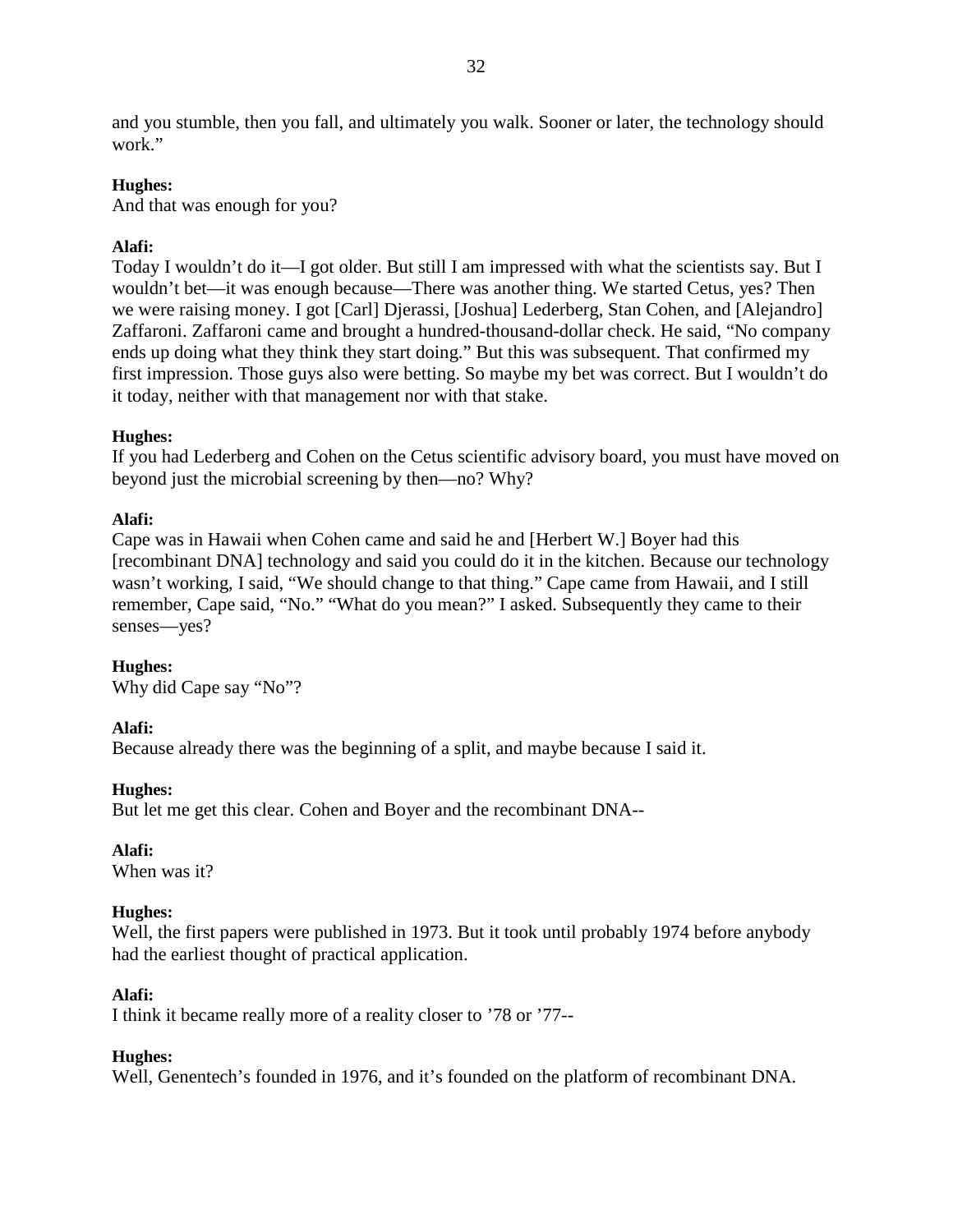and you stumble, then you fall, and ultimately you walk. Sooner or later, the technology should work."

**Hughes:**
And that was enough for you?

**Alafi:**
Today I wouldn't do it—I got older. But still I am impressed with what the scientists say. But I wouldn't bet—it was enough because—There was another thing. We started Cetus, yes? Then we were raising money. I got [Carl] Djerassi, [Joshua] Lederberg, Stan Cohen, and [Alejandro] Zaffaroni. Zaffaroni came and brought a hundred-thousand-dollar check. He said, "No company ends up doing what they think they start doing." But this was subsequent. That confirmed my first impression. Those guys also were betting. So maybe my bet was correct. But I wouldn't do it today, neither with that management nor with that stake.

**Hughes:**
If you had Lederberg and Cohen on the Cetus scientific advisory board, you must have moved on beyond just the microbial screening by then—no? Why?

**Alafi:**
Cape was in Hawaii when Cohen came and said he and [Herbert W.] Boyer had this [recombinant DNA] technology and said you could do it in the kitchen. Because our technology wasn't working, I said, "We should change to that thing." Cape came from Hawaii, and I still remember, Cape said, "No." "What do you mean?" I asked. Subsequently they came to their senses—yes?

**Hughes:**
Why did Cape say "No"?

**Alafi:**
Because already there was the beginning of a split, and maybe because I said it.

**Hughes:**
But let me get this clear. Cohen and Boyer and the recombinant DNA--

**Alafi:**
When was it?

**Hughes:**
Well, the first papers were published in 1973. But it took until probably 1974 before anybody had the earliest thought of practical application.

**Alafi:**
I think it became really more of a reality closer to '78 or '77--

**Hughes:**
Well, Genentech's founded in 1976, and it's founded on the platform of recombinant DNA.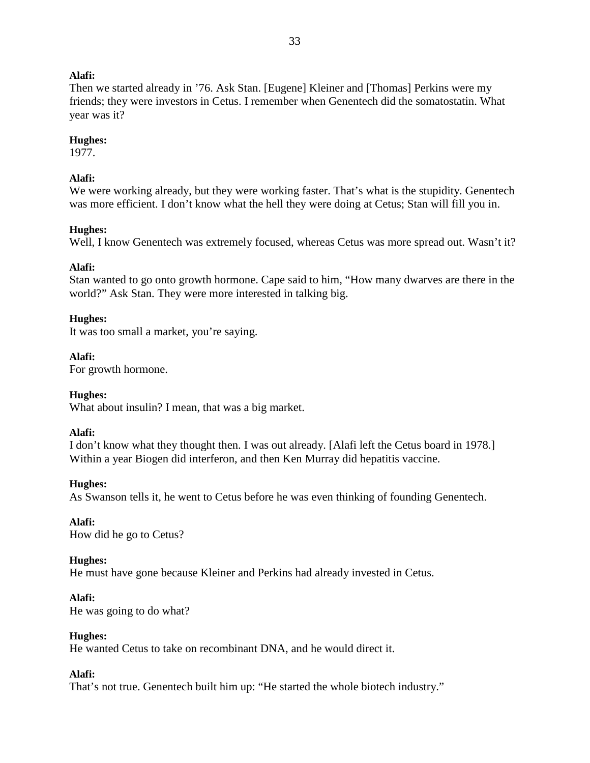**Alafi:**
Then we started already in ’76. Ask Stan. [Eugene] Kleiner and [Thomas] Perkins were my friends; they were investors in Cetus. I remember when Genentech did the somatostatin. What year was it?

**Hughes:**
1977.

**Alafi:**
We were working already, but they were working faster. That’s what is the stupidity. Genentech was more efficient. I don’t know what the hell they were doing at Cetus; Stan will fill you in.

**Hughes:**
Well, I know Genentech was extremely focused, whereas Cetus was more spread out. Wasn’t it?

**Alafi:**
Stan wanted to go onto growth hormone. Cape said to him, “How many dwarves are there in the world?” Ask Stan. They were more interested in talking big.

**Hughes:**
It was too small a market, you’re saying.

**Alafi:**
For growth hormone.

**Hughes:**
What about insulin? I mean, that was a big market.

**Alafi:**
I don’t know what they thought then. I was out already. [Alafi left the Cetus board in 1978.] Within a year Biogen did interferon, and then Ken Murray did hepatitis vaccine.

**Hughes:**
As Swanson tells it, he went to Cetus before he was even thinking of founding Genentech.

**Alafi:**
How did he go to Cetus?

**Hughes:**
He must have gone because Kleiner and Perkins had already invested in Cetus.

**Alafi:**
He was going to do what?

**Hughes:**
He wanted Cetus to take on recombinant DNA, and he would direct it.

**Alafi:**
That’s not true. Genentech built him up: “He started the whole biotech industry.”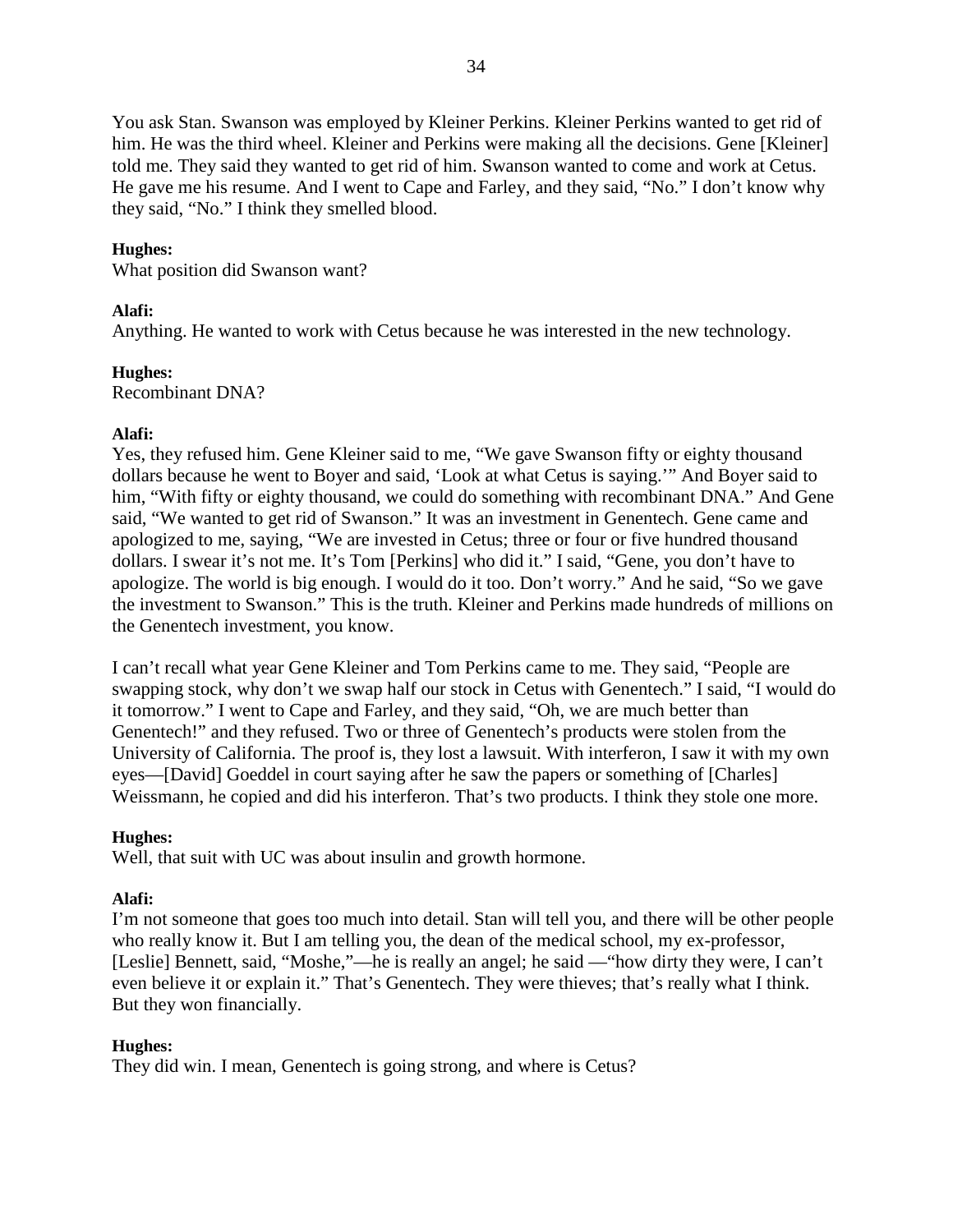You ask Stan. Swanson was employed by Kleiner Perkins. Kleiner Perkins wanted to get rid of him. He was the third wheel. Kleiner and Perkins were making all the decisions. Gene [Kleiner] told me. They said they wanted to get rid of him. Swanson wanted to come and work at Cetus. He gave me his resume. And I went to Cape and Farley, and they said, "No." I don't know why they said, "No." I think they smelled blood.

**Hughes:**
What position did Swanson want?

**Alafi:**
Anything. He wanted to work with Cetus because he was interested in the new technology.

**Hughes:**
Recombinant DNA?

**Alafi:**
Yes, they refused him. Gene Kleiner said to me, "We gave Swanson fifty or eighty thousand dollars because he went to Boyer and said, 'Look at what Cetus is saying.'" And Boyer said to him, "With fifty or eighty thousand, we could do something with recombinant DNA." And Gene said, "We wanted to get rid of Swanson." It was an investment in Genentech. Gene came and apologized to me, saying, "We are invested in Cetus; three or four or five hundred thousand dollars. I swear it's not me. It's Tom [Perkins] who did it." I said, "Gene, you don't have to apologize. The world is big enough. I would do it too. Don't worry." And he said, "So we gave the investment to Swanson." This is the truth. Kleiner and Perkins made hundreds of millions on the Genentech investment, you know.

I can't recall what year Gene Kleiner and Tom Perkins came to me. They said, "People are swapping stock, why don't we swap half our stock in Cetus with Genentech." I said, "I would do it tomorrow." I went to Cape and Farley, and they said, "Oh, we are much better than Genentech!" and they refused. Two or three of Genentech's products were stolen from the University of California. The proof is, they lost a lawsuit. With interferon, I saw it with my own eyes—[David] Goeddel in court saying after he saw the papers or something of [Charles] Weissmann, he copied and did his interferon. That's two products. I think they stole one more.

**Hughes:**
Well, that suit with UC was about insulin and growth hormone.

**Alafi:**
I'm not someone that goes too much into detail. Stan will tell you, and there will be other people who really know it. But I am telling you, the dean of the medical school, my ex-professor, [Leslie] Bennett, said, "Moshe,"—he is really an angel; he said —"how dirty they were, I can't even believe it or explain it." That's Genentech. They were thieves; that's really what I think. But they won financially.

**Hughes:**
They did win. I mean, Genentech is going strong, and where is Cetus?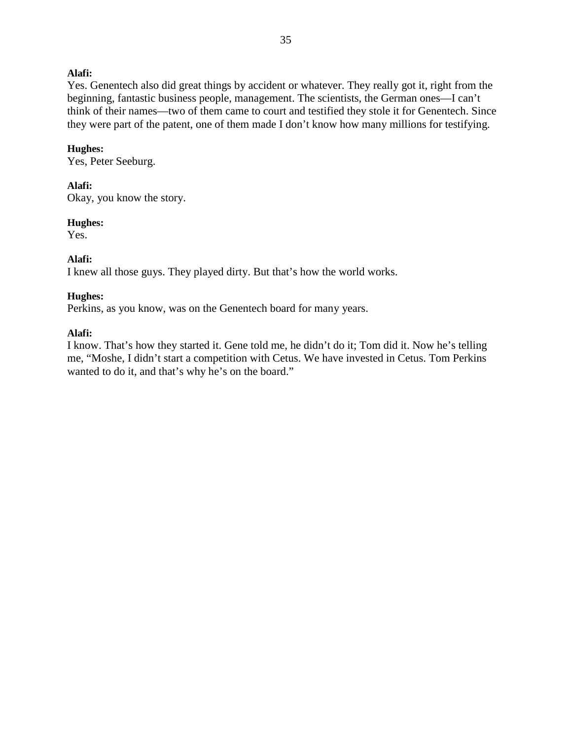**Alafi:**
Yes. Genentech also did great things by accident or whatever. They really got it, right from the beginning, fantastic business people, management. The scientists, the German ones—I can't think of their names—two of them came to court and testified they stole it for Genentech. Since they were part of the patent, one of them made I don't know how many millions for testifying.

**Hughes:**
Yes, Peter Seeburg.

**Alafi:**
Okay, you know the story.

**Hughes:**
Yes.

**Alafi:**
I knew all those guys. They played dirty. But that's how the world works.

**Hughes:**
Perkins, as you know, was on the Genentech board for many years.

**Alafi:**
I know. That's how they started it. Gene told me, he didn't do it; Tom did it. Now he's telling me, "Moshe, I didn't start a competition with Cetus. We have invested in Cetus. Tom Perkins wanted to do it, and that's why he's on the board."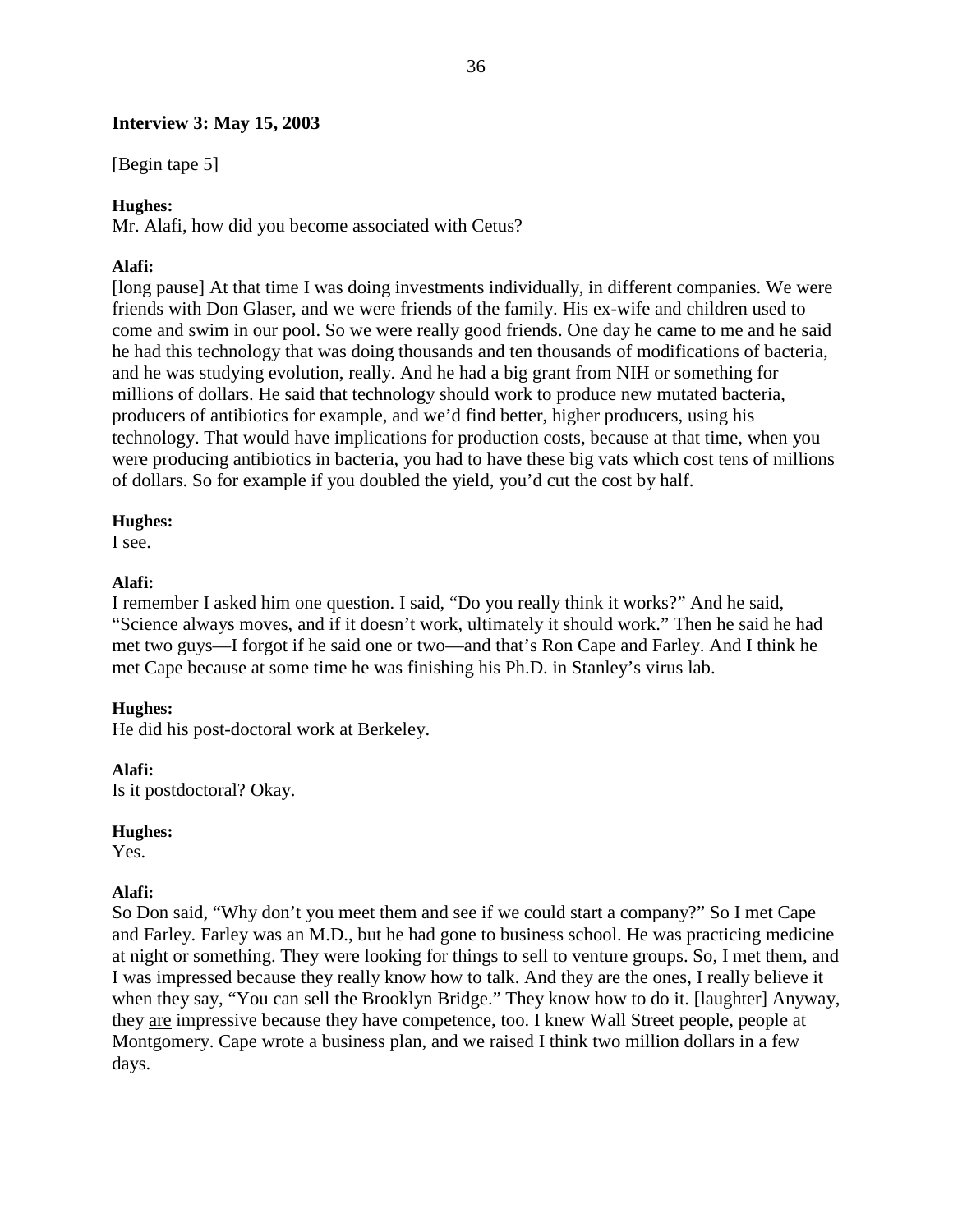**Interview 3: May 15, 2003**

[Begin tape 5]

**Hughes:**
Mr. Alafi, how did you become associated with Cetus?

**Alafi:**
[long pause] At that time I was doing investments individually, in different companies. We were friends with Don Glaser, and we were friends of the family. His ex-wife and children used to come and swim in our pool. So we were really good friends. One day he came to me and he said he had this technology that was doing thousands and ten thousands of modifications of bacteria, and he was studying evolution, really. And he had a big grant from NIH or something for millions of dollars. He said that technology should work to produce new mutated bacteria, producers of antibiotics for example, and we'd find better, higher producers, using his technology. That would have implications for production costs, because at that time, when you were producing antibiotics in bacteria, you had to have these big vats which cost tens of millions of dollars. So for example if you doubled the yield, you'd cut the cost by half.

**Hughes:**
I see.

**Alafi:**
I remember I asked him one question. I said, "Do you really think it works?" And he said, "Science always moves, and if it doesn't work, ultimately it should work." Then he said he had met two guys—I forgot if he said one or two—and that's Ron Cape and Farley. And I think he met Cape because at some time he was finishing his Ph.D. in Stanley's virus lab.

**Hughes:**
He did his post-doctoral work at Berkeley.

**Alafi:**
Is it postdoctoral? Okay.

**Hughes:**
Yes.

**Alafi:**
So Don said, "Why don't you meet them and see if we could start a company?" So I met Cape and Farley. Farley was an M.D., but he had gone to business school. He was practicing medicine at night or something. They were looking for things to sell to venture groups. So, I met them, and I was impressed because they really know how to talk. And they are the ones, I really believe it when they say, "You can sell the Brooklyn Bridge." They know how to do it. [laughter] Anyway, they <u>are</u> impressive because they have competence, too. I knew Wall Street people, people at Montgomery. Cape wrote a business plan, and we raised I think two million dollars in a few days.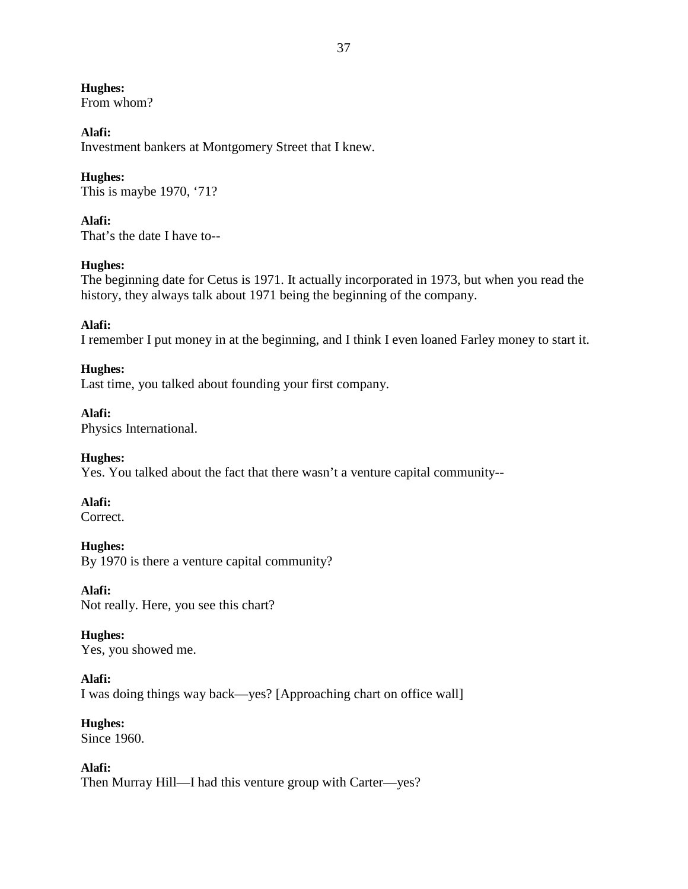**Hughes:**
From whom?

**Alafi:**
Investment bankers at Montgomery Street that I knew.

**Hughes:**
This is maybe 1970, '71?

**Alafi:**
That's the date I have to--

**Hughes:**
The beginning date for Cetus is 1971. It actually incorporated in 1973, but when you read the history, they always talk about 1971 being the beginning of the company.

**Alafi:**
I remember I put money in at the beginning, and I think I even loaned Farley money to start it.

**Hughes:**
Last time, you talked about founding your first company.

**Alafi:**
Physics International.

**Hughes:**
Yes. You talked about the fact that there wasn't a venture capital community--

**Alafi:**
Correct.

**Hughes:**
By 1970 is there a venture capital community?

**Alafi:**
Not really. Here, you see this chart?

**Hughes:**
Yes, you showed me.

**Alafi:**
I was doing things way back—yes? [Approaching chart on office wall]

**Hughes:**
Since 1960.

**Alafi:**
Then Murray Hill—I had this venture group with Carter—yes?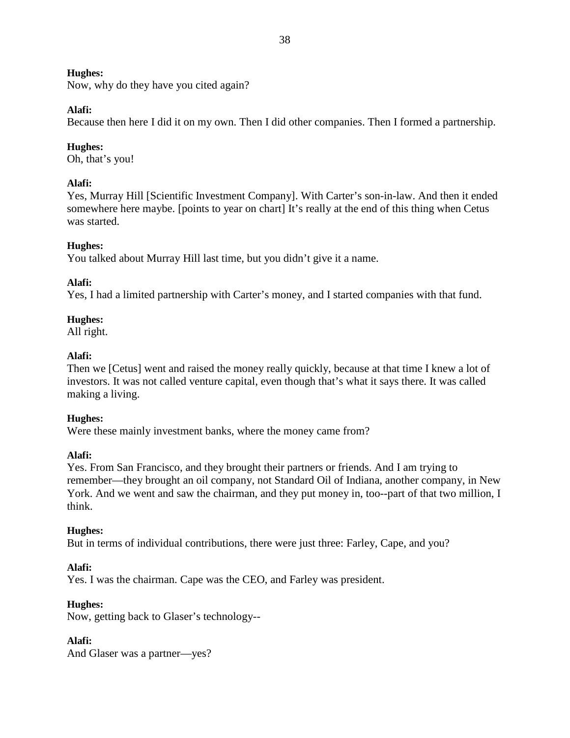**Hughes:**
Now, why do they have you cited again?

**Alafi:**
Because then here I did it on my own. Then I did other companies. Then I formed a partnership.

**Hughes:**
Oh, that's you!

**Alafi:**
Yes, Murray Hill [Scientific Investment Company]. With Carter's son-in-law. And then it ended somewhere here maybe. [points to year on chart] It's really at the end of this thing when Cetus was started.

**Hughes:**
You talked about Murray Hill last time, but you didn't give it a name.

**Alafi:**
Yes, I had a limited partnership with Carter's money, and I started companies with that fund.

**Hughes:**
All right.

**Alafi:**
Then we [Cetus] went and raised the money really quickly, because at that time I knew a lot of investors. It was not called venture capital, even though that's what it says there. It was called making a living.

**Hughes:**
Were these mainly investment banks, where the money came from?

**Alafi:**
Yes. From San Francisco, and they brought their partners or friends. And I am trying to remember—they brought an oil company, not Standard Oil of Indiana, another company, in New York. And we went and saw the chairman, and they put money in, too--part of that two million, I think.

**Hughes:**
But in terms of individual contributions, there were just three: Farley, Cape, and you?

**Alafi:**
Yes. I was the chairman. Cape was the CEO, and Farley was president.

**Hughes:**
Now, getting back to Glaser's technology--

**Alafi:**
And Glaser was a partner—yes?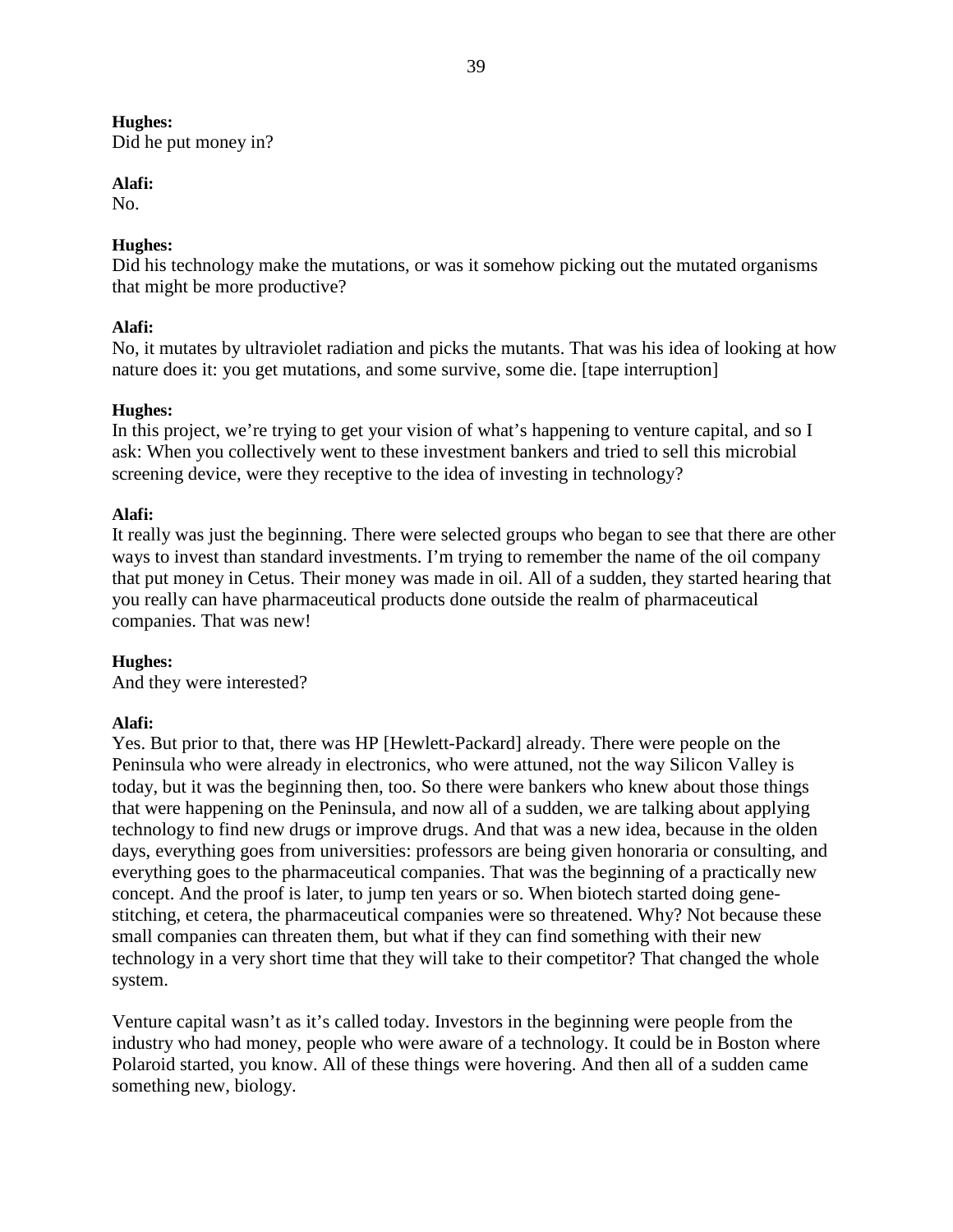**Hughes:**
Did he put money in?

**Alafi:**
No.

**Hughes:**
Did his technology make the mutations, or was it somehow picking out the mutated organisms that might be more productive?

**Alafi:**
No, it mutates by ultraviolet radiation and picks the mutants. That was his idea of looking at how nature does it: you get mutations, and some survive, some die. [tape interruption]

**Hughes:**
In this project, we're trying to get your vision of what's happening to venture capital, and so I ask: When you collectively went to these investment bankers and tried to sell this microbial screening device, were they receptive to the idea of investing in technology?

**Alafi:**
It really was just the beginning. There were selected groups who began to see that there are other ways to invest than standard investments. I'm trying to remember the name of the oil company that put money in Cetus. Their money was made in oil. All of a sudden, they started hearing that you really can have pharmaceutical products done outside the realm of pharmaceutical companies. That was new!

**Hughes:**
And they were interested?

**Alafi:**
Yes. But prior to that, there was HP [Hewlett-Packard] already. There were people on the Peninsula who were already in electronics, who were attuned, not the way Silicon Valley is today, but it was the beginning then, too. So there were bankers who knew about those things that were happening on the Peninsula, and now all of a sudden, we are talking about applying technology to find new drugs or improve drugs. And that was a new idea, because in the olden days, everything goes from universities: professors are being given honoraria or consulting, and everything goes to the pharmaceutical companies. That was the beginning of a practically new concept. And the proof is later, to jump ten years or so. When biotech started doing gene-stitching, et cetera, the pharmaceutical companies were so threatened. Why? Not because these small companies can threaten them, but what if they can find something with their new technology in a very short time that they will take to their competitor? That changed the whole system.

Venture capital wasn't as it's called today. Investors in the beginning were people from the industry who had money, people who were aware of a technology. It could be in Boston where Polaroid started, you know. All of these things were hovering. And then all of a sudden came something new, biology.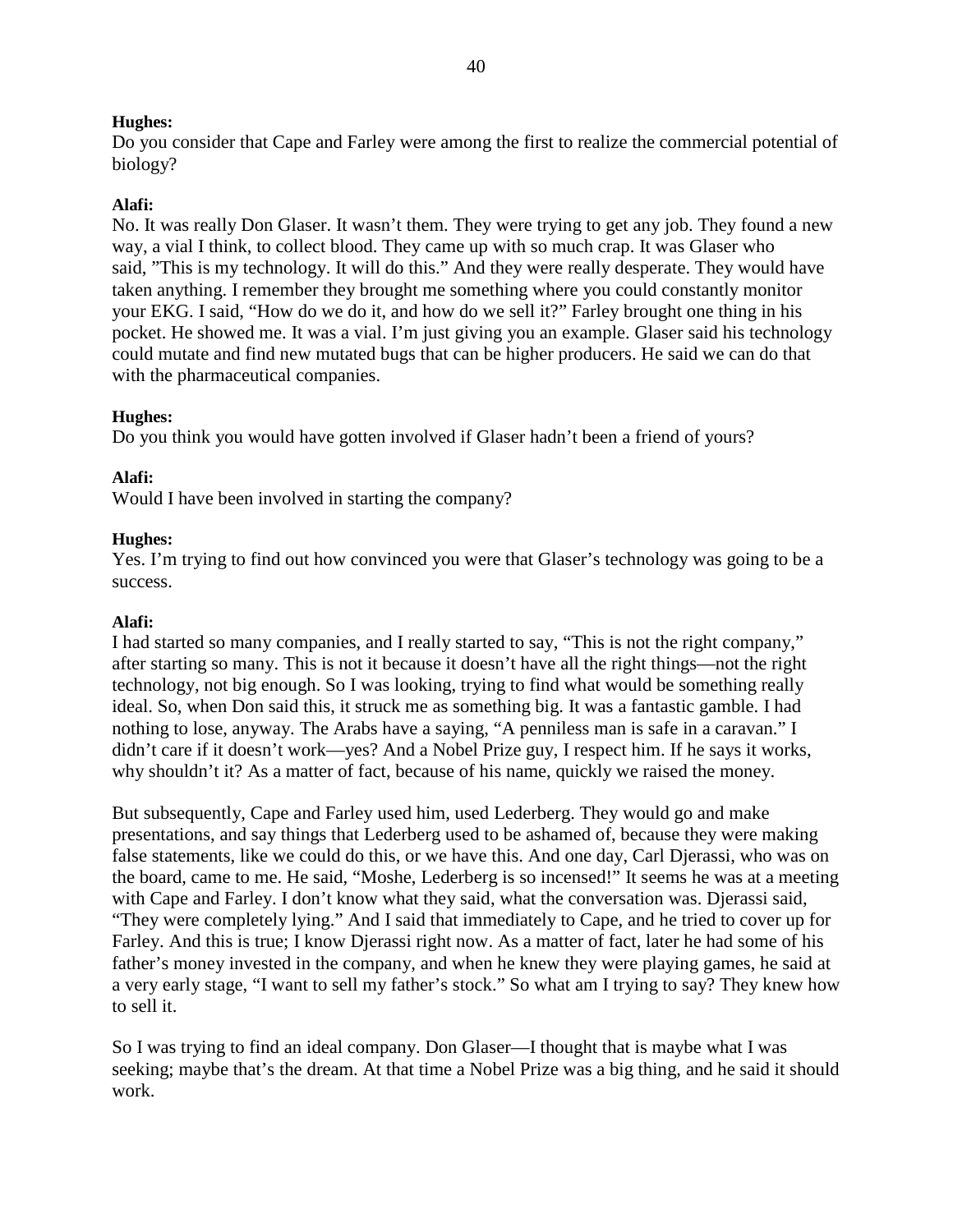**Hughes:**
Do you consider that Cape and Farley were among the first to realize the commercial potential of biology?

**Alafi:**
No. It was really Don Glaser. It wasn't them. They were trying to get any job. They found a new way, a vial I think, to collect blood. They came up with so much crap. It was Glaser who said, "This is my technology. It will do this." And they were really desperate. They would have taken anything. I remember they brought me something where you could constantly monitor your EKG. I said, "How do we do it, and how do we sell it?" Farley brought one thing in his pocket. He showed me. It was a vial. I'm just giving you an example. Glaser said his technology could mutate and find new mutated bugs that can be higher producers. He said we can do that with the pharmaceutical companies.

**Hughes:**
Do you think you would have gotten involved if Glaser hadn't been a friend of yours?

**Alafi:**
Would I have been involved in starting the company?

**Hughes:**
Yes. I'm trying to find out how convinced you were that Glaser's technology was going to be a success.

**Alafi:**
I had started so many companies, and I really started to say, "This is not the right company," after starting so many. This is not it because it doesn't have all the right things—not the right technology, not big enough. So I was looking, trying to find what would be something really ideal. So, when Don said this, it struck me as something big. It was a fantastic gamble. I had nothing to lose, anyway. The Arabs have a saying, "A penniless man is safe in a caravan." I didn't care if it doesn't work—yes? And a Nobel Prize guy, I respect him. If he says it works, why shouldn't it? As a matter of fact, because of his name, quickly we raised the money.

But subsequently, Cape and Farley used him, used Lederberg. They would go and make presentations, and say things that Lederberg used to be ashamed of, because they were making false statements, like we could do this, or we have this. And one day, Carl Djerassi, who was on the board, came to me. He said, "Moshe, Lederberg is so incensed!" It seems he was at a meeting with Cape and Farley. I don't know what they said, what the conversation was. Djerassi said, "They were completely lying." And I said that immediately to Cape, and he tried to cover up for Farley. And this is true; I know Djerassi right now. As a matter of fact, later he had some of his father's money invested in the company, and when he knew they were playing games, he said at a very early stage, "I want to sell my father's stock." So what am I trying to say? They knew how to sell it.

So I was trying to find an ideal company. Don Glaser—I thought that is maybe what I was seeking; maybe that's the dream. At that time a Nobel Prize was a big thing, and he said it should work.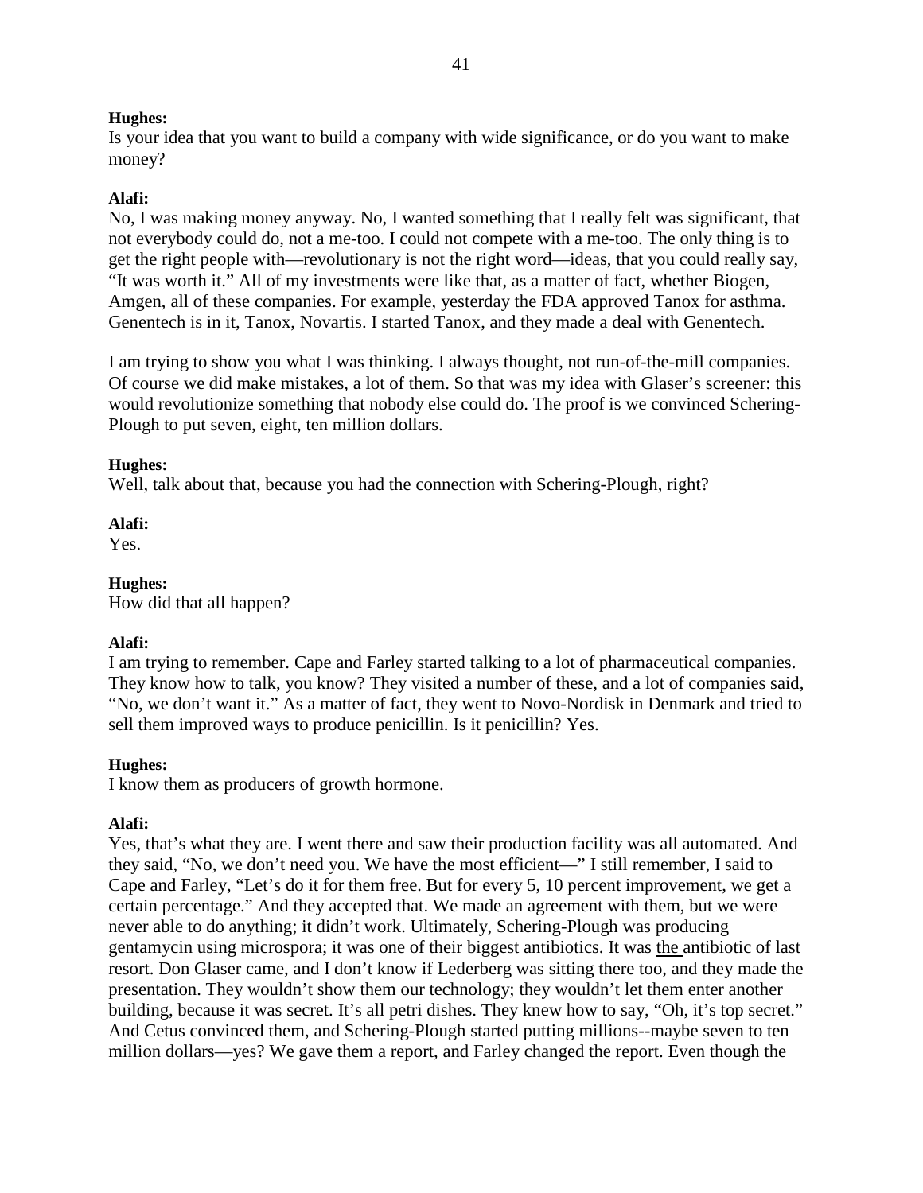**Hughes:**
Is your idea that you want to build a company with wide significance, or do you want to make money?

**Alafi:**
No, I was making money anyway. No, I wanted something that I really felt was significant, that not everybody could do, not a me-too. I could not compete with a me-too. The only thing is to get the right people with—revolutionary is not the right word—ideas, that you could really say, "It was worth it." All of my investments were like that, as a matter of fact, whether Biogen, Amgen, all of these companies. For example, yesterday the FDA approved Tanox for asthma. Genentech is in it, Tanox, Novartis. I started Tanox, and they made a deal with Genentech.

I am trying to show you what I was thinking. I always thought, not run-of-the-mill companies. Of course we did make mistakes, a lot of them. So that was my idea with Glaser's screener: this would revolutionize something that nobody else could do. The proof is we convinced Schering-Plough to put seven, eight, ten million dollars.

**Hughes:**
Well, talk about that, because you had the connection with Schering-Plough, right?

**Alafi:**
Yes.

**Hughes:**
How did that all happen?

**Alafi:**
I am trying to remember. Cape and Farley started talking to a lot of pharmaceutical companies. They know how to talk, you know? They visited a number of these, and a lot of companies said, "No, we don't want it." As a matter of fact, they went to Novo-Nordisk in Denmark and tried to sell them improved ways to produce penicillin. Is it penicillin? Yes.

**Hughes:**
I know them as producers of growth hormone.

**Alafi:**
Yes, that's what they are. I went there and saw their production facility was all automated. And they said, "No, we don't need you. We have the most efficient—" I still remember, I said to Cape and Farley, "Let's do it for them free. But for every 5, 10 percent improvement, we get a certain percentage." And they accepted that. We made an agreement with them, but we were never able to do anything; it didn't work. Ultimately, Schering-Plough was producing gentamycin using microspora; it was one of their biggest antibiotics. It was <u>the</u> antibiotic of last resort. Don Glaser came, and I don't know if Lederberg was sitting there too, and they made the presentation. They wouldn't show them our technology; they wouldn't let them enter another building, because it was secret. It's all petri dishes. They knew how to say, "Oh, it's top secret." And Cetus convinced them, and Schering-Plough started putting millions--maybe seven to ten million dollars—yes? We gave them a report, and Farley changed the report. Even though the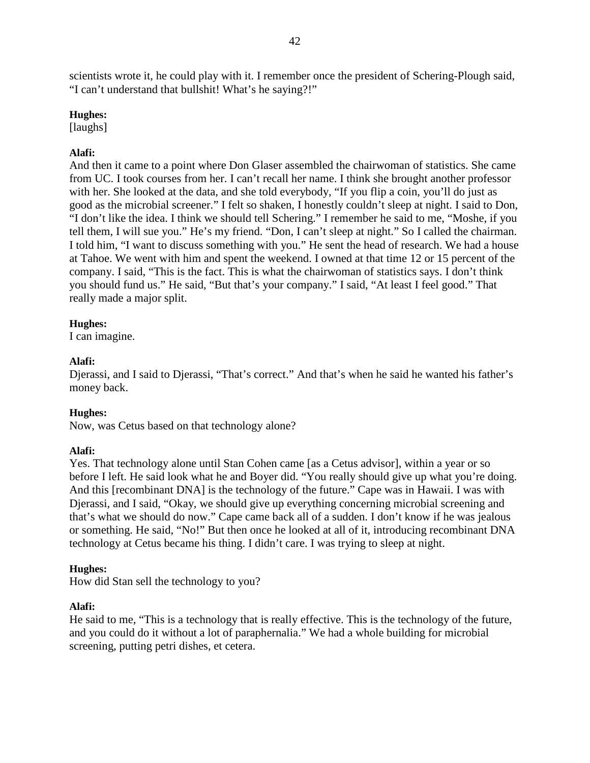scientists wrote it, he could play with it. I remember once the president of Schering-Plough said, "I can't understand that bullshit! What's he saying?!"

**Hughes:**
[laughs]

**Alafi:**
And then it came to a point where Don Glaser assembled the chairwoman of statistics. She came from UC. I took courses from her. I can't recall her name. I think she brought another professor with her. She looked at the data, and she told everybody, "If you flip a coin, you'll do just as good as the microbial screener." I felt so shaken, I honestly couldn't sleep at night. I said to Don, "I don't like the idea. I think we should tell Schering." I remember he said to me, "Moshe, if you tell them, I will sue you." He's my friend. "Don, I can't sleep at night." So I called the chairman. I told him, "I want to discuss something with you." He sent the head of research. We had a house at Tahoe. We went with him and spent the weekend. I owned at that time 12 or 15 percent of the company. I said, "This is the fact. This is what the chairwoman of statistics says. I don't think you should fund us." He said, "But that's your company." I said, "At least I feel good." That really made a major split.

**Hughes:**
I can imagine.

**Alafi:**
Djerassi, and I said to Djerassi, "That's correct." And that's when he said he wanted his father's money back.

**Hughes:**
Now, was Cetus based on that technology alone?

**Alafi:**
Yes. That technology alone until Stan Cohen came [as a Cetus advisor], within a year or so before I left. He said look what he and Boyer did. "You really should give up what you're doing. And this [recombinant DNA] is the technology of the future." Cape was in Hawaii. I was with Djerassi, and I said, "Okay, we should give up everything concerning microbial screening and that's what we should do now." Cape came back all of a sudden. I don't know if he was jealous or something. He said, "No!" But then once he looked at all of it, introducing recombinant DNA technology at Cetus became his thing. I didn't care. I was trying to sleep at night.

**Hughes:**
How did Stan sell the technology to you?

**Alafi:**
He said to me, "This is a technology that is really effective. This is the technology of the future, and you could do it without a lot of paraphernalia." We had a whole building for microbial screening, putting petri dishes, et cetera.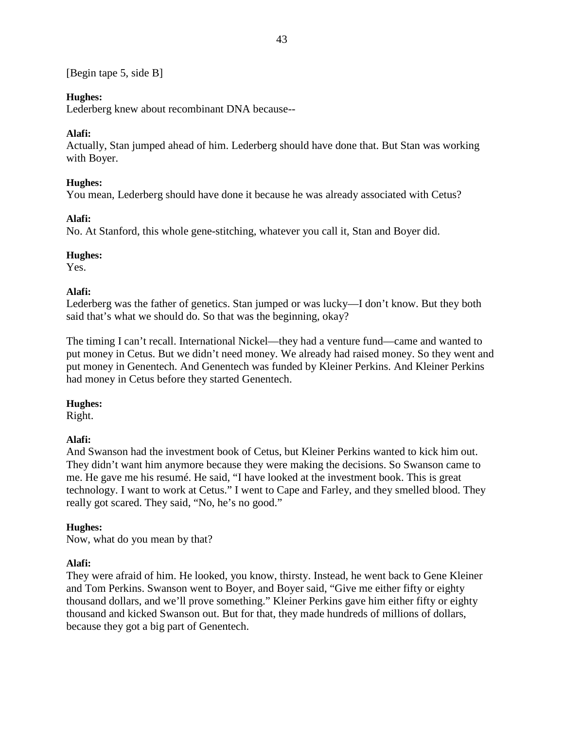[Begin tape 5, side B]

**Hughes:**
Lederberg knew about recombinant DNA because--

**Alafi:**
Actually, Stan jumped ahead of him. Lederberg should have done that. But Stan was working with Boyer.

**Hughes:**
You mean, Lederberg should have done it because he was already associated with Cetus?

**Alafi:**
No. At Stanford, this whole gene-stitching, whatever you call it, Stan and Boyer did.

**Hughes:**
Yes.

**Alafi:**
Lederberg was the father of genetics. Stan jumped or was lucky—I don't know. But they both said that's what we should do. So that was the beginning, okay?

The timing I can't recall. International Nickel—they had a venture fund—came and wanted to put money in Cetus. But we didn't need money. We already had raised money. So they went and put money in Genentech. And Genentech was funded by Kleiner Perkins. And Kleiner Perkins had money in Cetus before they started Genentech.

**Hughes:**
Right.

**Alafi:**
And Swanson had the investment book of Cetus, but Kleiner Perkins wanted to kick him out. They didn't want him anymore because they were making the decisions. So Swanson came to me. He gave me his resumé. He said, "I have looked at the investment book. This is great technology. I want to work at Cetus." I went to Cape and Farley, and they smelled blood. They really got scared. They said, "No, he's no good."

**Hughes:**
Now, what do you mean by that?

**Alafi:**
They were afraid of him. He looked, you know, thirsty. Instead, he went back to Gene Kleiner and Tom Perkins. Swanson went to Boyer, and Boyer said, "Give me either fifty or eighty thousand dollars, and we'll prove something." Kleiner Perkins gave him either fifty or eighty thousand and kicked Swanson out. But for that, they made hundreds of millions of dollars, because they got a big part of Genentech.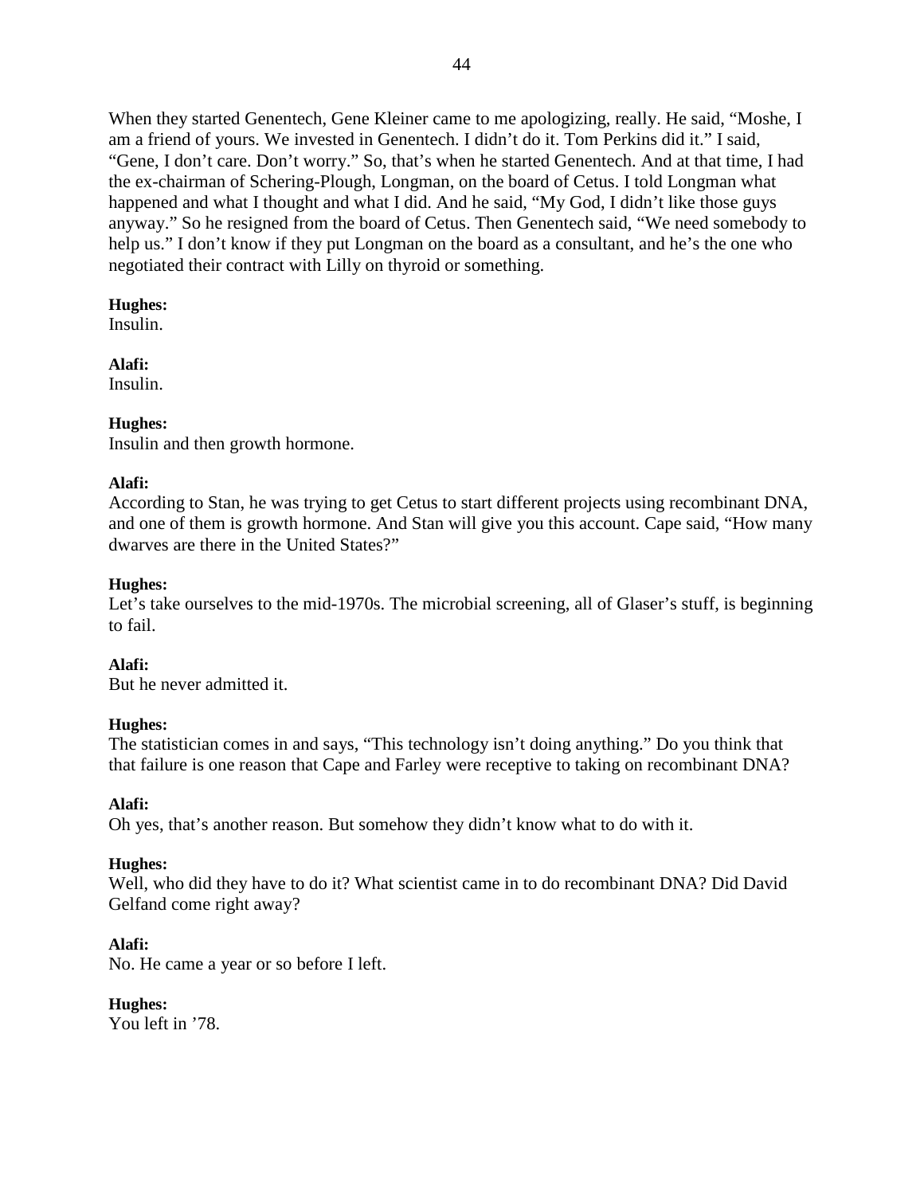When they started Genentech, Gene Kleiner came to me apologizing, really. He said, "Moshe, I am a friend of yours. We invested in Genentech. I didn't do it. Tom Perkins did it." I said, "Gene, I don't care. Don't worry." So, that's when he started Genentech. And at that time, I had the ex-chairman of Schering-Plough, Longman, on the board of Cetus. I told Longman what happened and what I thought and what I did. And he said, "My God, I didn't like those guys anyway." So he resigned from the board of Cetus. Then Genentech said, "We need somebody to help us." I don't know if they put Longman on the board as a consultant, and he's the one who negotiated their contract with Lilly on thyroid or something.

**Hughes:**
Insulin.

**Alafi:**
Insulin.

**Hughes:**
Insulin and then growth hormone.

**Alafi:**
According to Stan, he was trying to get Cetus to start different projects using recombinant DNA, and one of them is growth hormone. And Stan will give you this account. Cape said, "How many dwarves are there in the United States?"

**Hughes:**
Let's take ourselves to the mid-1970s. The microbial screening, all of Glaser's stuff, is beginning to fail.

**Alafi:**
But he never admitted it.

**Hughes:**
The statistician comes in and says, "This technology isn't doing anything." Do you think that that failure is one reason that Cape and Farley were receptive to taking on recombinant DNA?

**Alafi:**
Oh yes, that's another reason. But somehow they didn't know what to do with it.

**Hughes:**
Well, who did they have to do it? What scientist came in to do recombinant DNA? Did David Gelfand come right away?

**Alafi:**
No. He came a year or so before I left.

**Hughes:**
You left in '78.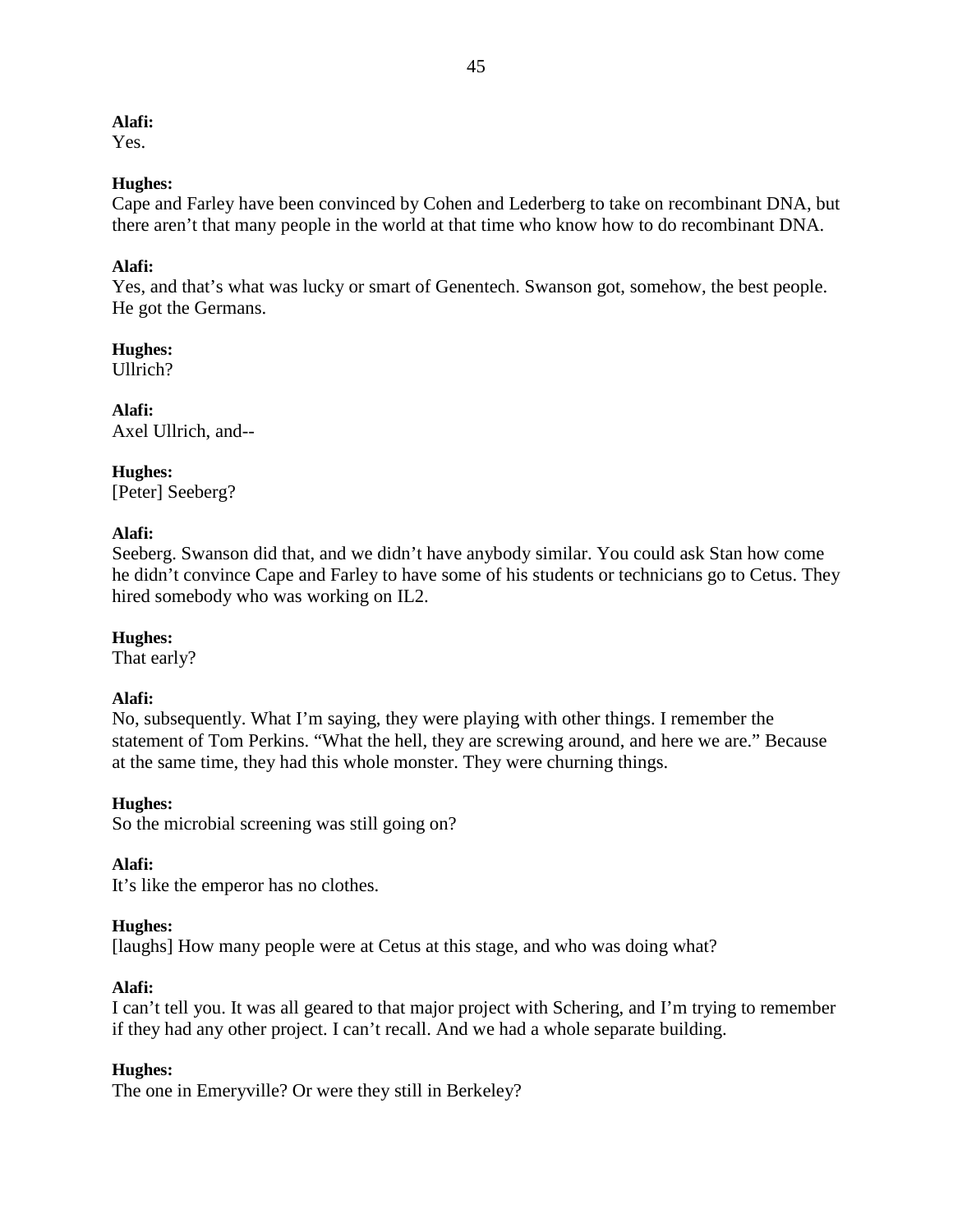**Alafi:**
Yes.

**Hughes:**
Cape and Farley have been convinced by Cohen and Lederberg to take on recombinant DNA, but there aren't that many people in the world at that time who know how to do recombinant DNA.

**Alafi:**
Yes, and that's what was lucky or smart of Genentech. Swanson got, somehow, the best people. He got the Germans.

**Hughes:**
Ullrich?

**Alafi:**
Axel Ullrich, and--

**Hughes:**
[Peter] Seeberg?

**Alafi:**
Seeberg. Swanson did that, and we didn't have anybody similar. You could ask Stan how come he didn't convince Cape and Farley to have some of his students or technicians go to Cetus. They hired somebody who was working on IL2.

**Hughes:**
That early?

**Alafi:**
No, subsequently. What I'm saying, they were playing with other things. I remember the statement of Tom Perkins. "What the hell, they are screwing around, and here we are." Because at the same time, they had this whole monster. They were churning things.

**Hughes:**
So the microbial screening was still going on?

**Alafi:**
It's like the emperor has no clothes.

**Hughes:**
[laughs] How many people were at Cetus at this stage, and who was doing what?

**Alafi:**
I can't tell you. It was all geared to that major project with Schering, and I'm trying to remember if they had any other project. I can't recall. And we had a whole separate building.

**Hughes:**
The one in Emeryville? Or were they still in Berkeley?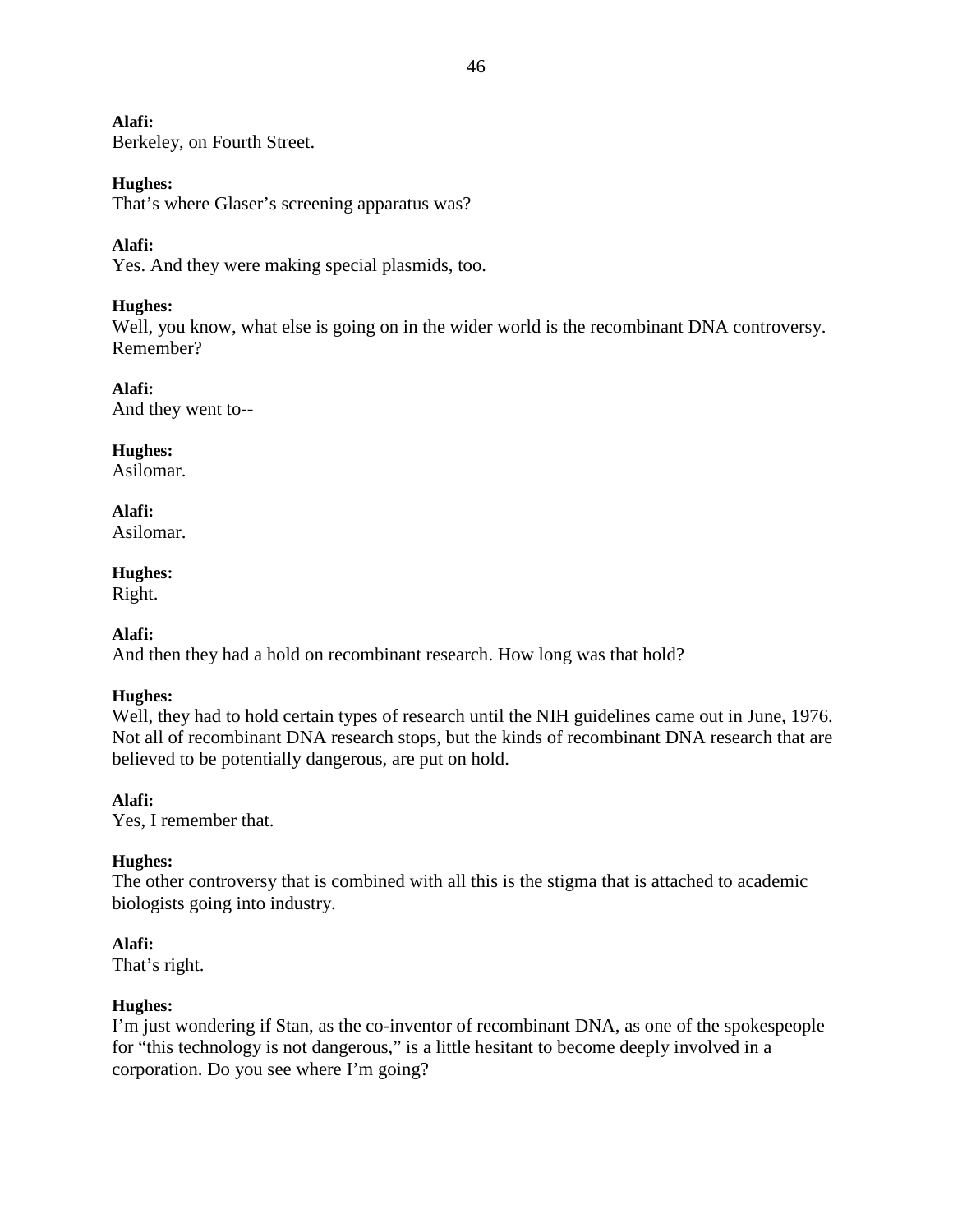**Alafi:**
Berkeley, on Fourth Street.

**Hughes:**
That's where Glaser's screening apparatus was?

**Alafi:**
Yes. And they were making special plasmids, too.

**Hughes:**
Well, you know, what else is going on in the wider world is the recombinant DNA controversy. Remember?

**Alafi:**
And they went to--

**Hughes:**
Asilomar.

**Alafi:**
Asilomar.

**Hughes:**
Right.

**Alafi:**
And then they had a hold on recombinant research. How long was that hold?

**Hughes:**
Well, they had to hold certain types of research until the NIH guidelines came out in June, 1976. Not all of recombinant DNA research stops, but the kinds of recombinant DNA research that are believed to be potentially dangerous, are put on hold.

**Alafi:**
Yes, I remember that.

**Hughes:**
The other controversy that is combined with all this is the stigma that is attached to academic biologists going into industry.

**Alafi:**
That's right.

**Hughes:**
I'm just wondering if Stan, as the co-inventor of recombinant DNA, as one of the spokespeople for "this technology is not dangerous," is a little hesitant to become deeply involved in a corporation. Do you see where I'm going?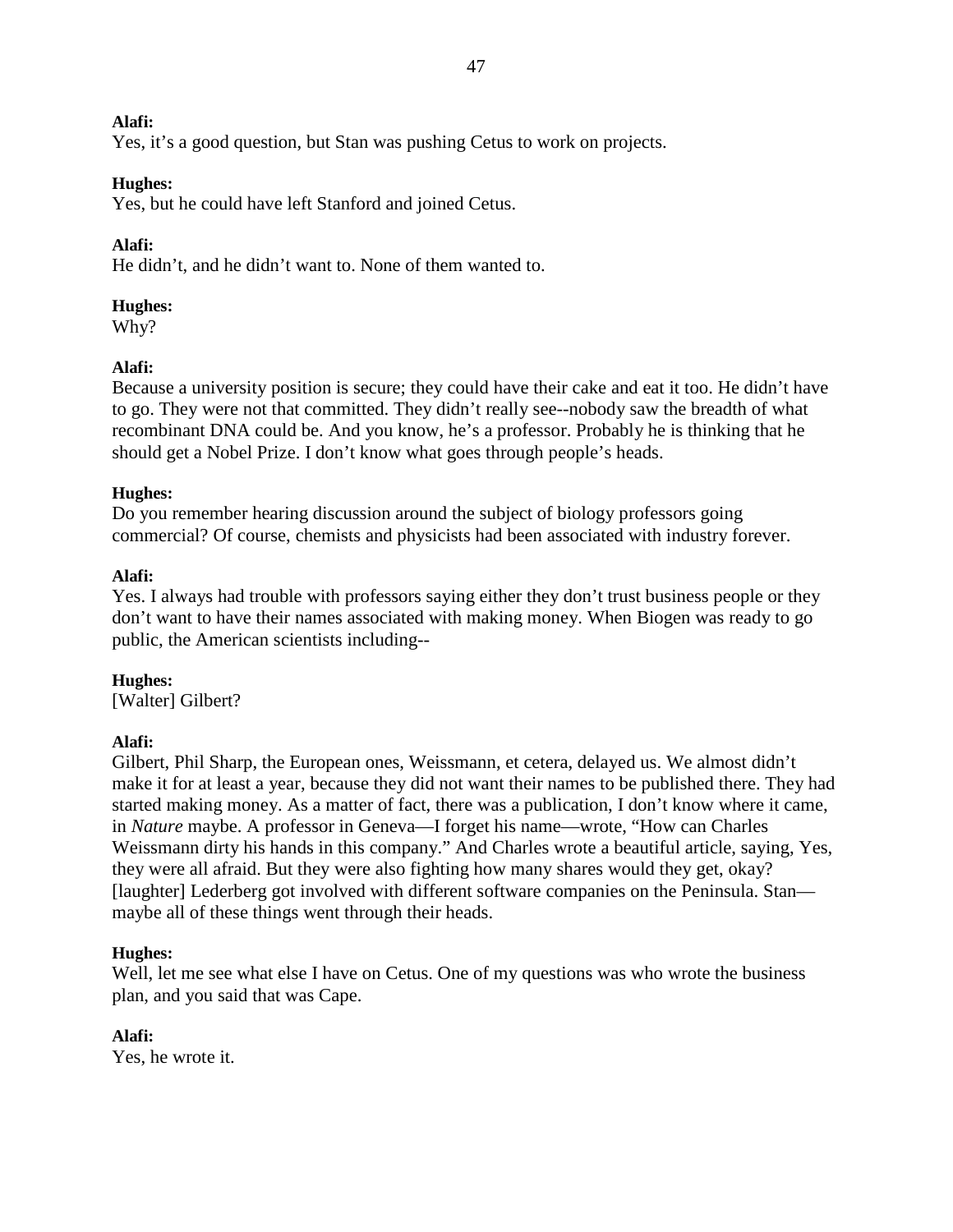**Alafi:**
Yes, it's a good question, but Stan was pushing Cetus to work on projects.

**Hughes:**
Yes, but he could have left Stanford and joined Cetus.

**Alafi:**
He didn't, and he didn't want to. None of them wanted to.

**Hughes:**
Why?

**Alafi:**
Because a university position is secure; they could have their cake and eat it too. He didn't have to go. They were not that committed. They didn't really see--nobody saw the breadth of what recombinant DNA could be. And you know, he's a professor. Probably he is thinking that he should get a Nobel Prize. I don't know what goes through people's heads.

**Hughes:**
Do you remember hearing discussion around the subject of biology professors going commercial? Of course, chemists and physicists had been associated with industry forever.

**Alafi:**
Yes. I always had trouble with professors saying either they don't trust business people or they don't want to have their names associated with making money. When Biogen was ready to go public, the American scientists including--

**Hughes:**
[Walter] Gilbert?

**Alafi:**
Gilbert, Phil Sharp, the European ones, Weissmann, et cetera, delayed us. We almost didn't make it for at least a year, because they did not want their names to be published there. They had started making money. As a matter of fact, there was a publication, I don't know where it came, in *Nature* maybe. A professor in Geneva—I forget his name—wrote, "How can Charles Weissmann dirty his hands in this company." And Charles wrote a beautiful article, saying, Yes, they were all afraid. But they were also fighting how many shares would they get, okay? [laughter] Lederberg got involved with different software companies on the Peninsula. Stan—maybe all of these things went through their heads.

**Hughes:**
Well, let me see what else I have on Cetus. One of my questions was who wrote the business plan, and you said that was Cape.

**Alafi:**
Yes, he wrote it.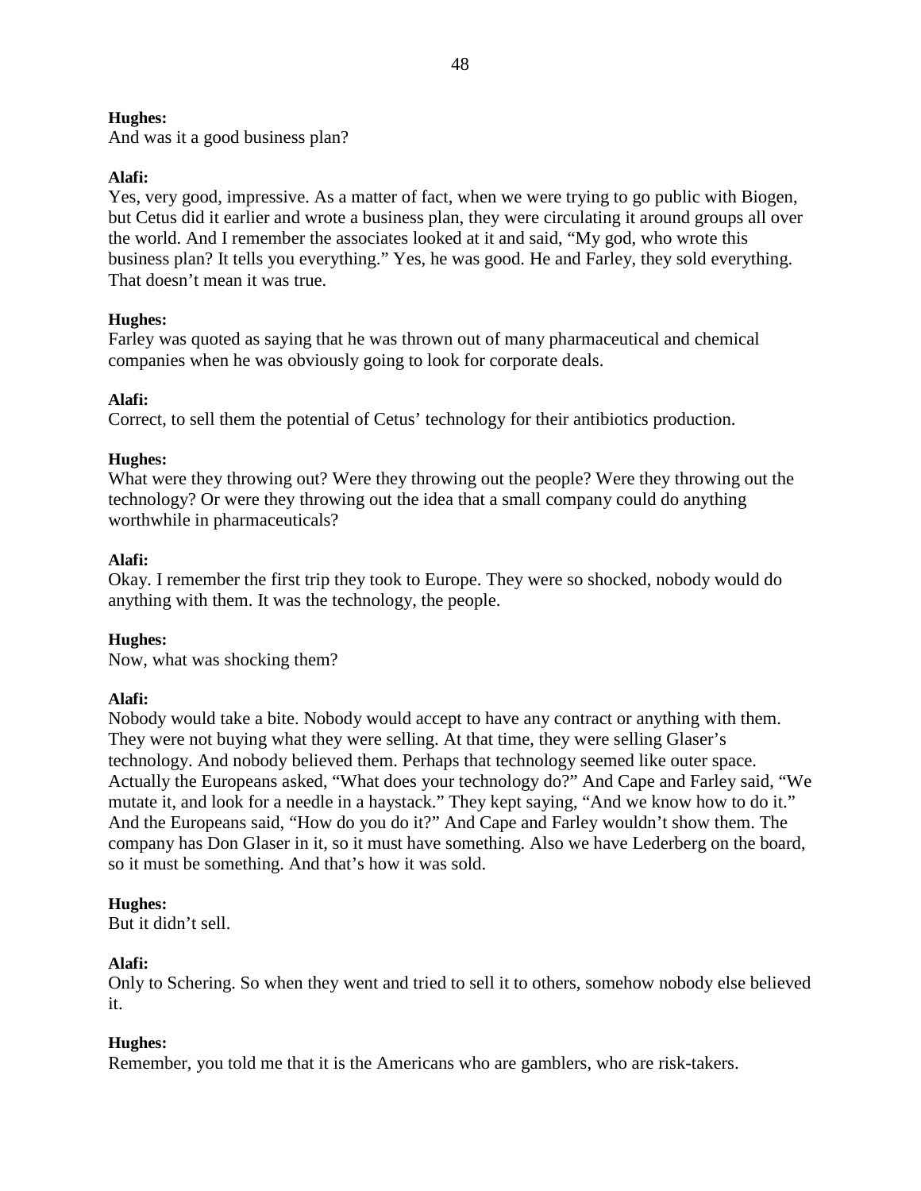**Hughes:**
And was it a good business plan?

**Alafi:**
Yes, very good, impressive. As a matter of fact, when we were trying to go public with Biogen, but Cetus did it earlier and wrote a business plan, they were circulating it around groups all over the world. And I remember the associates looked at it and said, "My god, who wrote this business plan? It tells you everything." Yes, he was good. He and Farley, they sold everything. That doesn't mean it was true.

**Hughes:**
Farley was quoted as saying that he was thrown out of many pharmaceutical and chemical companies when he was obviously going to look for corporate deals.

**Alafi:**
Correct, to sell them the potential of Cetus' technology for their antibiotics production.

**Hughes:**
What were they throwing out? Were they throwing out the people? Were they throwing out the technology? Or were they throwing out the idea that a small company could do anything worthwhile in pharmaceuticals?

**Alafi:**
Okay. I remember the first trip they took to Europe. They were so shocked, nobody would do anything with them. It was the technology, the people.

**Hughes:**
Now, what was shocking them?

**Alafi:**
Nobody would take a bite. Nobody would accept to have any contract or anything with them. They were not buying what they were selling. At that time, they were selling Glaser's technology. And nobody believed them. Perhaps that technology seemed like outer space. Actually the Europeans asked, "What does your technology do?" And Cape and Farley said, "We mutate it, and look for a needle in a haystack." They kept saying, "And we know how to do it." And the Europeans said, "How do you do it?" And Cape and Farley wouldn't show them. The company has Don Glaser in it, so it must have something. Also we have Lederberg on the board, so it must be something. And that's how it was sold.

**Hughes:**
But it didn't sell.

**Alafi:**
Only to Schering. So when they went and tried to sell it to others, somehow nobody else believed it.

**Hughes:**
Remember, you told me that it is the Americans who are gamblers, who are risk-takers.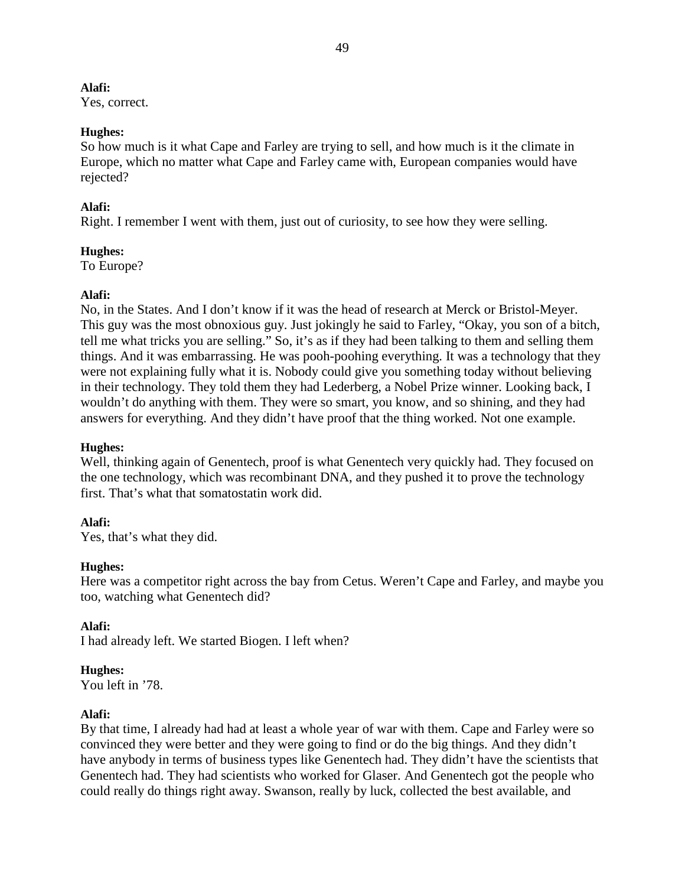**Alafi:**
Yes, correct.

**Hughes:**
So how much is it what Cape and Farley are trying to sell, and how much is it the climate in Europe, which no matter what Cape and Farley came with, European companies would have rejected?

**Alafi:**
Right. I remember I went with them, just out of curiosity, to see how they were selling.

**Hughes:**
To Europe?

**Alafi:**
No, in the States. And I don't know if it was the head of research at Merck or Bristol-Meyer. This guy was the most obnoxious guy. Just jokingly he said to Farley, "Okay, you son of a bitch, tell me what tricks you are selling." So, it's as if they had been talking to them and selling them things. And it was embarrassing. He was pooh-poohing everything. It was a technology that they were not explaining fully what it is. Nobody could give you something today without believing in their technology. They told them they had Lederberg, a Nobel Prize winner. Looking back, I wouldn't do anything with them. They were so smart, you know, and so shining, and they had answers for everything. And they didn't have proof that the thing worked. Not one example.

**Hughes:**
Well, thinking again of Genentech, proof is what Genentech very quickly had. They focused on the one technology, which was recombinant DNA, and they pushed it to prove the technology first. That's what that somatostatin work did.

**Alafi:**
Yes, that's what they did.

**Hughes:**
Here was a competitor right across the bay from Cetus. Weren't Cape and Farley, and maybe you too, watching what Genentech did?

**Alafi:**
I had already left. We started Biogen. I left when?

**Hughes:**
You left in '78.

**Alafi:**
By that time, I already had had at least a whole year of war with them. Cape and Farley were so convinced they were better and they were going to find or do the big things. And they didn't have anybody in terms of business types like Genentech had. They didn't have the scientists that Genentech had. They had scientists who worked for Glaser. And Genentech got the people who could really do things right away. Swanson, really by luck, collected the best available, and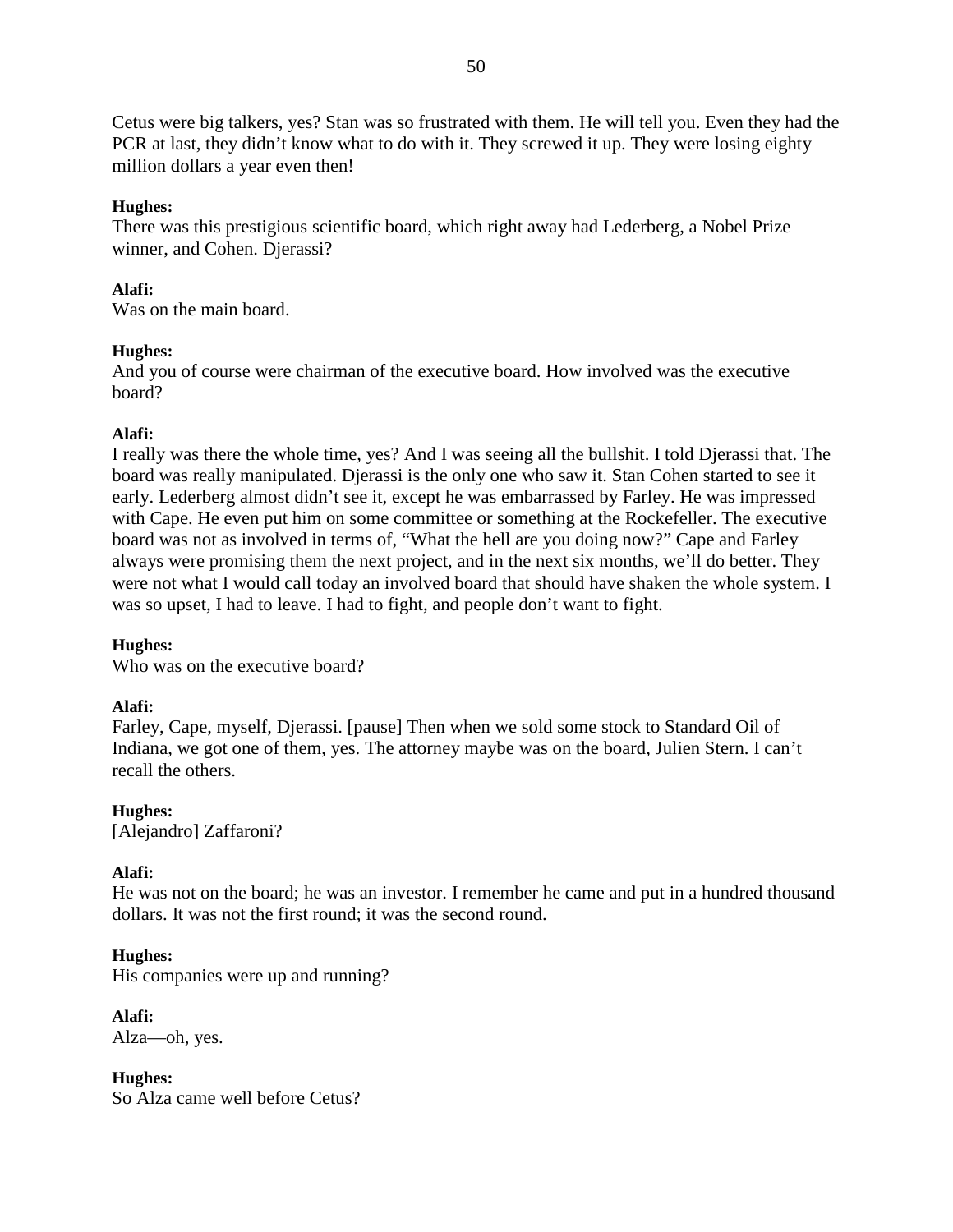Cetus were big talkers, yes? Stan was so frustrated with them. He will tell you. Even they had the PCR at last, they didn't know what to do with it. They screwed it up. They were losing eighty million dollars a year even then!

**Hughes:**
There was this prestigious scientific board, which right away had Lederberg, a Nobel Prize winner, and Cohen. Djerassi?

**Alafi:**
Was on the main board.

**Hughes:**
And you of course were chairman of the executive board. How involved was the executive board?

**Alafi:**
I really was there the whole time, yes? And I was seeing all the bullshit. I told Djerassi that. The board was really manipulated. Djerassi is the only one who saw it. Stan Cohen started to see it early. Lederberg almost didn't see it, except he was embarrassed by Farley. He was impressed with Cape. He even put him on some committee or something at the Rockefeller. The executive board was not as involved in terms of, "What the hell are you doing now?" Cape and Farley always were promising them the next project, and in the next six months, we'll do better. They were not what I would call today an involved board that should have shaken the whole system. I was so upset, I had to leave. I had to fight, and people don't want to fight.

**Hughes:**
Who was on the executive board?

**Alafi:**
Farley, Cape, myself, Djerassi. [pause] Then when we sold some stock to Standard Oil of Indiana, we got one of them, yes. The attorney maybe was on the board, Julien Stern. I can't recall the others.

**Hughes:**
[Alejandro] Zaffaroni?

**Alafi:**
He was not on the board; he was an investor. I remember he came and put in a hundred thousand dollars. It was not the first round; it was the second round.

**Hughes:**
His companies were up and running?

**Alafi:**
Alza—oh, yes.

**Hughes:**
So Alza came well before Cetus?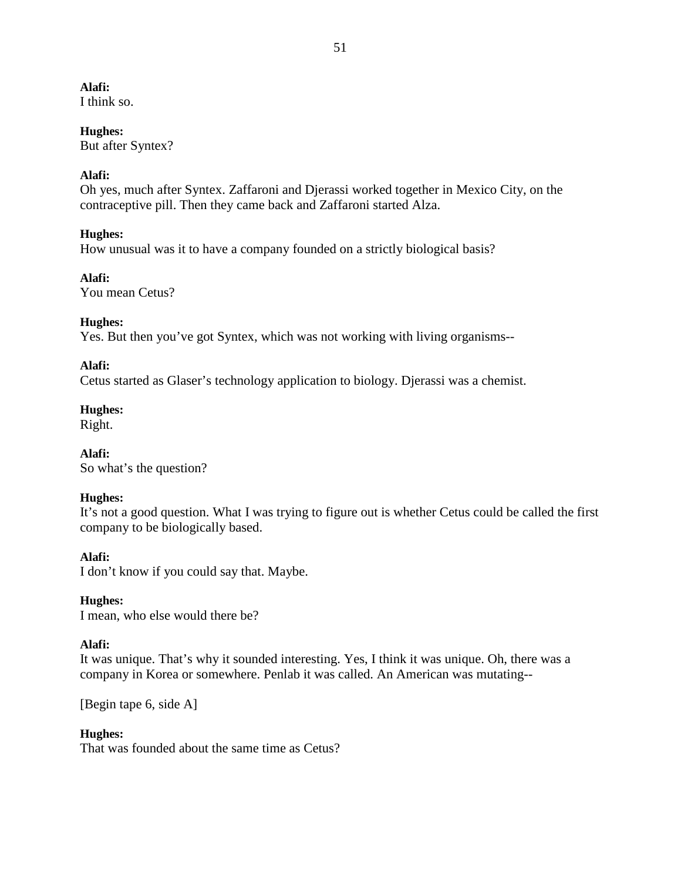**Alafi:**
I think so.

**Hughes:**
But after Syntex?

**Alafi:**
Oh yes, much after Syntex. Zaffaroni and Djerassi worked together in Mexico City, on the contraceptive pill. Then they came back and Zaffaroni started Alza.

**Hughes:**
How unusual was it to have a company founded on a strictly biological basis?

**Alafi:**
You mean Cetus?

**Hughes:**
Yes. But then you've got Syntex, which was not working with living organisms--

**Alafi:**
Cetus started as Glaser's technology application to biology. Djerassi was a chemist.

**Hughes:**
Right.

**Alafi:**
So what's the question?

**Hughes:**
It's not a good question. What I was trying to figure out is whether Cetus could be called the first company to be biologically based.

**Alafi:**
I don't know if you could say that. Maybe.

**Hughes:**
I mean, who else would there be?

**Alafi:**
It was unique. That's why it sounded interesting. Yes, I think it was unique. Oh, there was a company in Korea or somewhere. Penlab it was called. An American was mutating--

[Begin tape 6, side A]

**Hughes:**
That was founded about the same time as Cetus?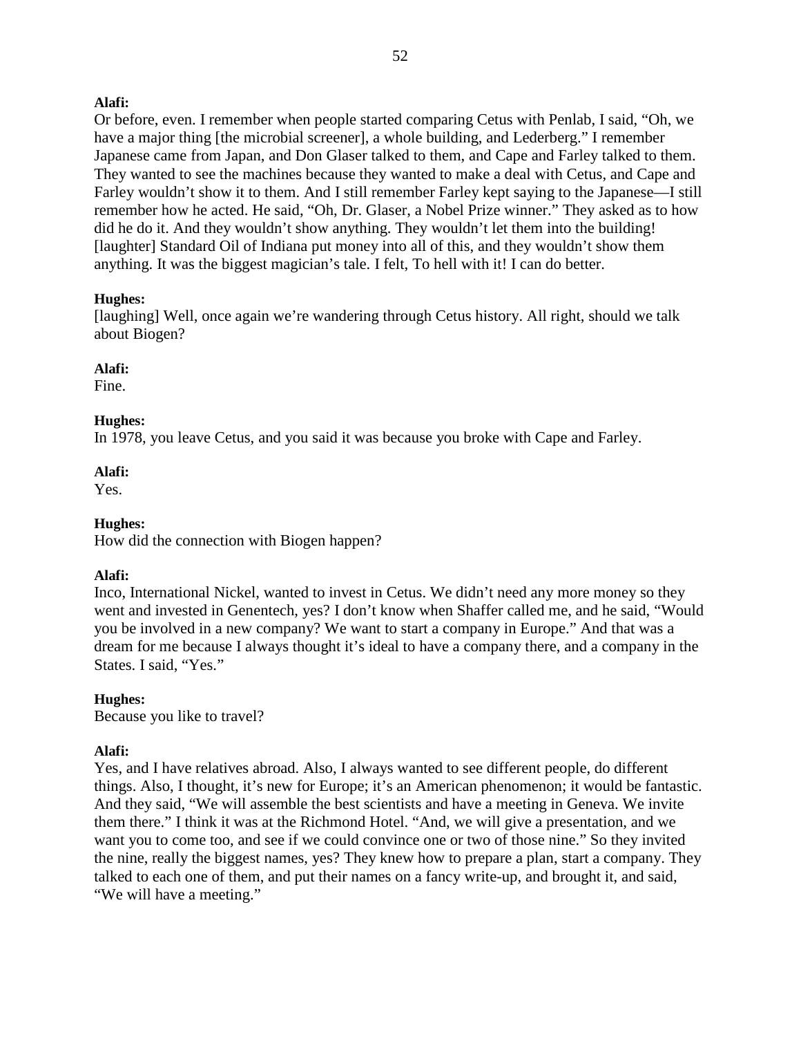**Alafi:**
Or before, even. I remember when people started comparing Cetus with Penlab, I said, "Oh, we have a major thing [the microbial screener], a whole building, and Lederberg." I remember Japanese came from Japan, and Don Glaser talked to them, and Cape and Farley talked to them. They wanted to see the machines because they wanted to make a deal with Cetus, and Cape and Farley wouldn't show it to them. And I still remember Farley kept saying to the Japanese—I still remember how he acted. He said, "Oh, Dr. Glaser, a Nobel Prize winner." They asked as to how did he do it. And they wouldn't show anything. They wouldn't let them into the building! [laughter] Standard Oil of Indiana put money into all of this, and they wouldn't show them anything. It was the biggest magician's tale. I felt, To hell with it! I can do better.

**Hughes:**
[laughing] Well, once again we're wandering through Cetus history. All right, should we talk about Biogen?

**Alafi:**
Fine.

**Hughes:**
In 1978, you leave Cetus, and you said it was because you broke with Cape and Farley.

**Alafi:**
Yes.

**Hughes:**
How did the connection with Biogen happen?

**Alafi:**
Inco, International Nickel, wanted to invest in Cetus. We didn't need any more money so they went and invested in Genentech, yes? I don't know when Shaffer called me, and he said, "Would you be involved in a new company? We want to start a company in Europe." And that was a dream for me because I always thought it's ideal to have a company there, and a company in the States. I said, "Yes."

**Hughes:**
Because you like to travel?

**Alafi:**
Yes, and I have relatives abroad. Also, I always wanted to see different people, do different things. Also, I thought, it's new for Europe; it's an American phenomenon; it would be fantastic. And they said, "We will assemble the best scientists and have a meeting in Geneva. We invite them there." I think it was at the Richmond Hotel. "And, we will give a presentation, and we want you to come too, and see if we could convince one or two of those nine." So they invited the nine, really the biggest names, yes? They knew how to prepare a plan, start a company. They talked to each one of them, and put their names on a fancy write-up, and brought it, and said, "We will have a meeting."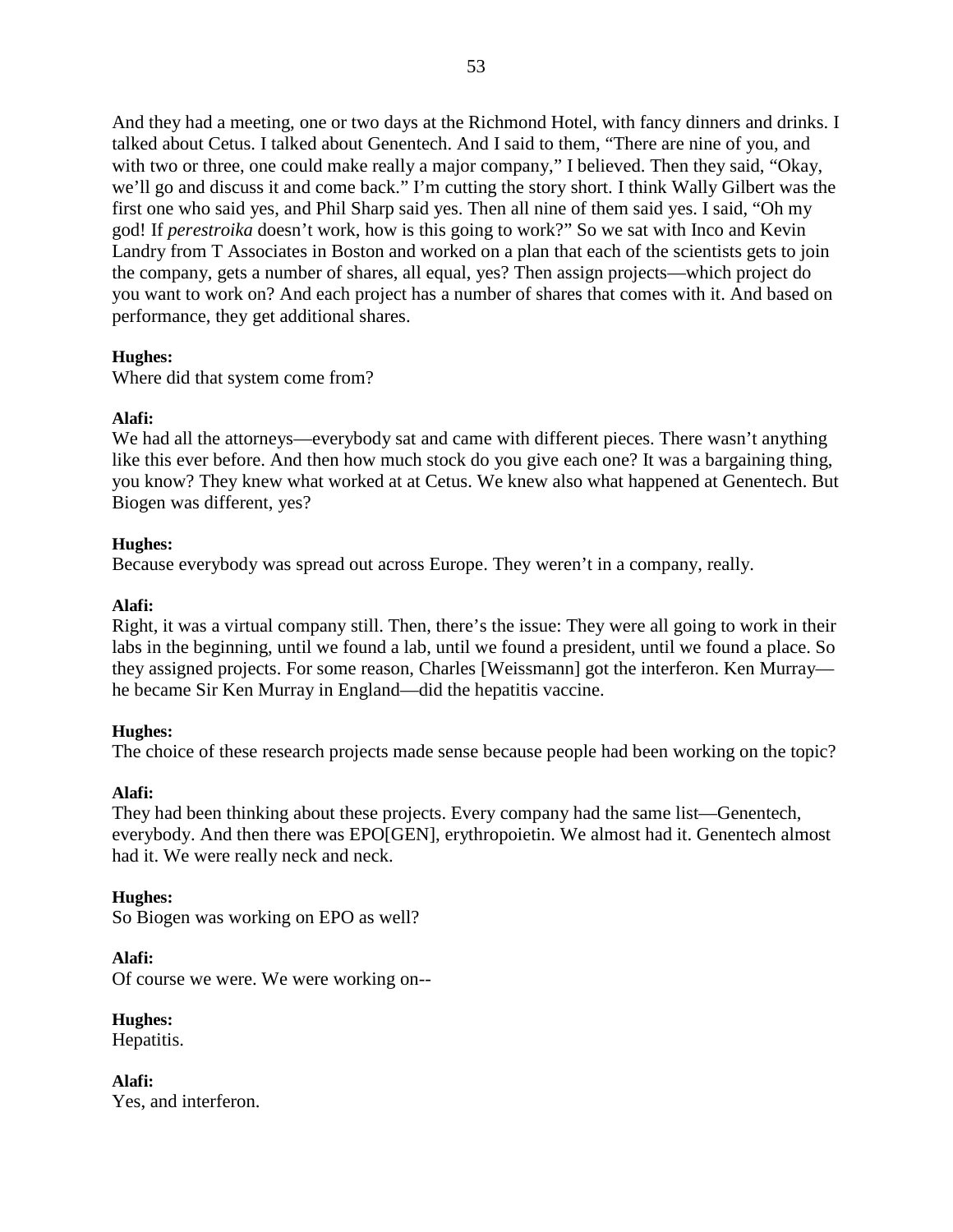And they had a meeting, one or two days at the Richmond Hotel, with fancy dinners and drinks. I talked about Cetus. I talked about Genentech. And I said to them, "There are nine of you, and with two or three, one could make really a major company," I believed. Then they said, "Okay, we'll go and discuss it and come back." I'm cutting the story short. I think Wally Gilbert was the first one who said yes, and Phil Sharp said yes. Then all nine of them said yes. I said, "Oh my god! If *perestroika* doesn't work, how is this going to work?" So we sat with Inco and Kevin Landry from T Associates in Boston and worked on a plan that each of the scientists gets to join the company, gets a number of shares, all equal, yes? Then assign projects—which project do you want to work on? And each project has a number of shares that comes with it. And based on performance, they get additional shares.

**Hughes:**
Where did that system come from?

**Alafi:**
We had all the attorneys—everybody sat and came with different pieces. There wasn't anything like this ever before. And then how much stock do you give each one? It was a bargaining thing, you know? They knew what worked at at Cetus. We knew also what happened at Genentech. But Biogen was different, yes?

**Hughes:**
Because everybody was spread out across Europe. They weren't in a company, really.

**Alafi:**
Right, it was a virtual company still. Then, there's the issue: They were all going to work in their labs in the beginning, until we found a lab, until we found a president, until we found a place. So they assigned projects. For some reason, Charles [Weissmann] got the interferon. Ken Murray—he became Sir Ken Murray in England—did the hepatitis vaccine.

**Hughes:**
The choice of these research projects made sense because people had been working on the topic?

**Alafi:**
They had been thinking about these projects. Every company had the same list—Genentech, everybody. And then there was EPO[GEN], erythropoietin. We almost had it. Genentech almost had it. We were really neck and neck.

**Hughes:**
So Biogen was working on EPO as well?

**Alafi:**
Of course we were. We were working on--

**Hughes:**
Hepatitis.

**Alafi:**
Yes, and interferon.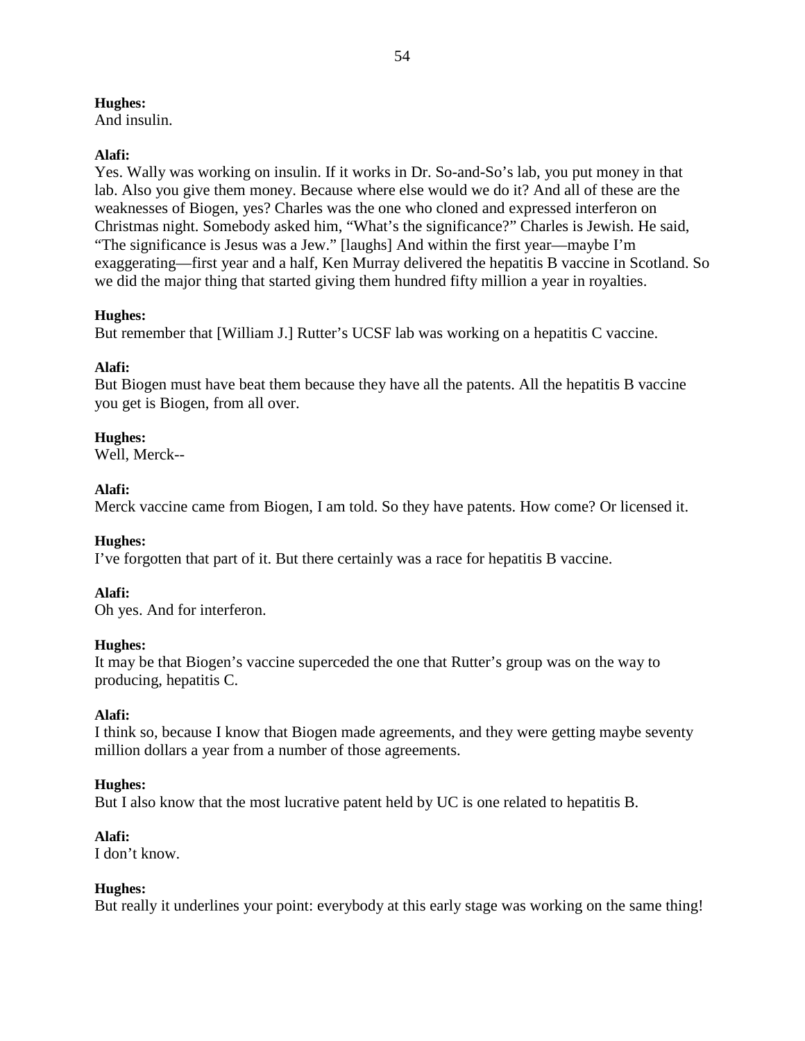**Hughes:**
And insulin.

**Alafi:**
Yes. Wally was working on insulin. If it works in Dr. So-and-So's lab, you put money in that lab. Also you give them money. Because where else would we do it? And all of these are the weaknesses of Biogen, yes? Charles was the one who cloned and expressed interferon on Christmas night. Somebody asked him, "What's the significance?" Charles is Jewish. He said, "The significance is Jesus was a Jew." [laughs] And within the first year—maybe I'm exaggerating—first year and a half, Ken Murray delivered the hepatitis B vaccine in Scotland. So we did the major thing that started giving them hundred fifty million a year in royalties.

**Hughes:**
But remember that [William J.] Rutter's UCSF lab was working on a hepatitis C vaccine.

**Alafi:**
But Biogen must have beat them because they have all the patents. All the hepatitis B vaccine you get is Biogen, from all over.

**Hughes:**
Well, Merck--

**Alafi:**
Merck vaccine came from Biogen, I am told. So they have patents. How come? Or licensed it.

**Hughes:**
I've forgotten that part of it. But there certainly was a race for hepatitis B vaccine.

**Alafi:**
Oh yes. And for interferon.

**Hughes:**
It may be that Biogen's vaccine superceded the one that Rutter's group was on the way to producing, hepatitis C.

**Alafi:**
I think so, because I know that Biogen made agreements, and they were getting maybe seventy million dollars a year from a number of those agreements.

**Hughes:**
But I also know that the most lucrative patent held by UC is one related to hepatitis B.

**Alafi:**
I don't know.

**Hughes:**
But really it underlines your point: everybody at this early stage was working on the same thing!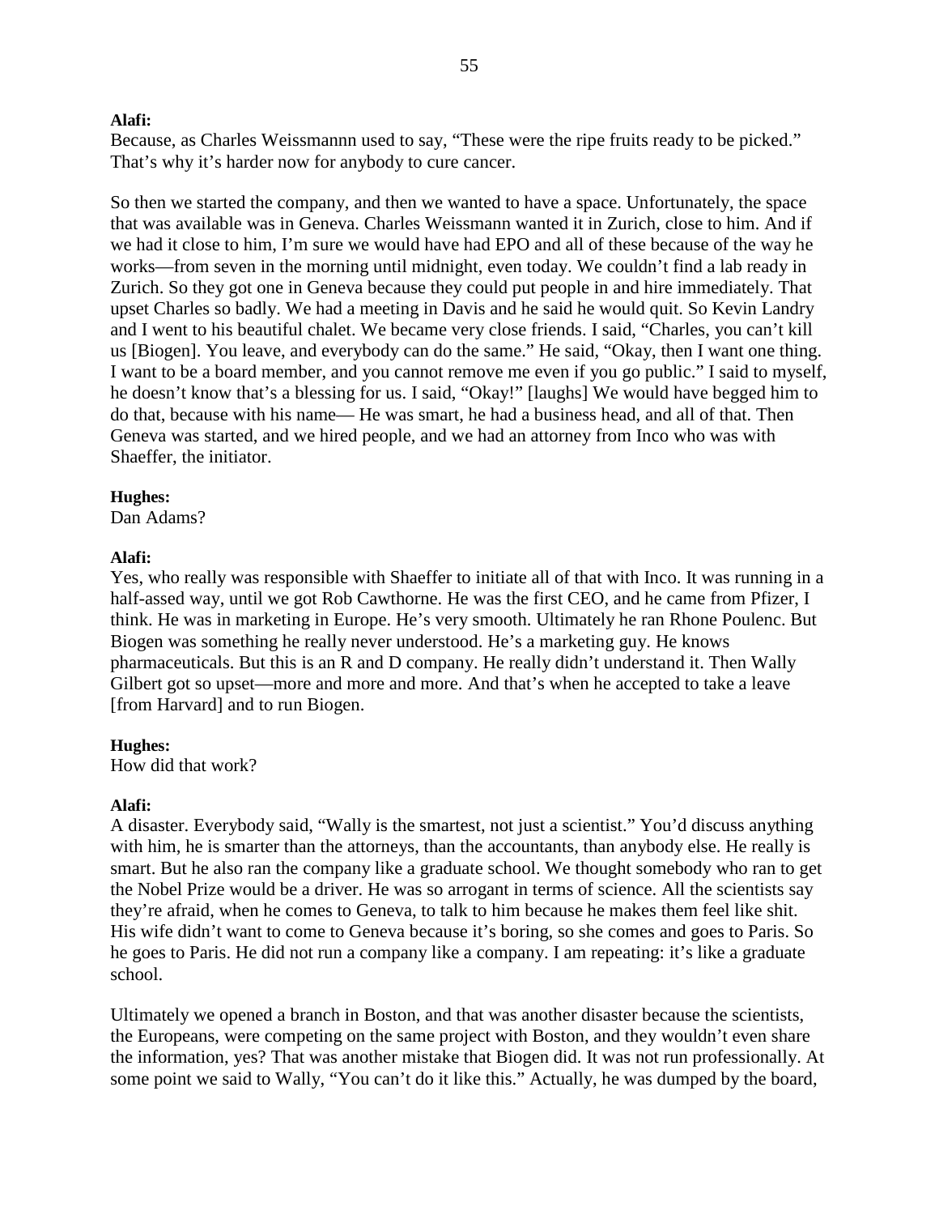**Alafi:**
Because, as Charles Weissmannn used to say, "These were the ripe fruits ready to be picked." That's why it's harder now for anybody to cure cancer.

So then we started the company, and then we wanted to have a space. Unfortunately, the space that was available was in Geneva. Charles Weissmann wanted it in Zurich, close to him. And if we had it close to him, I'm sure we would have had EPO and all of these because of the way he works—from seven in the morning until midnight, even today. We couldn't find a lab ready in Zurich. So they got one in Geneva because they could put people in and hire immediately. That upset Charles so badly. We had a meeting in Davis and he said he would quit. So Kevin Landry and I went to his beautiful chalet. We became very close friends. I said, "Charles, you can't kill us [Biogen]. You leave, and everybody can do the same." He said, "Okay, then I want one thing. I want to be a board member, and you cannot remove me even if you go public." I said to myself, he doesn't know that's a blessing for us. I said, "Okay!" [laughs] We would have begged him to do that, because with his name— He was smart, he had a business head, and all of that. Then Geneva was started, and we hired people, and we had an attorney from Inco who was with Shaeffer, the initiator.

**Hughes:**
Dan Adams?

**Alafi:**
Yes, who really was responsible with Shaeffer to initiate all of that with Inco. It was running in a half-assed way, until we got Rob Cawthorne. He was the first CEO, and he came from Pfizer, I think. He was in marketing in Europe. He's very smooth. Ultimately he ran Rhone Poulenc. But Biogen was something he really never understood. He's a marketing guy. He knows pharmaceuticals. But this is an R and D company. He really didn't understand it. Then Wally Gilbert got so upset—more and more and more. And that's when he accepted to take a leave [from Harvard] and to run Biogen.

**Hughes:**
How did that work?

**Alafi:**
A disaster. Everybody said, "Wally is the smartest, not just a scientist." You'd discuss anything with him, he is smarter than the attorneys, than the accountants, than anybody else. He really is smart. But he also ran the company like a graduate school. We thought somebody who ran to get the Nobel Prize would be a driver. He was so arrogant in terms of science. All the scientists say they're afraid, when he comes to Geneva, to talk to him because he makes them feel like shit. His wife didn't want to come to Geneva because it's boring, so she comes and goes to Paris. So he goes to Paris. He did not run a company like a company. I am repeating: it's like a graduate school.

Ultimately we opened a branch in Boston, and that was another disaster because the scientists, the Europeans, were competing on the same project with Boston, and they wouldn't even share the information, yes? That was another mistake that Biogen did. It was not run professionally. At some point we said to Wally, "You can't do it like this." Actually, he was dumped by the board,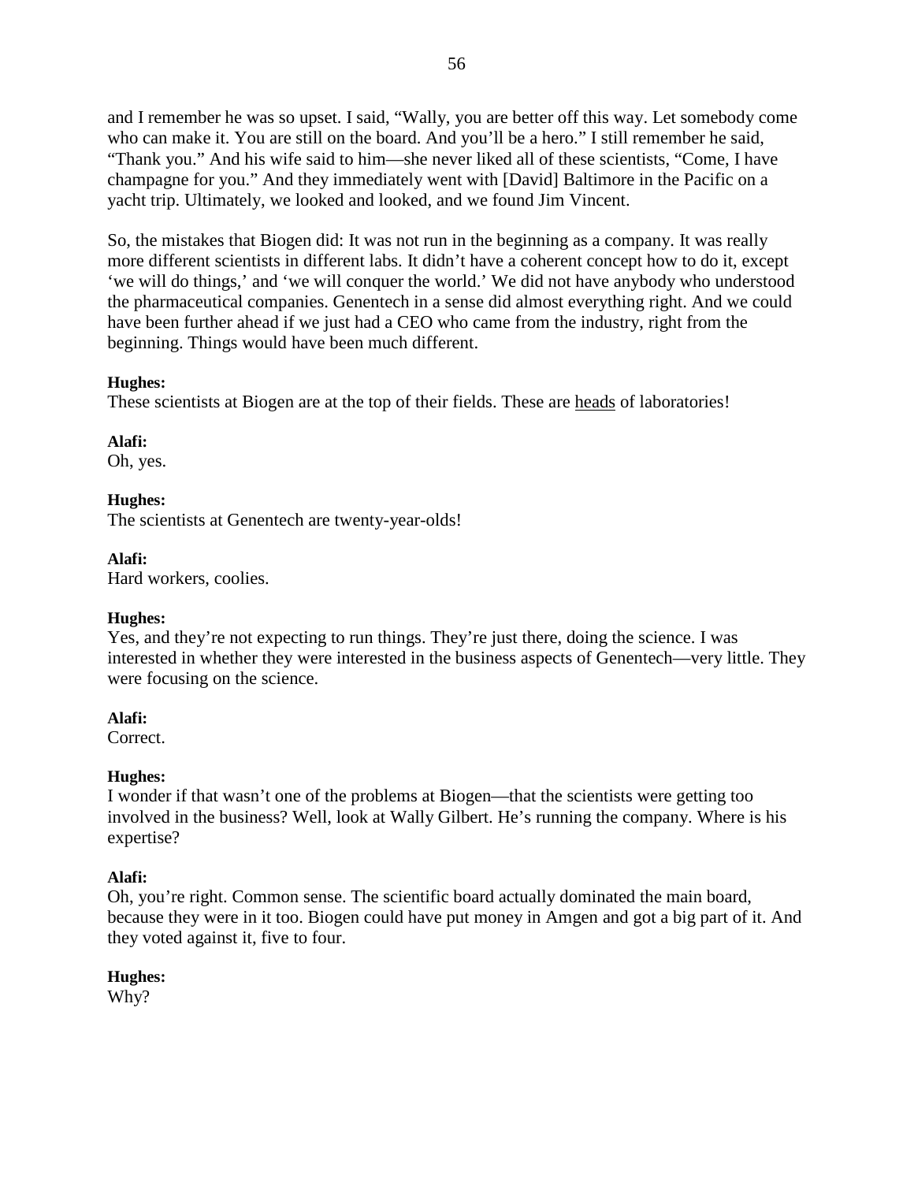and I remember he was so upset. I said, "Wally, you are better off this way. Let somebody come who can make it. You are still on the board. And you'll be a hero." I still remember he said, "Thank you." And his wife said to him—she never liked all of these scientists, "Come, I have champagne for you." And they immediately went with [David] Baltimore in the Pacific on a yacht trip. Ultimately, we looked and looked, and we found Jim Vincent.

So, the mistakes that Biogen did: It was not run in the beginning as a company. It was really more different scientists in different labs. It didn't have a coherent concept how to do it, except 'we will do things,' and 'we will conquer the world.' We did not have anybody who understood the pharmaceutical companies. Genentech in a sense did almost everything right. And we could have been further ahead if we just had a CEO who came from the industry, right from the beginning. Things would have been much different.

**Hughes:**
These scientists at Biogen are at the top of their fields. These are <u>heads</u> of laboratories!

**Alafi:**
Oh, yes.

**Hughes:**
The scientists at Genentech are twenty-year-olds!

**Alafi:**
Hard workers, coolies.

**Hughes:**
Yes, and they're not expecting to run things. They're just there, doing the science. I was interested in whether they were interested in the business aspects of Genentech—very little. They were focusing on the science.

**Alafi:**
Correct.

**Hughes:**
I wonder if that wasn't one of the problems at Biogen—that the scientists were getting too involved in the business? Well, look at Wally Gilbert. He's running the company. Where is his expertise?

**Alafi:**
Oh, you're right. Common sense. The scientific board actually dominated the main board, because they were in it too. Biogen could have put money in Amgen and got a big part of it. And they voted against it, five to four.

**Hughes:**
Why?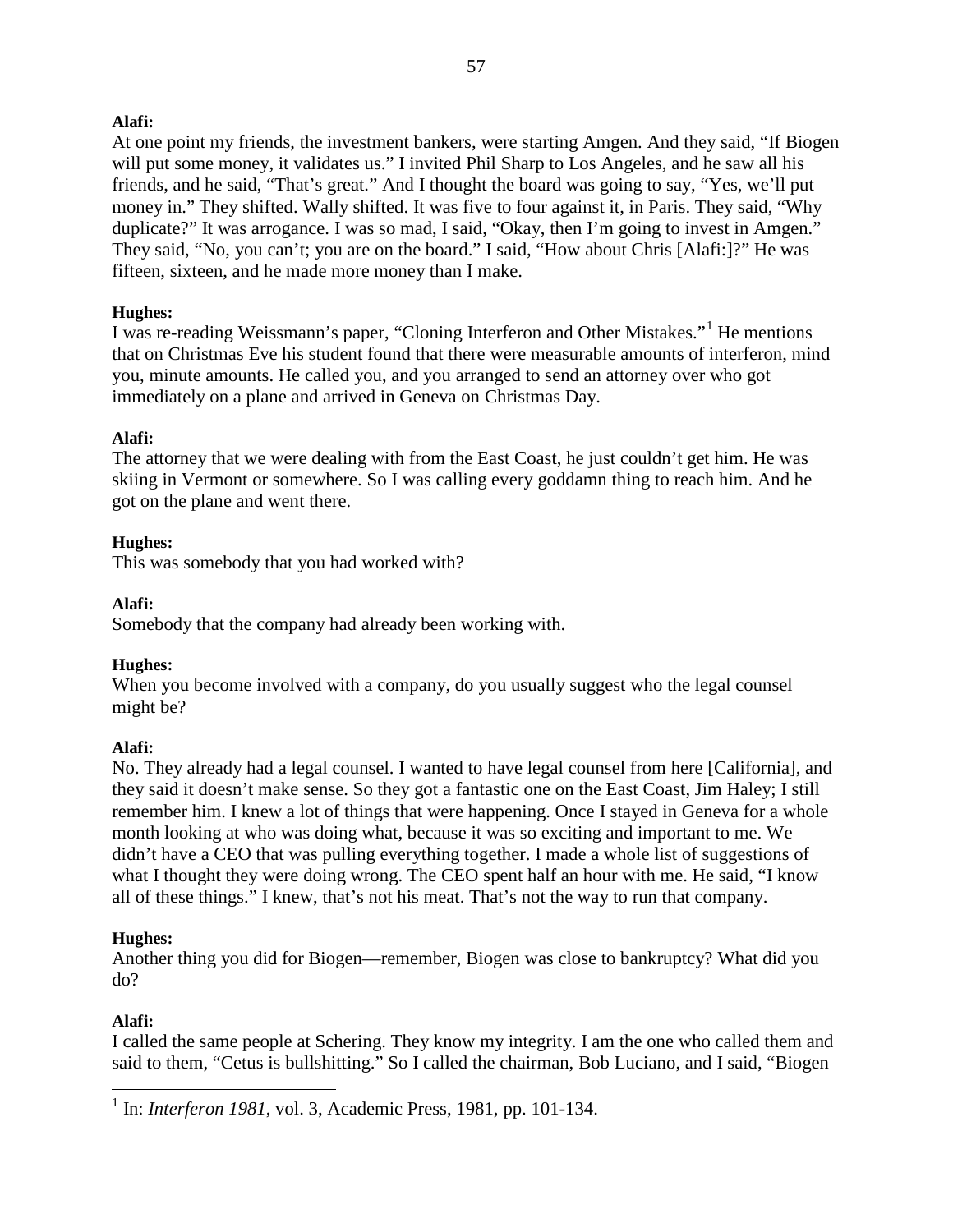**Alafi:**
At one point my friends, the investment bankers, were starting Amgen. And they said, "If Biogen will put some money, it validates us." I invited Phil Sharp to Los Angeles, and he saw all his friends, and he said, "That's great." And I thought the board was going to say, "Yes, we'll put money in." They shifted. Wally shifted. It was five to four against it, in Paris. They said, "Why duplicate?" It was arrogance. I was so mad, I said, "Okay, then I'm going to invest in Amgen." They said, "No, you can't; you are on the board." I said, "How about Chris [Alafi:]?" He was fifteen, sixteen, and he made more money than I make.

**Hughes:**
I was re-reading Weissmann's paper, "Cloning Interferon and Other Mistakes."[1] He mentions that on Christmas Eve his student found that there were measurable amounts of interferon, mind you, minute amounts. He called you, and you arranged to send an attorney over who got immediately on a plane and arrived in Geneva on Christmas Day.

**Alafi:**
The attorney that we were dealing with from the East Coast, he just couldn't get him. He was skiing in Vermont or somewhere. So I was calling every goddamn thing to reach him. And he got on the plane and went there.

**Hughes:**
This was somebody that you had worked with?

**Alafi:**
Somebody that the company had already been working with.

**Hughes:**
When you become involved with a company, do you usually suggest who the legal counsel might be?

**Alafi:**
No. They already had a legal counsel. I wanted to have legal counsel from here [California], and they said it doesn't make sense. So they got a fantastic one on the East Coast, Jim Haley; I still remember him. I knew a lot of things that were happening. Once I stayed in Geneva for a whole month looking at who was doing what, because it was so exciting and important to me. We didn't have a CEO that was pulling everything together. I made a whole list of suggestions of what I thought they were doing wrong. The CEO spent half an hour with me. He said, "I know all of these things." I knew, that's not his meat. That's not the way to run that company.

**Hughes:**
Another thing you did for Biogen—remember, Biogen was close to bankruptcy? What did you do?

**Alafi:**
I called the same people at Schering. They know my integrity. I am the one who called them and said to them, "Cetus is bullshitting." So I called the chairman, Bob Luciano, and I said, "Biogen

---

[1] In: *Interferon 1981*, vol. 3, Academic Press, 1981, pp. 101-134.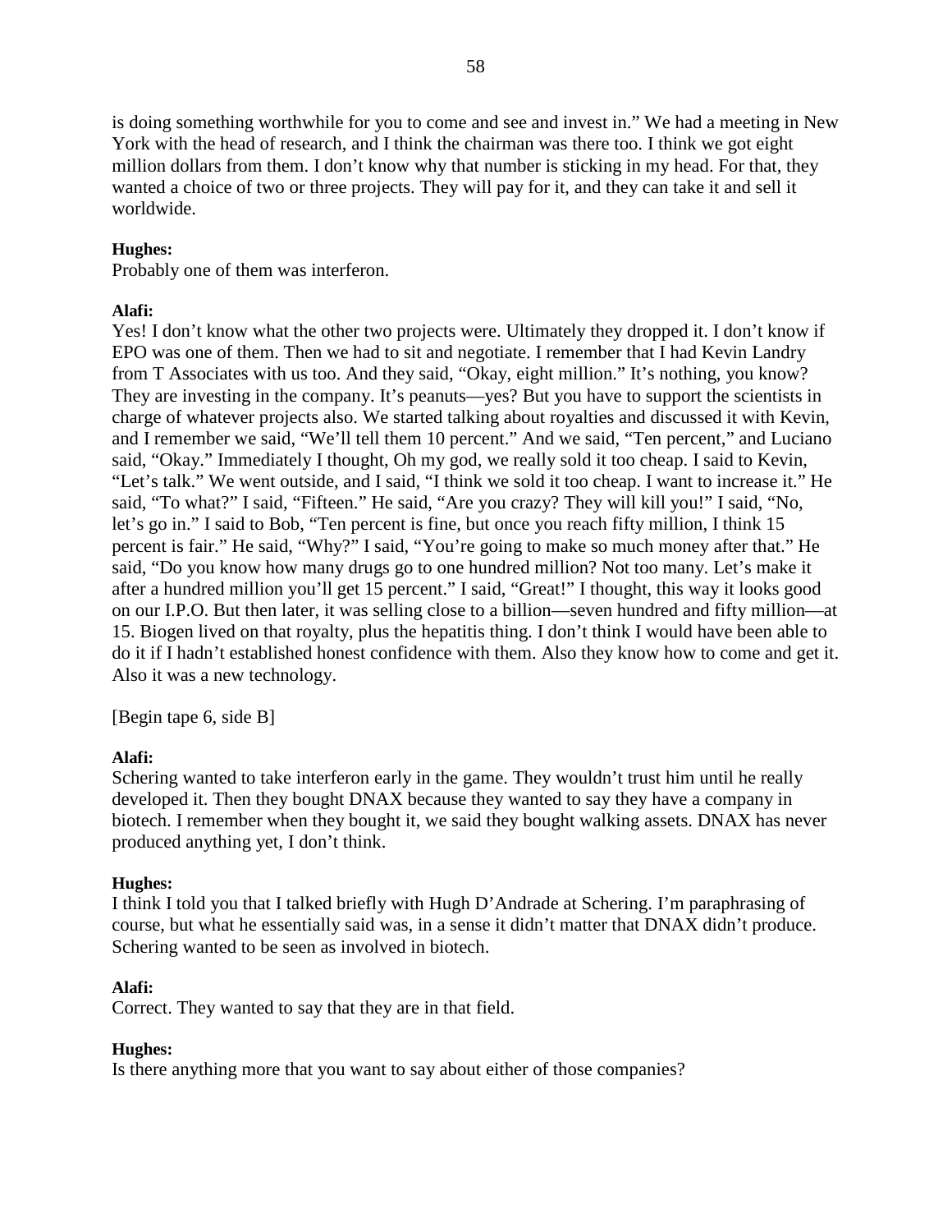is doing something worthwhile for you to come and see and invest in." We had a meeting in New York with the head of research, and I think the chairman was there too. I think we got eight million dollars from them. I don't know why that number is sticking in my head. For that, they wanted a choice of two or three projects. They will pay for it, and they can take it and sell it worldwide.

**Hughes:**
Probably one of them was interferon.

**Alafi:**
Yes! I don't know what the other two projects were. Ultimately they dropped it. I don't know if EPO was one of them. Then we had to sit and negotiate. I remember that I had Kevin Landry from T Associates with us too. And they said, "Okay, eight million." It's nothing, you know? They are investing in the company. It's peanuts—yes? But you have to support the scientists in charge of whatever projects also. We started talking about royalties and discussed it with Kevin, and I remember we said, "We'll tell them 10 percent." And we said, "Ten percent," and Luciano said, "Okay." Immediately I thought, Oh my god, we really sold it too cheap. I said to Kevin, "Let's talk." We went outside, and I said, "I think we sold it too cheap. I want to increase it." He said, "To what?" I said, "Fifteen." He said, "Are you crazy? They will kill you!" I said, "No, let's go in." I said to Bob, "Ten percent is fine, but once you reach fifty million, I think 15 percent is fair." He said, "Why?" I said, "You're going to make so much money after that." He said, "Do you know how many drugs go to one hundred million? Not too many. Let's make it after a hundred million you'll get 15 percent." I said, "Great!" I thought, this way it looks good on our I.P.O. But then later, it was selling close to a billion—seven hundred and fifty million—at 15. Biogen lived on that royalty, plus the hepatitis thing. I don't think I would have been able to do it if I hadn't established honest confidence with them. Also they know how to come and get it. Also it was a new technology.

[Begin tape 6, side B]

**Alafi:**
Schering wanted to take interferon early in the game. They wouldn't trust him until he really developed it. Then they bought DNAX because they wanted to say they have a company in biotech. I remember when they bought it, we said they bought walking assets. DNAX has never produced anything yet, I don't think.

**Hughes:**
I think I told you that I talked briefly with Hugh D'Andrade at Schering. I'm paraphrasing of course, but what he essentially said was, in a sense it didn't matter that DNAX didn't produce. Schering wanted to be seen as involved in biotech.

**Alafi:**
Correct. They wanted to say that they are in that field.

**Hughes:**
Is there anything more that you want to say about either of those companies?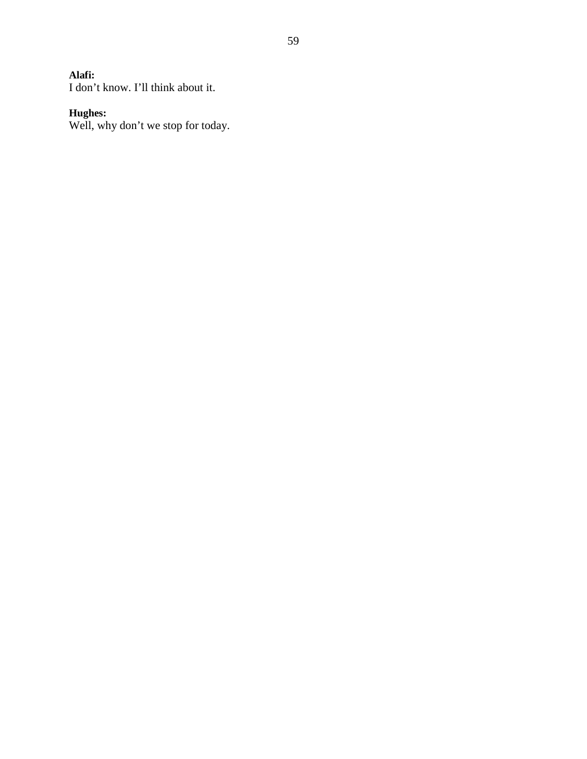**Alafi:**
I don’t know. I’ll think about it.

**Hughes:**
Well, why don’t we stop for today.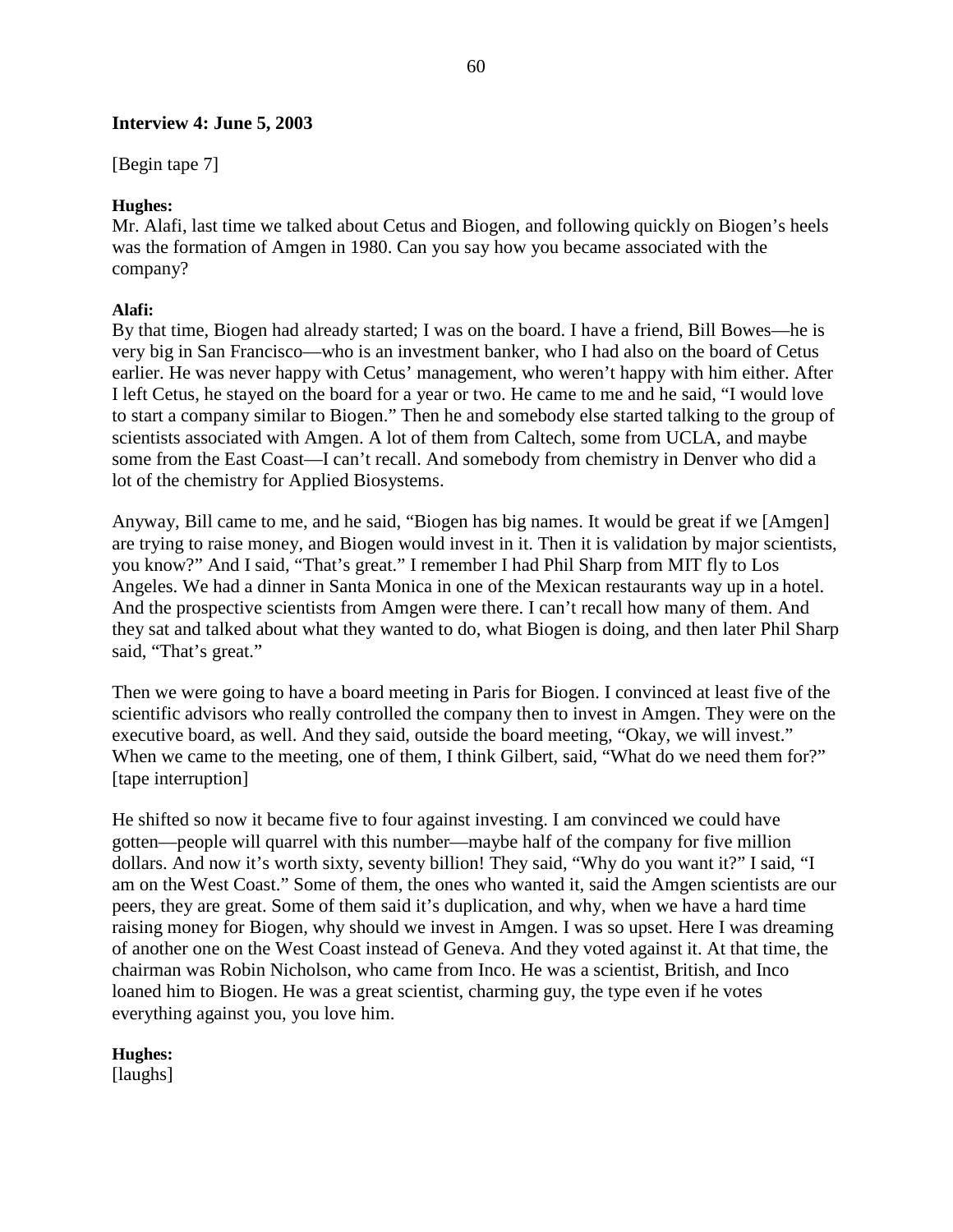**Interview 4: June 5, 2003**

[Begin tape 7]

**Hughes:**
Mr. Alafi, last time we talked about Cetus and Biogen, and following quickly on Biogen's heels was the formation of Amgen in 1980. Can you say how you became associated with the company?

**Alafi:**
By that time, Biogen had already started; I was on the board. I have a friend, Bill Bowes—he is very big in San Francisco—who is an investment banker, who I had also on the board of Cetus earlier. He was never happy with Cetus' management, who weren't happy with him either. After I left Cetus, he stayed on the board for a year or two. He came to me and he said, "I would love to start a company similar to Biogen." Then he and somebody else started talking to the group of scientists associated with Amgen. A lot of them from Caltech, some from UCLA, and maybe some from the East Coast—I can't recall. And somebody from chemistry in Denver who did a lot of the chemistry for Applied Biosystems.

Anyway, Bill came to me, and he said, "Biogen has big names. It would be great if we [Amgen] are trying to raise money, and Biogen would invest in it. Then it is validation by major scientists, you know?" And I said, "That's great." I remember I had Phil Sharp from MIT fly to Los Angeles. We had a dinner in Santa Monica in one of the Mexican restaurants way up in a hotel. And the prospective scientists from Amgen were there. I can't recall how many of them. And they sat and talked about what they wanted to do, what Biogen is doing, and then later Phil Sharp said, "That's great."

Then we were going to have a board meeting in Paris for Biogen. I convinced at least five of the scientific advisors who really controlled the company then to invest in Amgen. They were on the executive board, as well. And they said, outside the board meeting, "Okay, we will invest." When we came to the meeting, one of them, I think Gilbert, said, "What do we need them for?" [tape interruption]

He shifted so now it became five to four against investing. I am convinced we could have gotten—people will quarrel with this number—maybe half of the company for five million dollars. And now it's worth sixty, seventy billion! They said, "Why do you want it?" I said, "I am on the West Coast." Some of them, the ones who wanted it, said the Amgen scientists are our peers, they are great. Some of them said it's duplication, and why, when we have a hard time raising money for Biogen, why should we invest in Amgen. I was so upset. Here I was dreaming of another one on the West Coast instead of Geneva. And they voted against it. At that time, the chairman was Robin Nicholson, who came from Inco. He was a scientist, British, and Inco loaned him to Biogen. He was a great scientist, charming guy, the type even if he votes everything against you, you love him.

**Hughes:**
[laughs]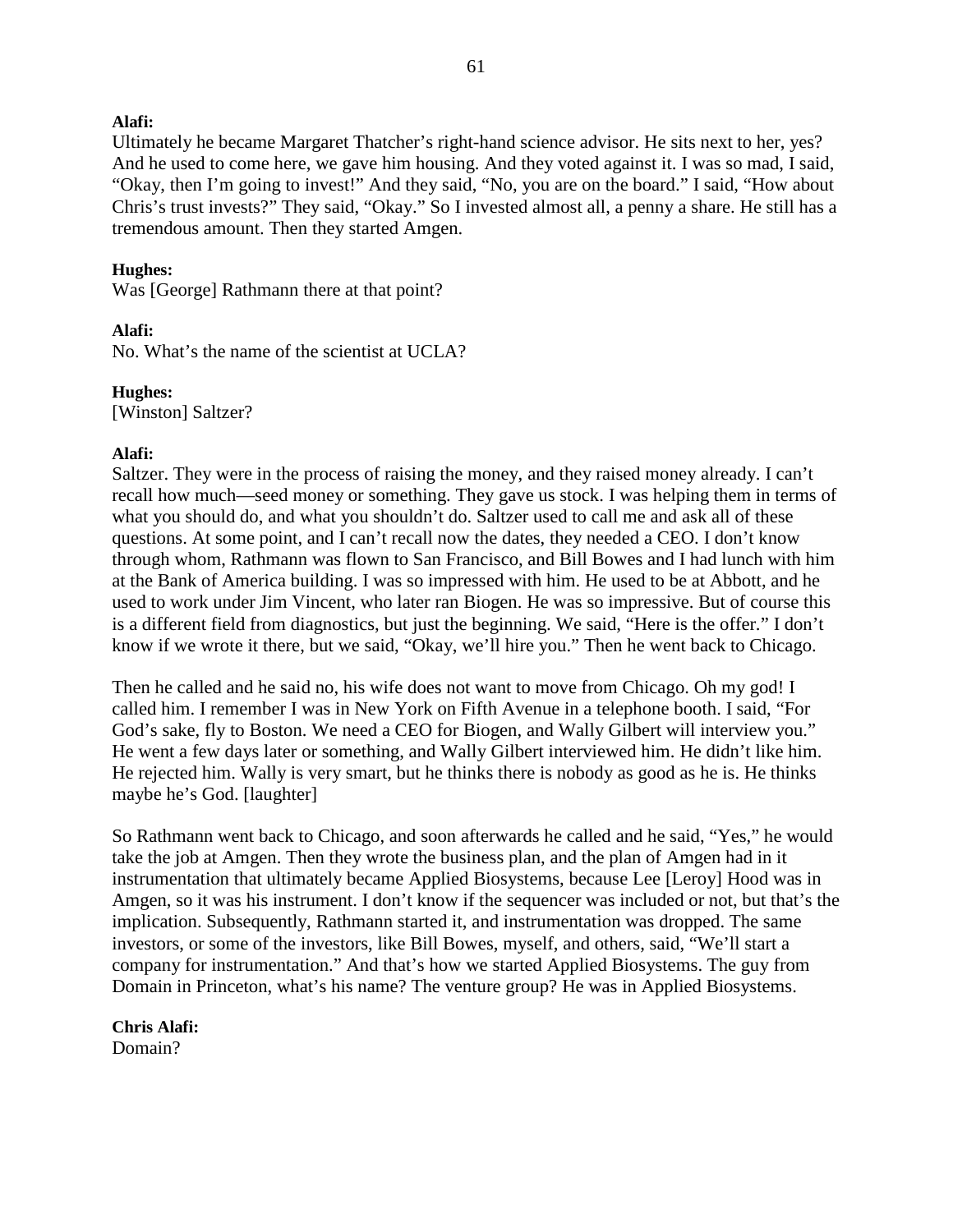**Alafi:**
Ultimately he became Margaret Thatcher's right-hand science advisor. He sits next to her, yes? And he used to come here, we gave him housing. And they voted against it. I was so mad, I said, "Okay, then I'm going to invest!" And they said, "No, you are on the board." I said, "How about Chris's trust invests?" They said, "Okay." So I invested almost all, a penny a share. He still has a tremendous amount. Then they started Amgen.

**Hughes:**
Was [George] Rathmann there at that point?

**Alafi:**
No. What's the name of the scientist at UCLA?

**Hughes:**
[Winston] Saltzer?

**Alafi:**
Saltzer. They were in the process of raising the money, and they raised money already. I can't recall how much—seed money or something. They gave us stock. I was helping them in terms of what you should do, and what you shouldn't do. Saltzer used to call me and ask all of these questions. At some point, and I can't recall now the dates, they needed a CEO. I don't know through whom, Rathmann was flown to San Francisco, and Bill Bowes and I had lunch with him at the Bank of America building. I was so impressed with him. He used to be at Abbott, and he used to work under Jim Vincent, who later ran Biogen. He was so impressive. But of course this is a different field from diagnostics, but just the beginning. We said, "Here is the offer." I don't know if we wrote it there, but we said, "Okay, we'll hire you." Then he went back to Chicago.

Then he called and he said no, his wife does not want to move from Chicago. Oh my god! I called him. I remember I was in New York on Fifth Avenue in a telephone booth. I said, "For God's sake, fly to Boston. We need a CEO for Biogen, and Wally Gilbert will interview you." He went a few days later or something, and Wally Gilbert interviewed him. He didn't like him. He rejected him. Wally is very smart, but he thinks there is nobody as good as he is. He thinks maybe he's God. [laughter]

So Rathmann went back to Chicago, and soon afterwards he called and he said, "Yes," he would take the job at Amgen. Then they wrote the business plan, and the plan of Amgen had in it instrumentation that ultimately became Applied Biosystems, because Lee [Leroy] Hood was in Amgen, so it was his instrument. I don't know if the sequencer was included or not, but that's the implication. Subsequently, Rathmann started it, and instrumentation was dropped. The same investors, or some of the investors, like Bill Bowes, myself, and others, said, "We'll start a company for instrumentation." And that's how we started Applied Biosystems. The guy from Domain in Princeton, what's his name? The venture group? He was in Applied Biosystems.

**Chris Alafi:**
Domain?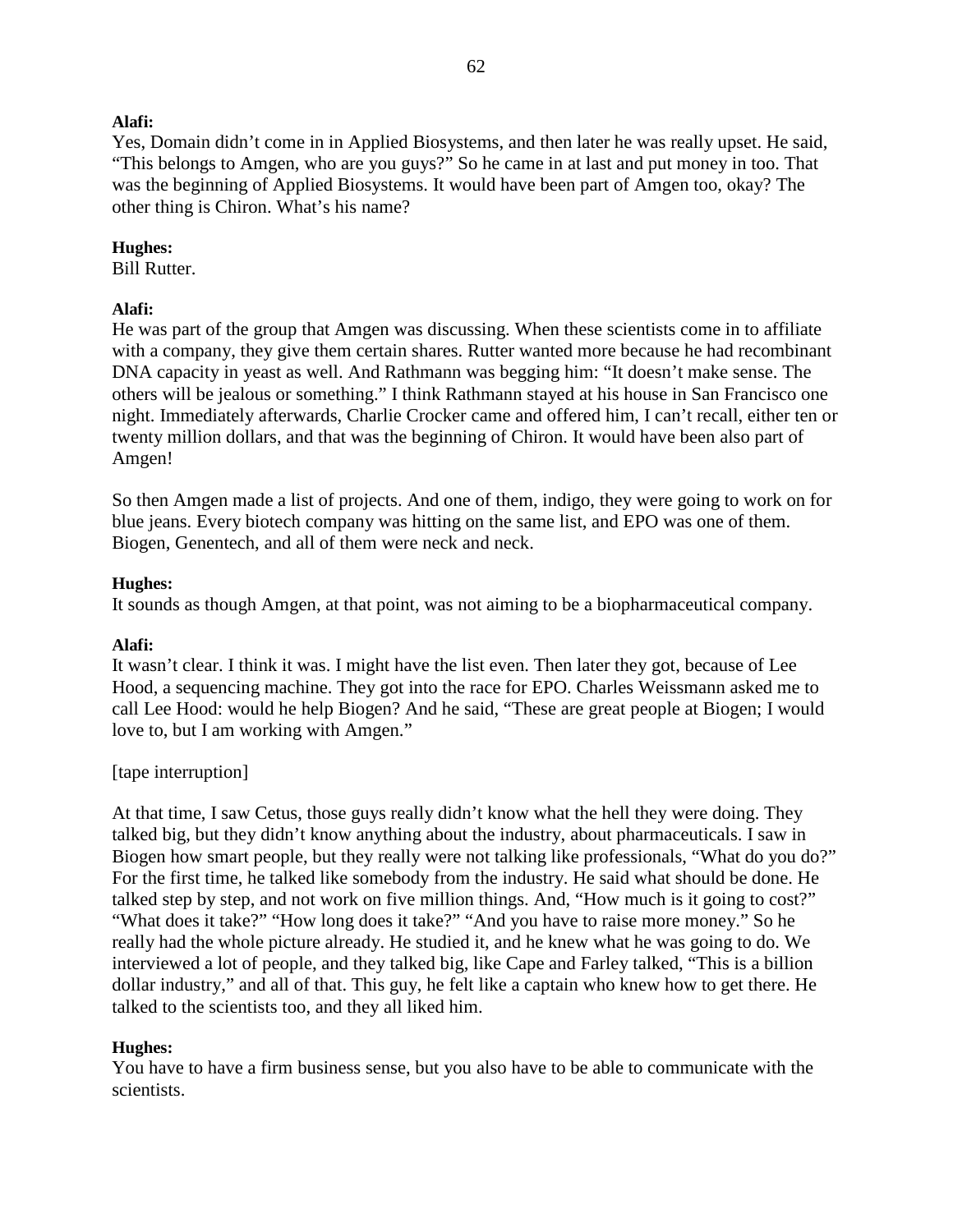**Alafi:**
Yes, Domain didn't come in in Applied Biosystems, and then later he was really upset. He said, "This belongs to Amgen, who are you guys?" So he came in at last and put money in too. That was the beginning of Applied Biosystems. It would have been part of Amgen too, okay? The other thing is Chiron. What's his name?

**Hughes:**
Bill Rutter.

**Alafi:**
He was part of the group that Amgen was discussing. When these scientists come in to affiliate with a company, they give them certain shares. Rutter wanted more because he had recombinant DNA capacity in yeast as well. And Rathmann was begging him: "It doesn't make sense. The others will be jealous or something." I think Rathmann stayed at his house in San Francisco one night. Immediately afterwards, Charlie Crocker came and offered him, I can't recall, either ten or twenty million dollars, and that was the beginning of Chiron. It would have been also part of Amgen!

So then Amgen made a list of projects. And one of them, indigo, they were going to work on for blue jeans. Every biotech company was hitting on the same list, and EPO was one of them. Biogen, Genentech, and all of them were neck and neck.

**Hughes:**
It sounds as though Amgen, at that point, was not aiming to be a biopharmaceutical company.

**Alafi:**
It wasn't clear. I think it was. I might have the list even. Then later they got, because of Lee Hood, a sequencing machine. They got into the race for EPO. Charles Weissmann asked me to call Lee Hood: would he help Biogen? And he said, "These are great people at Biogen; I would love to, but I am working with Amgen."

[tape interruption]

At that time, I saw Cetus, those guys really didn't know what the hell they were doing. They talked big, but they didn't know anything about the industry, about pharmaceuticals. I saw in Biogen how smart people, but they really were not talking like professionals, "What do you do?" For the first time, he talked like somebody from the industry. He said what should be done. He talked step by step, and not work on five million things. And, "How much is it going to cost?" "What does it take?" "How long does it take?" "And you have to raise more money." So he really had the whole picture already. He studied it, and he knew what he was going to do. We interviewed a lot of people, and they talked big, like Cape and Farley talked, "This is a billion dollar industry," and all of that. This guy, he felt like a captain who knew how to get there. He talked to the scientists too, and they all liked him.

**Hughes:**
You have to have a firm business sense, but you also have to be able to communicate with the scientists.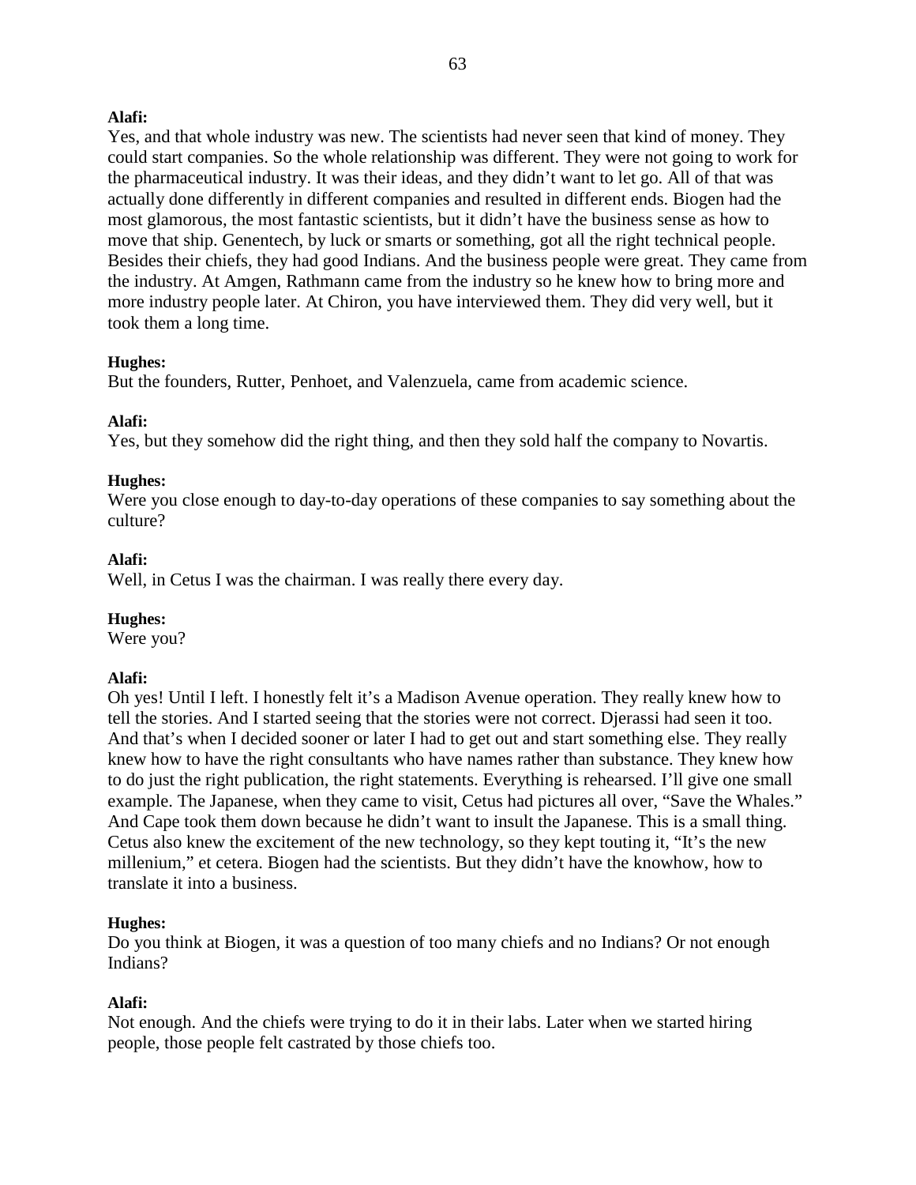**Alafi:**
Yes, and that whole industry was new. The scientists had never seen that kind of money. They could start companies. So the whole relationship was different. They were not going to work for the pharmaceutical industry. It was their ideas, and they didn't want to let go. All of that was actually done differently in different companies and resulted in different ends. Biogen had the most glamorous, the most fantastic scientists, but it didn't have the business sense as how to move that ship. Genentech, by luck or smarts or something, got all the right technical people. Besides their chiefs, they had good Indians. And the business people were great. They came from the industry. At Amgen, Rathmann came from the industry so he knew how to bring more and more industry people later. At Chiron, you have interviewed them. They did very well, but it took them a long time.

**Hughes:**
But the founders, Rutter, Penhoet, and Valenzuela, came from academic science.

**Alafi:**
Yes, but they somehow did the right thing, and then they sold half the company to Novartis.

**Hughes:**
Were you close enough to day-to-day operations of these companies to say something about the culture?

**Alafi:**
Well, in Cetus I was the chairman. I was really there every day.

**Hughes:**
Were you?

**Alafi:**
Oh yes! Until I left. I honestly felt it's a Madison Avenue operation. They really knew how to tell the stories. And I started seeing that the stories were not correct. Djerassi had seen it too. And that's when I decided sooner or later I had to get out and start something else. They really knew how to have the right consultants who have names rather than substance. They knew how to do just the right publication, the right statements. Everything is rehearsed. I'll give one small example. The Japanese, when they came to visit, Cetus had pictures all over, "Save the Whales." And Cape took them down because he didn't want to insult the Japanese. This is a small thing. Cetus also knew the excitement of the new technology, so they kept touting it, "It's the new millenium," et cetera. Biogen had the scientists. But they didn't have the knowhow, how to translate it into a business.

**Hughes:**
Do you think at Biogen, it was a question of too many chiefs and no Indians? Or not enough Indians?

**Alafi:**
Not enough. And the chiefs were trying to do it in their labs. Later when we started hiring people, those people felt castrated by those chiefs too.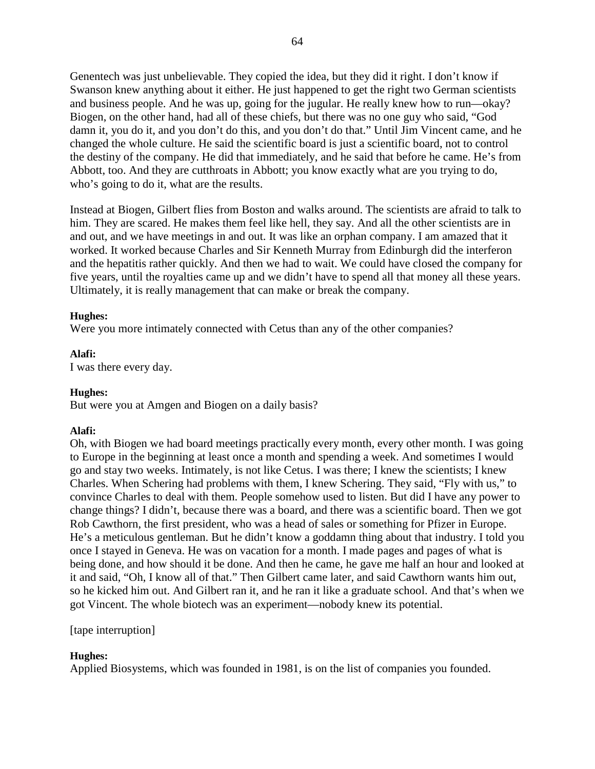Genentech was just unbelievable. They copied the idea, but they did it right. I don't know if Swanson knew anything about it either. He just happened to get the right two German scientists and business people. And he was up, going for the jugular. He really knew how to run—okay? Biogen, on the other hand, had all of these chiefs, but there was no one guy who said, "God damn it, you do it, and you don't do this, and you don't do that." Until Jim Vincent came, and he changed the whole culture. He said the scientific board is just a scientific board, not to control the destiny of the company. He did that immediately, and he said that before he came. He's from Abbott, too. And they are cutthroats in Abbott; you know exactly what are you trying to do, who's going to do it, what are the results.

Instead at Biogen, Gilbert flies from Boston and walks around. The scientists are afraid to talk to him. They are scared. He makes them feel like hell, they say. And all the other scientists are in and out, and we have meetings in and out. It was like an orphan company. I am amazed that it worked. It worked because Charles and Sir Kenneth Murray from Edinburgh did the interferon and the hepatitis rather quickly. And then we had to wait. We could have closed the company for five years, until the royalties came up and we didn't have to spend all that money all these years. Ultimately, it is really management that can make or break the company.

**Hughes:**
Were you more intimately connected with Cetus than any of the other companies?

**Alafi:**
I was there every day.

**Hughes:**
But were you at Amgen and Biogen on a daily basis?

**Alafi:**
Oh, with Biogen we had board meetings practically every month, every other month. I was going to Europe in the beginning at least once a month and spending a week. And sometimes I would go and stay two weeks. Intimately, is not like Cetus. I was there; I knew the scientists; I knew Charles. When Schering had problems with them, I knew Schering. They said, "Fly with us," to convince Charles to deal with them. People somehow used to listen. But did I have any power to change things? I didn't, because there was a board, and there was a scientific board. Then we got Rob Cawthorn, the first president, who was a head of sales or something for Pfizer in Europe. He's a meticulous gentleman. But he didn't know a goddamn thing about that industry. I told you once I stayed in Geneva. He was on vacation for a month. I made pages and pages of what is being done, and how should it be done. And then he came, he gave me half an hour and looked at it and said, "Oh, I know all of that." Then Gilbert came later, and said Cawthorn wants him out, so he kicked him out. And Gilbert ran it, and he ran it like a graduate school. And that's when we got Vincent. The whole biotech was an experiment—nobody knew its potential.

[tape interruption]

**Hughes:**
Applied Biosystems, which was founded in 1981, is on the list of companies you founded.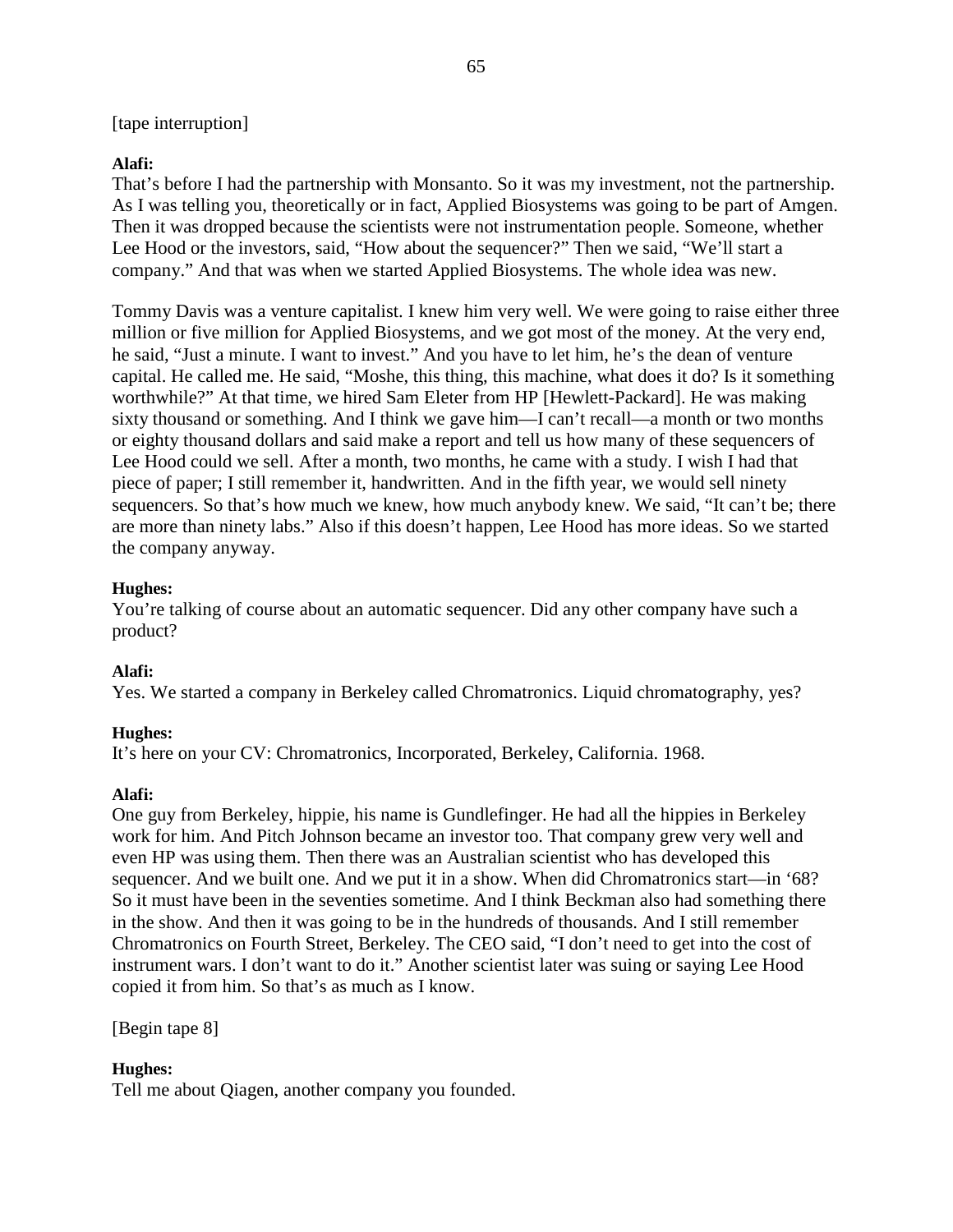[tape interruption]

**Alafi:**
That's before I had the partnership with Monsanto. So it was my investment, not the partnership. As I was telling you, theoretically or in fact, Applied Biosystems was going to be part of Amgen. Then it was dropped because the scientists were not instrumentation people. Someone, whether Lee Hood or the investors, said, "How about the sequencer?" Then we said, "We'll start a company." And that was when we started Applied Biosystems. The whole idea was new.

Tommy Davis was a venture capitalist. I knew him very well. We were going to raise either three million or five million for Applied Biosystems, and we got most of the money. At the very end, he said, "Just a minute. I want to invest." And you have to let him, he's the dean of venture capital. He called me. He said, "Moshe, this thing, this machine, what does it do? Is it something worthwhile?" At that time, we hired Sam Eleter from HP [Hewlett-Packard]. He was making sixty thousand or something. And I think we gave him—I can't recall—a month or two months or eighty thousand dollars and said make a report and tell us how many of these sequencers of Lee Hood could we sell. After a month, two months, he came with a study. I wish I had that piece of paper; I still remember it, handwritten. And in the fifth year, we would sell ninety sequencers. So that's how much we knew, how much anybody knew. We said, "It can't be; there are more than ninety labs." Also if this doesn't happen, Lee Hood has more ideas. So we started the company anyway.

**Hughes:**
You're talking of course about an automatic sequencer. Did any other company have such a product?

**Alafi:**
Yes. We started a company in Berkeley called Chromatronics. Liquid chromatography, yes?

**Hughes:**
It's here on your CV: Chromatronics, Incorporated, Berkeley, California. 1968.

**Alafi:**
One guy from Berkeley, hippie, his name is Gundlefinger. He had all the hippies in Berkeley work for him. And Pitch Johnson became an investor too. That company grew very well and even HP was using them. Then there was an Australian scientist who has developed this sequencer. And we built one. And we put it in a show. When did Chromatronics start—in '68? So it must have been in the seventies sometime. And I think Beckman also had something there in the show. And then it was going to be in the hundreds of thousands. And I still remember Chromatronics on Fourth Street, Berkeley. The CEO said, "I don't need to get into the cost of instrument wars. I don't want to do it." Another scientist later was suing or saying Lee Hood copied it from him. So that's as much as I know.

[Begin tape 8]

**Hughes:**
Tell me about Qiagen, another company you founded.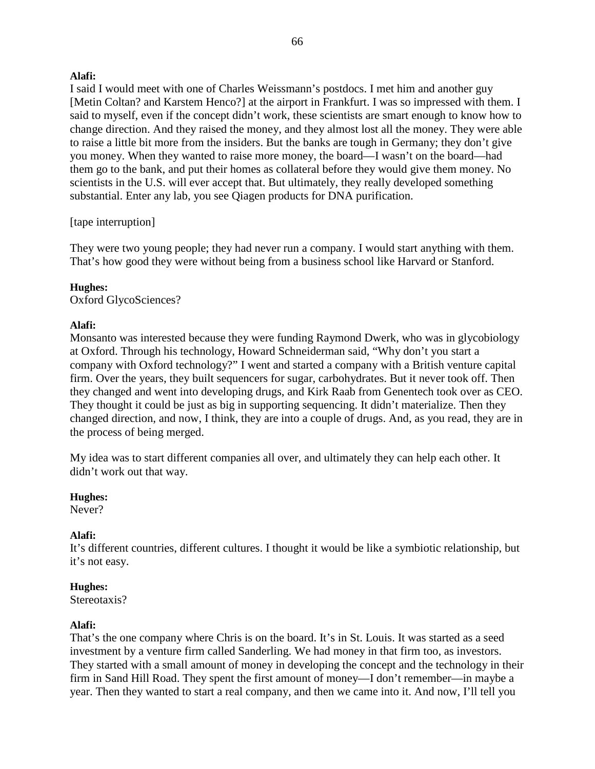**Alafi:**
I said I would meet with one of Charles Weissmann's postdocs. I met him and another guy [Metin Coltan? and Karstem Henco?] at the airport in Frankfurt. I was so impressed with them. I said to myself, even if the concept didn't work, these scientists are smart enough to know how to change direction. And they raised the money, and they almost lost all the money. They were able to raise a little bit more from the insiders. But the banks are tough in Germany; they don't give you money. When they wanted to raise more money, the board—I wasn't on the board—had them go to the bank, and put their homes as collateral before they would give them money. No scientists in the U.S. will ever accept that. But ultimately, they really developed something substantial. Enter any lab, you see Qiagen products for DNA purification.

[tape interruption]

They were two young people; they had never run a company. I would start anything with them. That's how good they were without being from a business school like Harvard or Stanford.

**Hughes:**
Oxford GlycoSciences?

**Alafi:**
Monsanto was interested because they were funding Raymond Dwerk, who was in glycobiology at Oxford. Through his technology, Howard Schneiderman said, "Why don't you start a company with Oxford technology?" I went and started a company with a British venture capital firm. Over the years, they built sequencers for sugar, carbohydrates. But it never took off. Then they changed and went into developing drugs, and Kirk Raab from Genentech took over as CEO. They thought it could be just as big in supporting sequencing. It didn't materialize. Then they changed direction, and now, I think, they are into a couple of drugs. And, as you read, they are in the process of being merged.

My idea was to start different companies all over, and ultimately they can help each other. It didn't work out that way.

**Hughes:**
Never?

**Alafi:**
It's different countries, different cultures. I thought it would be like a symbiotic relationship, but it's not easy.

**Hughes:**
Stereotaxis?

**Alafi:**
That's the one company where Chris is on the board. It's in St. Louis. It was started as a seed investment by a venture firm called Sanderling. We had money in that firm too, as investors. They started with a small amount of money in developing the concept and the technology in their firm in Sand Hill Road. They spent the first amount of money—I don't remember—in maybe a year. Then they wanted to start a real company, and then we came into it. And now, I'll tell you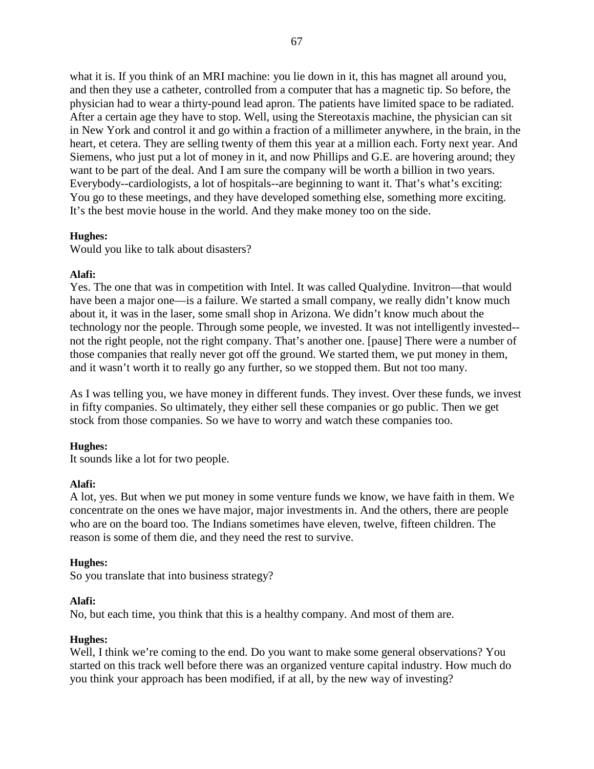what it is. If you think of an MRI machine: you lie down in it, this has magnet all around you, and then they use a catheter, controlled from a computer that has a magnetic tip. So before, the physician had to wear a thirty-pound lead apron. The patients have limited space to be radiated. After a certain age they have to stop. Well, using the Stereotaxis machine, the physician can sit in New York and control it and go within a fraction of a millimeter anywhere, in the brain, in the heart, et cetera. They are selling twenty of them this year at a million each. Forty next year. And Siemens, who just put a lot of money in it, and now Phillips and G.E. are hovering around; they want to be part of the deal. And I am sure the company will be worth a billion in two years. Everybody--cardiologists, a lot of hospitals--are beginning to want it. That's what's exciting: You go to these meetings, and they have developed something else, something more exciting. It's the best movie house in the world. And they make money too on the side.

**Hughes:**
Would you like to talk about disasters?

**Alafi:**
Yes. The one that was in competition with Intel. It was called Qualydine. Invitron—that would have been a major one—is a failure. We started a small company, we really didn't know much about it, it was in the laser, some small shop in Arizona. We didn't know much about the technology nor the people. Through some people, we invested. It was not intelligently invested--not the right people, not the right company. That's another one. [pause] There were a number of those companies that really never got off the ground. We started them, we put money in them, and it wasn't worth it to really go any further, so we stopped them. But not too many.

As I was telling you, we have money in different funds. They invest. Over these funds, we invest in fifty companies. So ultimately, they either sell these companies or go public. Then we get stock from those companies. So we have to worry and watch these companies too.

**Hughes:**
It sounds like a lot for two people.

**Alafi:**
A lot, yes. But when we put money in some venture funds we know, we have faith in them. We concentrate on the ones we have major, major investments in. And the others, there are people who are on the board too. The Indians sometimes have eleven, twelve, fifteen children. The reason is some of them die, and they need the rest to survive.

**Hughes:**
So you translate that into business strategy?

**Alafi:**
No, but each time, you think that this is a healthy company. And most of them are.

**Hughes:**
Well, I think we're coming to the end. Do you want to make some general observations? You started on this track well before there was an organized venture capital industry. How much do you think your approach has been modified, if at all, by the new way of investing?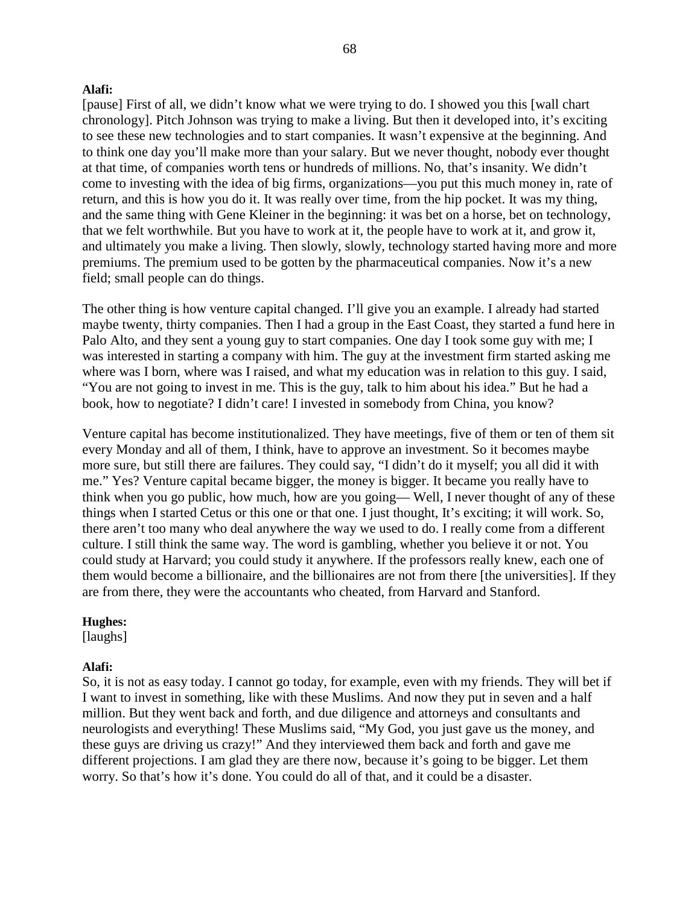**Alafi:**
[pause] First of all, we didn't know what we were trying to do. I showed you this [wall chart chronology]. Pitch Johnson was trying to make a living. But then it developed into, it's exciting to see these new technologies and to start companies. It wasn't expensive at the beginning. And to think one day you'll make more than your salary. But we never thought, nobody ever thought at that time, of companies worth tens or hundreds of millions. No, that's insanity. We didn't come to investing with the idea of big firms, organizations—you put this much money in, rate of return, and this is how you do it. It was really over time, from the hip pocket. It was my thing, and the same thing with Gene Kleiner in the beginning: it was bet on a horse, bet on technology, that we felt worthwhile. But you have to work at it, the people have to work at it, and grow it, and ultimately you make a living. Then slowly, slowly, technology started having more and more premiums. The premium used to be gotten by the pharmaceutical companies. Now it's a new field; small people can do things.

The other thing is how venture capital changed. I'll give you an example. I already had started maybe twenty, thirty companies. Then I had a group in the East Coast, they started a fund here in Palo Alto, and they sent a young guy to start companies. One day I took some guy with me; I was interested in starting a company with him. The guy at the investment firm started asking me where was I born, where was I raised, and what my education was in relation to this guy. I said, "You are not going to invest in me. This is the guy, talk to him about his idea." But he had a book, how to negotiate? I didn't care! I invested in somebody from China, you know?

Venture capital has become institutionalized. They have meetings, five of them or ten of them sit every Monday and all of them, I think, have to approve an investment. So it becomes maybe more sure, but still there are failures. They could say, "I didn't do it myself; you all did it with me." Yes? Venture capital became bigger, the money is bigger. It became you really have to think when you go public, how much, how are you going— Well, I never thought of any of these things when I started Cetus or this one or that one. I just thought, It's exciting; it will work. So, there aren't too many who deal anywhere the way we used to do. I really come from a different culture. I still think the same way. The word is gambling, whether you believe it or not. You could study at Harvard; you could study it anywhere. If the professors really knew, each one of them would become a billionaire, and the billionaires are not from there [the universities]. If they are from there, they were the accountants who cheated, from Harvard and Stanford.

**Hughes:**
[laughs]

**Alafi:**
So, it is not as easy today. I cannot go today, for example, even with my friends. They will bet if I want to invest in something, like with these Muslims. And now they put in seven and a half million. But they went back and forth, and due diligence and attorneys and consultants and neurologists and everything! These Muslims said, "My God, you just gave us the money, and these guys are driving us crazy!" And they interviewed them back and forth and gave me different projections. I am glad they are there now, because it's going to be bigger. Let them worry. So that's how it's done. You could do all of that, and it could be a disaster.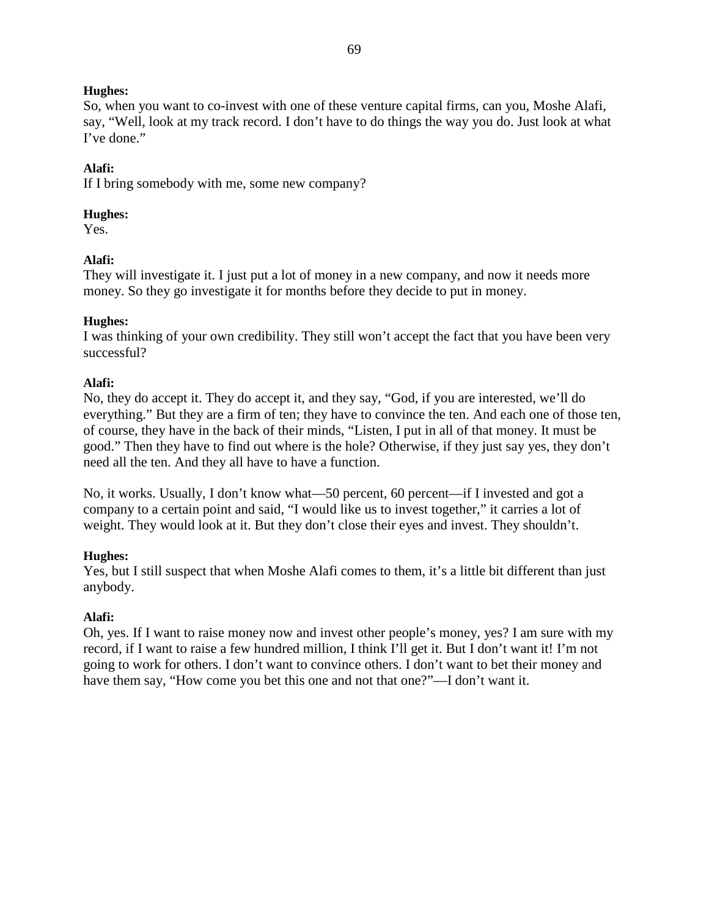**Hughes:**
So, when you want to co-invest with one of these venture capital firms, can you, Moshe Alafi, say, "Well, look at my track record. I don't have to do things the way you do. Just look at what I've done."

**Alafi:**
If I bring somebody with me, some new company?

**Hughes:**
Yes.

**Alafi:**
They will investigate it. I just put a lot of money in a new company, and now it needs more money. So they go investigate it for months before they decide to put in money.

**Hughes:**
I was thinking of your own credibility. They still won't accept the fact that you have been very successful?

**Alafi:**
No, they do accept it. They do accept it, and they say, "God, if you are interested, we'll do everything." But they are a firm of ten; they have to convince the ten. And each one of those ten, of course, they have in the back of their minds, "Listen, I put in all of that money. It must be good." Then they have to find out where is the hole? Otherwise, if they just say yes, they don't need all the ten. And they all have to have a function.

No, it works. Usually, I don't know what—50 percent, 60 percent—if I invested and got a company to a certain point and said, "I would like us to invest together," it carries a lot of weight. They would look at it. But they don't close their eyes and invest. They shouldn't.

**Hughes:**
Yes, but I still suspect that when Moshe Alafi comes to them, it's a little bit different than just anybody.

**Alafi:**
Oh, yes. If I want to raise money now and invest other people's money, yes? I am sure with my record, if I want to raise a few hundred million, I think I'll get it. But I don't want it! I'm not going to work for others. I don't want to convince others. I don't want to bet their money and have them say, "How come you bet this one and not that one?"—I don't want it.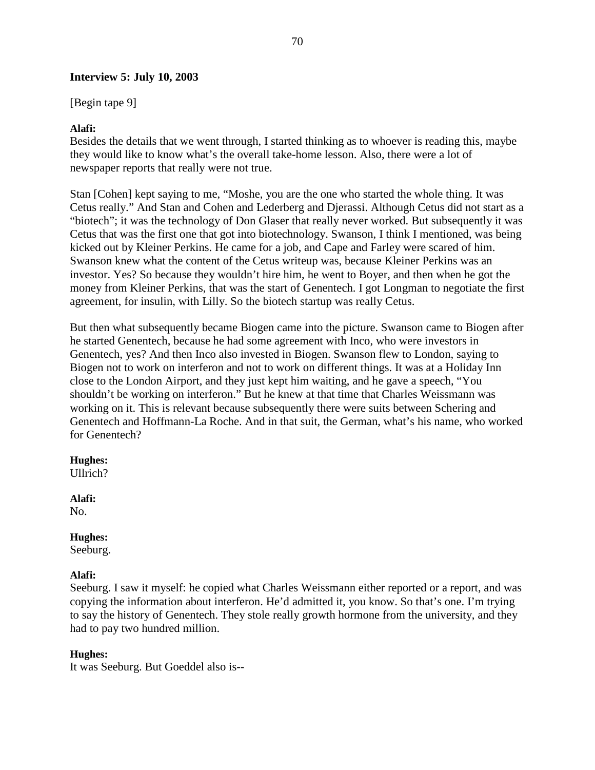**Interview 5: July 10, 2003**

[Begin tape 9]

**Alafi:**
Besides the details that we went through, I started thinking as to whoever is reading this, maybe they would like to know what's the overall take-home lesson. Also, there were a lot of newspaper reports that really were not true.

Stan [Cohen] kept saying to me, "Moshe, you are the one who started the whole thing. It was Cetus really." And Stan and Cohen and Lederberg and Djerassi. Although Cetus did not start as a "biotech"; it was the technology of Don Glaser that really never worked. But subsequently it was Cetus that was the first one that got into biotechnology. Swanson, I think I mentioned, was being kicked out by Kleiner Perkins. He came for a job, and Cape and Farley were scared of him. Swanson knew what the content of the Cetus writeup was, because Kleiner Perkins was an investor. Yes? So because they wouldn't hire him, he went to Boyer, and then when he got the money from Kleiner Perkins, that was the start of Genentech. I got Longman to negotiate the first agreement, for insulin, with Lilly. So the biotech startup was really Cetus.

But then what subsequently became Biogen came into the picture. Swanson came to Biogen after he started Genentech, because he had some agreement with Inco, who were investors in Genentech, yes? And then Inco also invested in Biogen. Swanson flew to London, saying to Biogen not to work on interferon and not to work on different things. It was at a Holiday Inn close to the London Airport, and they just kept him waiting, and he gave a speech, "You shouldn't be working on interferon." But he knew at that time that Charles Weissmann was working on it. This is relevant because subsequently there were suits between Schering and Genentech and Hoffmann-La Roche. And in that suit, the German, what's his name, who worked for Genentech?

**Hughes:**
Ullrich?

**Alafi:**
No.

**Hughes:**
Seeburg.

**Alafi:**
Seeburg. I saw it myself: he copied what Charles Weissmann either reported or a report, and was copying the information about interferon. He'd admitted it, you know. So that's one. I'm trying to say the history of Genentech. They stole really growth hormone from the university, and they had to pay two hundred million.

**Hughes:**
It was Seeburg. But Goeddel also is--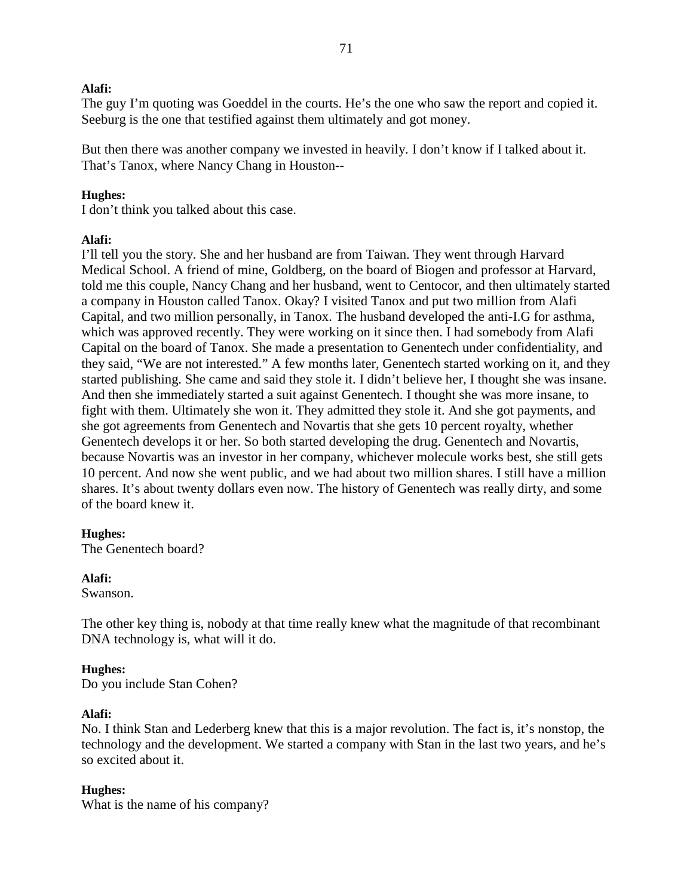**Alafi:**
The guy I'm quoting was Goeddel in the courts. He's the one who saw the report and copied it. Seeburg is the one that testified against them ultimately and got money.

But then there was another company we invested in heavily. I don't know if I talked about it. That's Tanox, where Nancy Chang in Houston--

**Hughes:**
I don't think you talked about this case.

**Alafi:**
I'll tell you the story. She and her husband are from Taiwan. They went through Harvard Medical School. A friend of mine, Goldberg, on the board of Biogen and professor at Harvard, told me this couple, Nancy Chang and her husband, went to Centocor, and then ultimately started a company in Houston called Tanox. Okay? I visited Tanox and put two million from Alafi Capital, and two million personally, in Tanox. The husband developed the anti-I.G for asthma, which was approved recently. They were working on it since then. I had somebody from Alafi Capital on the board of Tanox. She made a presentation to Genentech under confidentiality, and they said, "We are not interested." A few months later, Genentech started working on it, and they started publishing. She came and said they stole it. I didn't believe her, I thought she was insane. And then she immediately started a suit against Genentech. I thought she was more insane, to fight with them. Ultimately she won it. They admitted they stole it. And she got payments, and she got agreements from Genentech and Novartis that she gets 10 percent royalty, whether Genentech develops it or her. So both started developing the drug. Genentech and Novartis, because Novartis was an investor in her company, whichever molecule works best, she still gets 10 percent. And now she went public, and we had about two million shares. I still have a million shares. It's about twenty dollars even now. The history of Genentech was really dirty, and some of the board knew it.

**Hughes:**
The Genentech board?

**Alafi:**
Swanson.

The other key thing is, nobody at that time really knew what the magnitude of that recombinant DNA technology is, what will it do.

**Hughes:**
Do you include Stan Cohen?

**Alafi:**
No. I think Stan and Lederberg knew that this is a major revolution. The fact is, it's nonstop, the technology and the development. We started a company with Stan in the last two years, and he's so excited about it.

**Hughes:**
What is the name of his company?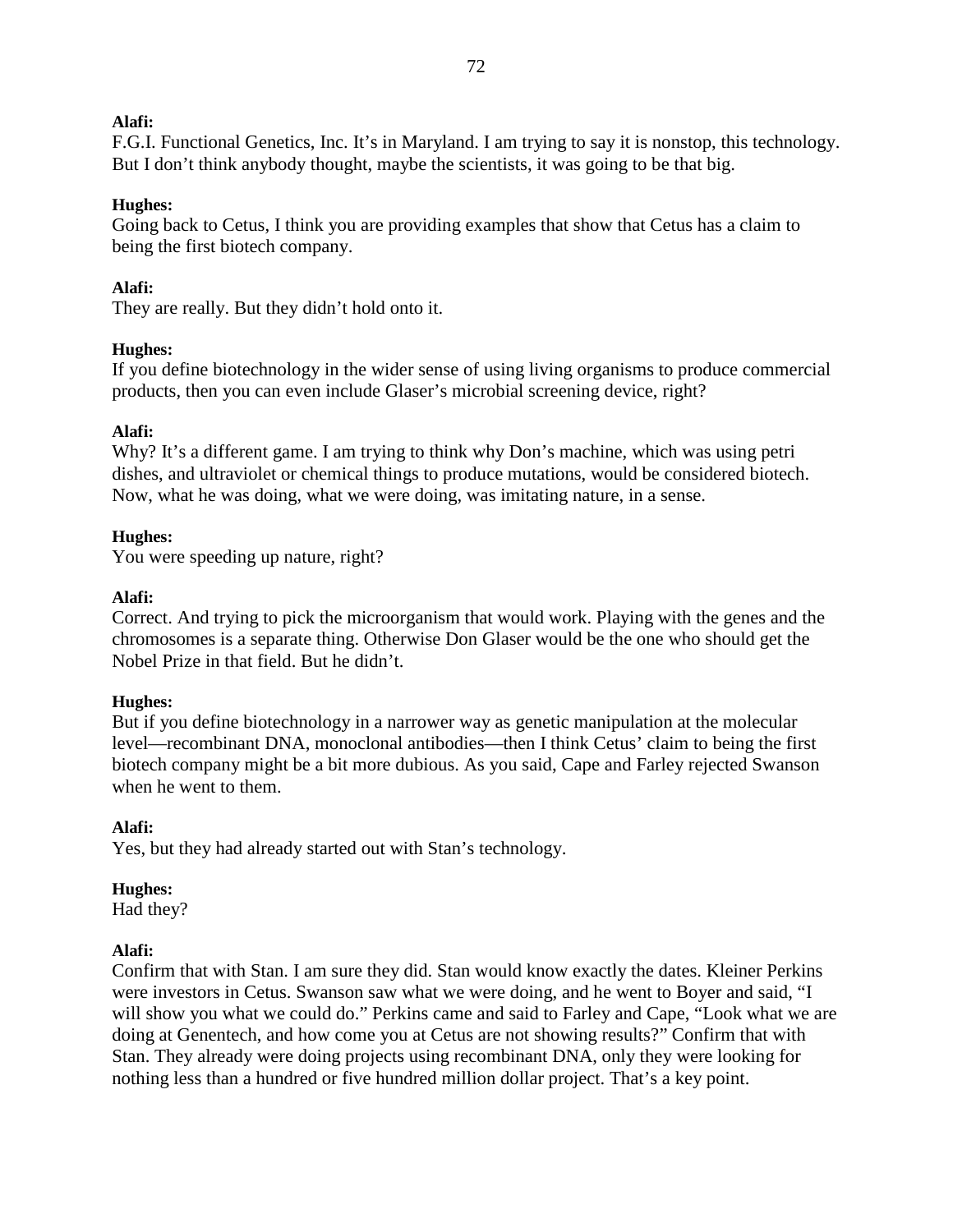**Alafi:**  
F.G.I. Functional Genetics, Inc. It's in Maryland. I am trying to say it is nonstop, this technology. But I don't think anybody thought, maybe the scientists, it was going to be that big.

**Hughes:**  
Going back to Cetus, I think you are providing examples that show that Cetus has a claim to being the first biotech company.

**Alafi:**  
They are really. But they didn't hold onto it.

**Hughes:**  
If you define biotechnology in the wider sense of using living organisms to produce commercial products, then you can even include Glaser's microbial screening device, right?

**Alafi:**  
Why? It's a different game. I am trying to think why Don's machine, which was using petri dishes, and ultraviolet or chemical things to produce mutations, would be considered biotech. Now, what he was doing, what we were doing, was imitating nature, in a sense.

**Hughes:**  
You were speeding up nature, right?

**Alafi:**  
Correct. And trying to pick the microorganism that would work. Playing with the genes and the chromosomes is a separate thing. Otherwise Don Glaser would be the one who should get the Nobel Prize in that field. But he didn't.

**Hughes:**  
But if you define biotechnology in a narrower way as genetic manipulation at the molecular level—recombinant DNA, monoclonal antibodies—then I think Cetus' claim to being the first biotech company might be a bit more dubious. As you said, Cape and Farley rejected Swanson when he went to them.

**Alafi:**  
Yes, but they had already started out with Stan's technology.

**Hughes:**  
Had they?

**Alafi:**  
Confirm that with Stan. I am sure they did. Stan would know exactly the dates. Kleiner Perkins were investors in Cetus. Swanson saw what we were doing, and he went to Boyer and said, "I will show you what we could do." Perkins came and said to Farley and Cape, "Look what we are doing at Genentech, and how come you at Cetus are not showing results?" Confirm that with Stan. They already were doing projects using recombinant DNA, only they were looking for nothing less than a hundred or five hundred million dollar project. That's a key point.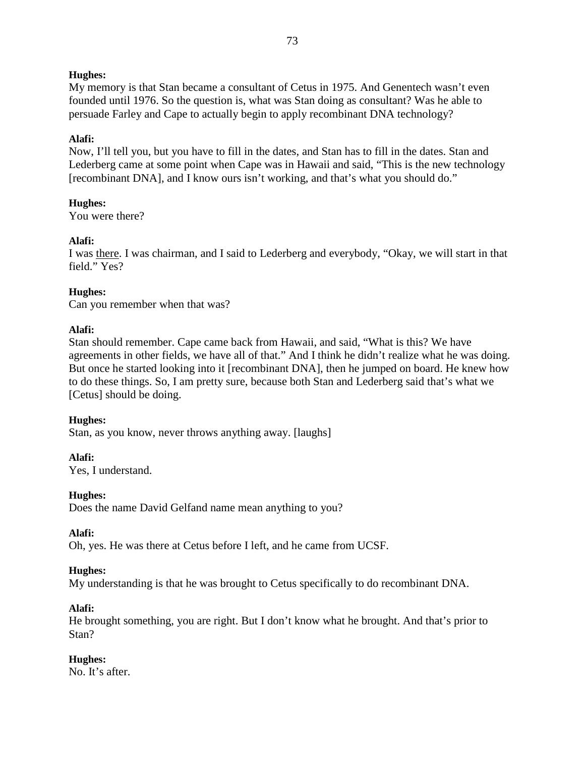**Hughes:**
My memory is that Stan became a consultant of Cetus in 1975. And Genentech wasn't even founded until 1976. So the question is, what was Stan doing as consultant? Was he able to persuade Farley and Cape to actually begin to apply recombinant DNA technology?

**Alafi:**
Now, I'll tell you, but you have to fill in the dates, and Stan has to fill in the dates. Stan and Lederberg came at some point when Cape was in Hawaii and said, "This is the new technology [recombinant DNA], and I know ours isn't working, and that's what you should do."

**Hughes:**
You were there?

**Alafi:**
I was <u>there</u>. I was chairman, and I said to Lederberg and everybody, "Okay, we will start in that field." Yes?

**Hughes:**
Can you remember when that was?

**Alafi:**
Stan should remember. Cape came back from Hawaii, and said, "What is this? We have agreements in other fields, we have all of that." And I think he didn't realize what he was doing. But once he started looking into it [recombinant DNA], then he jumped on board. He knew how to do these things. So, I am pretty sure, because both Stan and Lederberg said that's what we [Cetus] should be doing.

**Hughes:**
Stan, as you know, never throws anything away. [laughs]

**Alafi:**
Yes, I understand.

**Hughes:**
Does the name David Gelfand name mean anything to you?

**Alafi:**
Oh, yes. He was there at Cetus before I left, and he came from UCSF.

**Hughes:**
My understanding is that he was brought to Cetus specifically to do recombinant DNA.

**Alafi:**
He brought something, you are right. But I don't know what he brought. And that's prior to Stan?

**Hughes:**
No. It's after.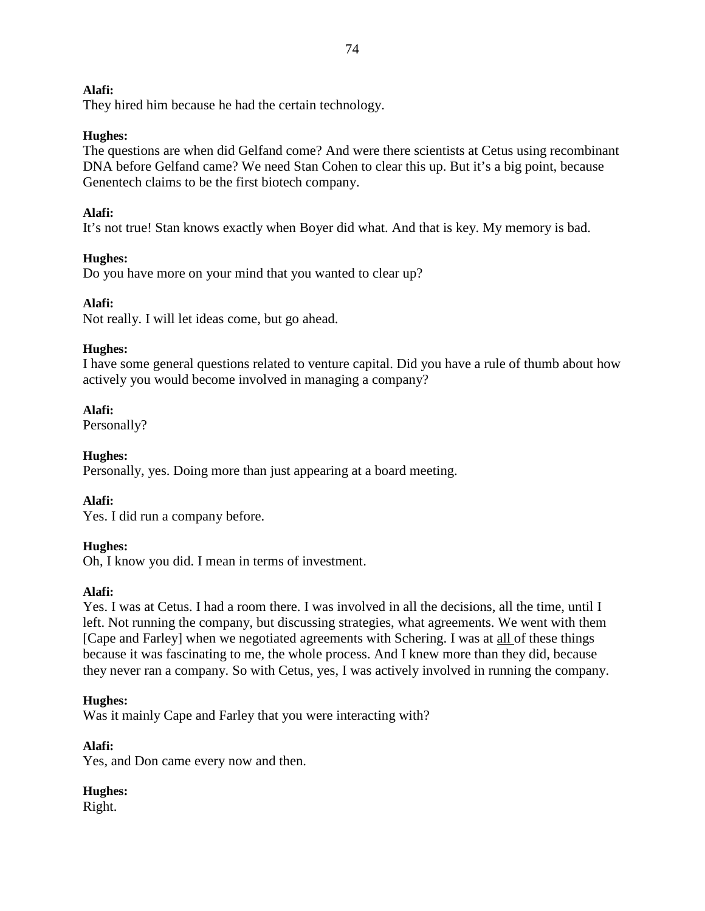**Alafi:**
They hired him because he had the certain technology.

**Hughes:**
The questions are when did Gelfand come? And were there scientists at Cetus using recombinant DNA before Gelfand came? We need Stan Cohen to clear this up. But it's a big point, because Genentech claims to be the first biotech company.

**Alafi:**
It's not true! Stan knows exactly when Boyer did what. And that is key. My memory is bad.

**Hughes:**
Do you have more on your mind that you wanted to clear up?

**Alafi:**
Not really. I will let ideas come, but go ahead.

**Hughes:**
I have some general questions related to venture capital. Did you have a rule of thumb about how actively you would become involved in managing a company?

**Alafi:**
Personally?

**Hughes:**
Personally, yes. Doing more than just appearing at a board meeting.

**Alafi:**
Yes. I did run a company before.

**Hughes:**
Oh, I know you did. I mean in terms of investment.

**Alafi:**
Yes. I was at Cetus. I had a room there. I was involved in all the decisions, all the time, until I left. Not running the company, but discussing strategies, what agreements. We went with them [Cape and Farley] when we negotiated agreements with Schering. I was at <u>all</u> of these things because it was fascinating to me, the whole process. And I knew more than they did, because they never ran a company. So with Cetus, yes, I was actively involved in running the company.

**Hughes:**
Was it mainly Cape and Farley that you were interacting with?

**Alafi:**
Yes, and Don came every now and then.

**Hughes:**
Right.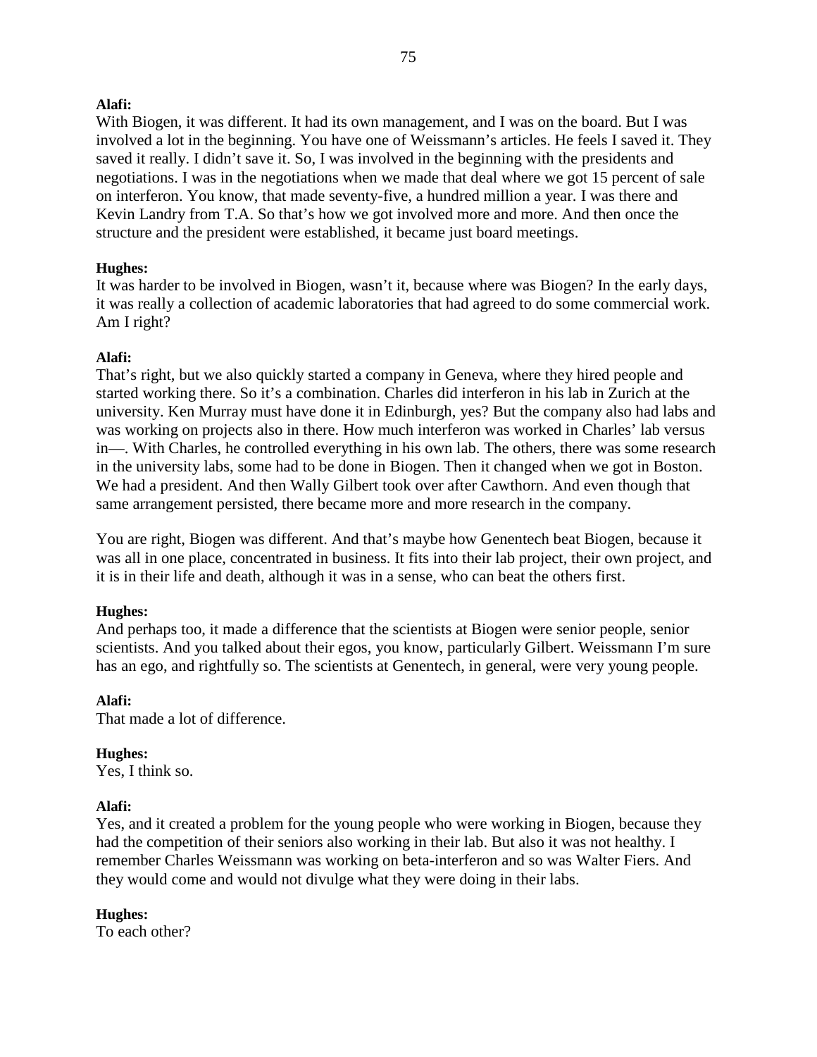**Alafi:**
With Biogen, it was different. It had its own management, and I was on the board. But I was involved a lot in the beginning. You have one of Weissmann's articles. He feels I saved it. They saved it really. I didn't save it. So, I was involved in the beginning with the presidents and negotiations. I was in the negotiations when we made that deal where we got 15 percent of sale on interferon. You know, that made seventy-five, a hundred million a year. I was there and Kevin Landry from T.A. So that's how we got involved more and more. And then once the structure and the president were established, it became just board meetings.

**Hughes:**
It was harder to be involved in Biogen, wasn't it, because where was Biogen? In the early days, it was really a collection of academic laboratories that had agreed to do some commercial work. Am I right?

**Alafi:**
That's right, but we also quickly started a company in Geneva, where they hired people and started working there. So it's a combination. Charles did interferon in his lab in Zurich at the university. Ken Murray must have done it in Edinburgh, yes? But the company also had labs and was working on projects also in there. How much interferon was worked in Charles' lab versus in—. With Charles, he controlled everything in his own lab. The others, there was some research in the university labs, some had to be done in Biogen. Then it changed when we got in Boston. We had a president. And then Wally Gilbert took over after Cawthorn. And even though that same arrangement persisted, there became more and more research in the company.

You are right, Biogen was different. And that's maybe how Genentech beat Biogen, because it was all in one place, concentrated in business. It fits into their lab project, their own project, and it is in their life and death, although it was in a sense, who can beat the others first.

**Hughes:**
And perhaps too, it made a difference that the scientists at Biogen were senior people, senior scientists. And you talked about their egos, you know, particularly Gilbert. Weissmann I'm sure has an ego, and rightfully so. The scientists at Genentech, in general, were very young people.

**Alafi:**
That made a lot of difference.

**Hughes:**
Yes, I think so.

**Alafi:**
Yes, and it created a problem for the young people who were working in Biogen, because they had the competition of their seniors also working in their lab. But also it was not healthy. I remember Charles Weissmann was working on beta-interferon and so was Walter Fiers. And they would come and would not divulge what they were doing in their labs.

**Hughes:**
To each other?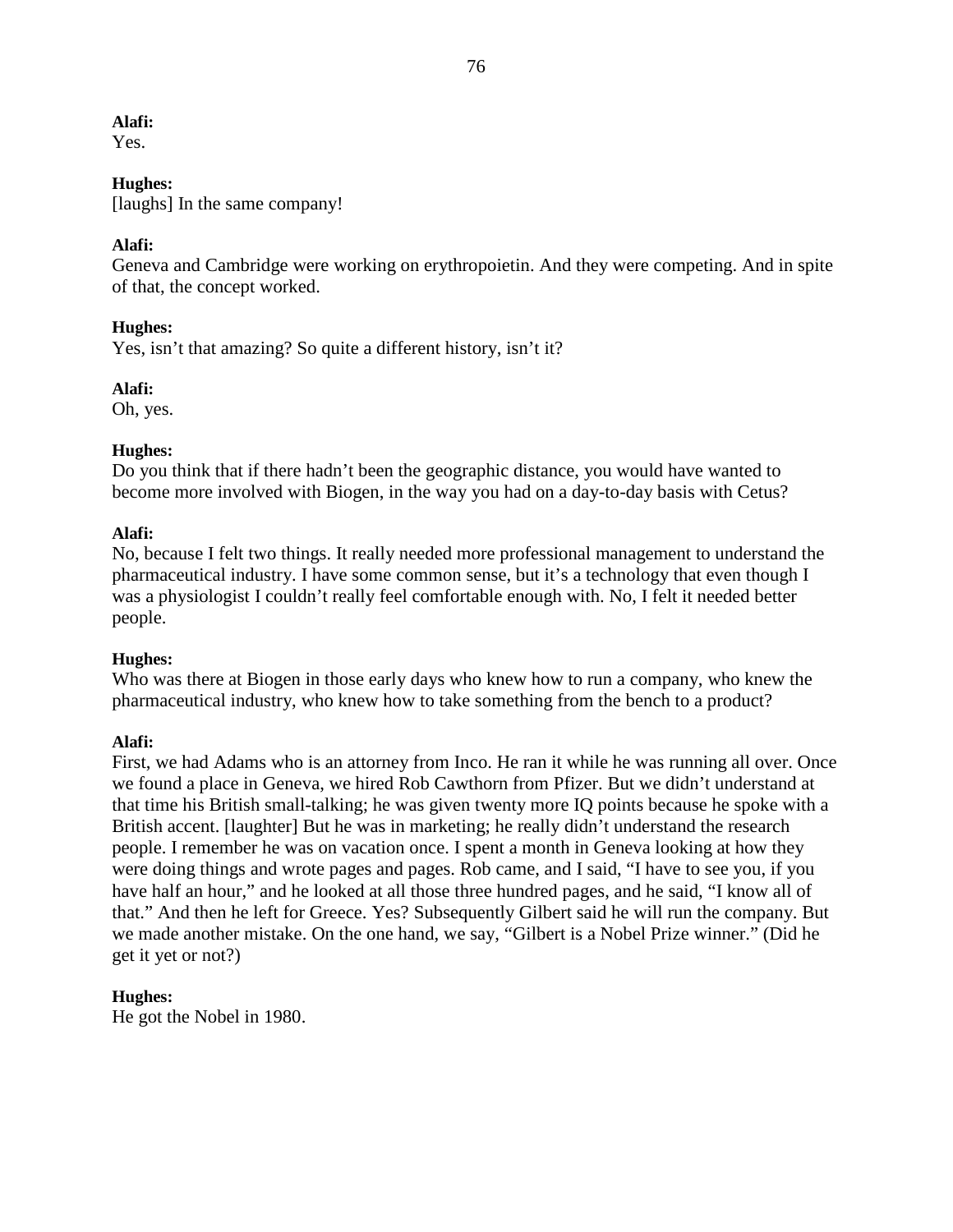**Alafi:**  
Yes.

**Hughes:**  
[laughs] In the same company!

**Alafi:**  
Geneva and Cambridge were working on erythropoietin. And they were competing. And in spite of that, the concept worked.

**Hughes:**  
Yes, isn't that amazing? So quite a different history, isn't it?

**Alafi:**  
Oh, yes.

**Hughes:**  
Do you think that if there hadn't been the geographic distance, you would have wanted to become more involved with Biogen, in the way you had on a day-to-day basis with Cetus?

**Alafi:**  
No, because I felt two things. It really needed more professional management to understand the pharmaceutical industry. I have some common sense, but it's a technology that even though I was a physiologist I couldn't really feel comfortable enough with. No, I felt it needed better people.

**Hughes:**  
Who was there at Biogen in those early days who knew how to run a company, who knew the pharmaceutical industry, who knew how to take something from the bench to a product?

**Alafi:**  
First, we had Adams who is an attorney from Inco. He ran it while he was running all over. Once we found a place in Geneva, we hired Rob Cawthorn from Pfizer. But we didn't understand at that time his British small-talking; he was given twenty more IQ points because he spoke with a British accent. [laughter] But he was in marketing; he really didn't understand the research people. I remember he was on vacation once. I spent a month in Geneva looking at how they were doing things and wrote pages and pages. Rob came, and I said, "I have to see you, if you have half an hour," and he looked at all those three hundred pages, and he said, "I know all of that." And then he left for Greece. Yes? Subsequently Gilbert said he will run the company. But we made another mistake. On the one hand, we say, "Gilbert is a Nobel Prize winner." (Did he get it yet or not?)

**Hughes:**  
He got the Nobel in 1980.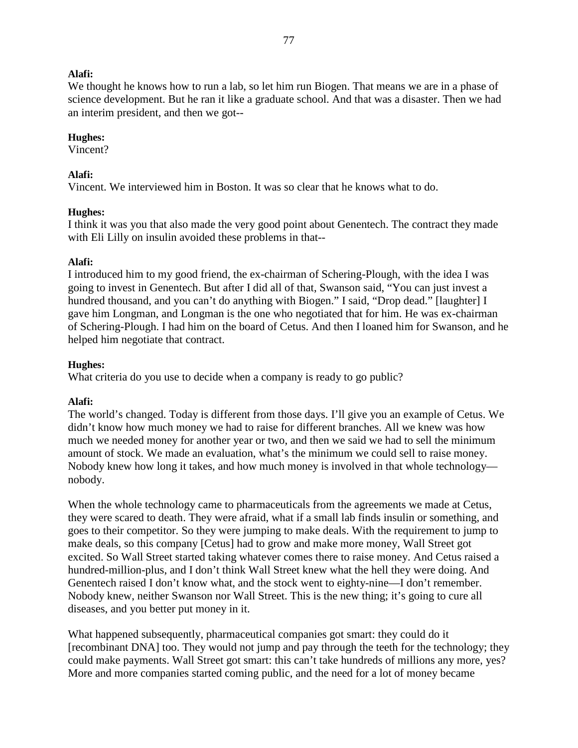**Alafi:**
We thought he knows how to run a lab, so let him run Biogen. That means we are in a phase of science development. But he ran it like a graduate school. And that was a disaster. Then we had an interim president, and then we got--

**Hughes:**
Vincent?

**Alafi:**
Vincent. We interviewed him in Boston. It was so clear that he knows what to do.

**Hughes:**
I think it was you that also made the very good point about Genentech. The contract they made with Eli Lilly on insulin avoided these problems in that--

**Alafi:**
I introduced him to my good friend, the ex-chairman of Schering-Plough, with the idea I was going to invest in Genentech. But after I did all of that, Swanson said, "You can just invest a hundred thousand, and you can't do anything with Biogen." I said, "Drop dead." [laughter] I gave him Longman, and Longman is the one who negotiated that for him. He was ex-chairman of Schering-Plough. I had him on the board of Cetus. And then I loaned him for Swanson, and he helped him negotiate that contract.

**Hughes:**
What criteria do you use to decide when a company is ready to go public?

**Alafi:**
The world's changed. Today is different from those days. I'll give you an example of Cetus. We didn't know how much money we had to raise for different branches. All we knew was how much we needed money for another year or two, and then we said we had to sell the minimum amount of stock. We made an evaluation, what's the minimum we could sell to raise money. Nobody knew how long it takes, and how much money is involved in that whole technology—nobody.

When the whole technology came to pharmaceuticals from the agreements we made at Cetus, they were scared to death. They were afraid, what if a small lab finds insulin or something, and goes to their competitor. So they were jumping to make deals. With the requirement to jump to make deals, so this company [Cetus] had to grow and make more money, Wall Street got excited. So Wall Street started taking whatever comes there to raise money. And Cetus raised a hundred-million-plus, and I don't think Wall Street knew what the hell they were doing. And Genentech raised I don't know what, and the stock went to eighty-nine—I don't remember. Nobody knew, neither Swanson nor Wall Street. This is the new thing; it's going to cure all diseases, and you better put money in it.

What happened subsequently, pharmaceutical companies got smart: they could do it [recombinant DNA] too. They would not jump and pay through the teeth for the technology; they could make payments. Wall Street got smart: this can't take hundreds of millions any more, yes? More and more companies started coming public, and the need for a lot of money became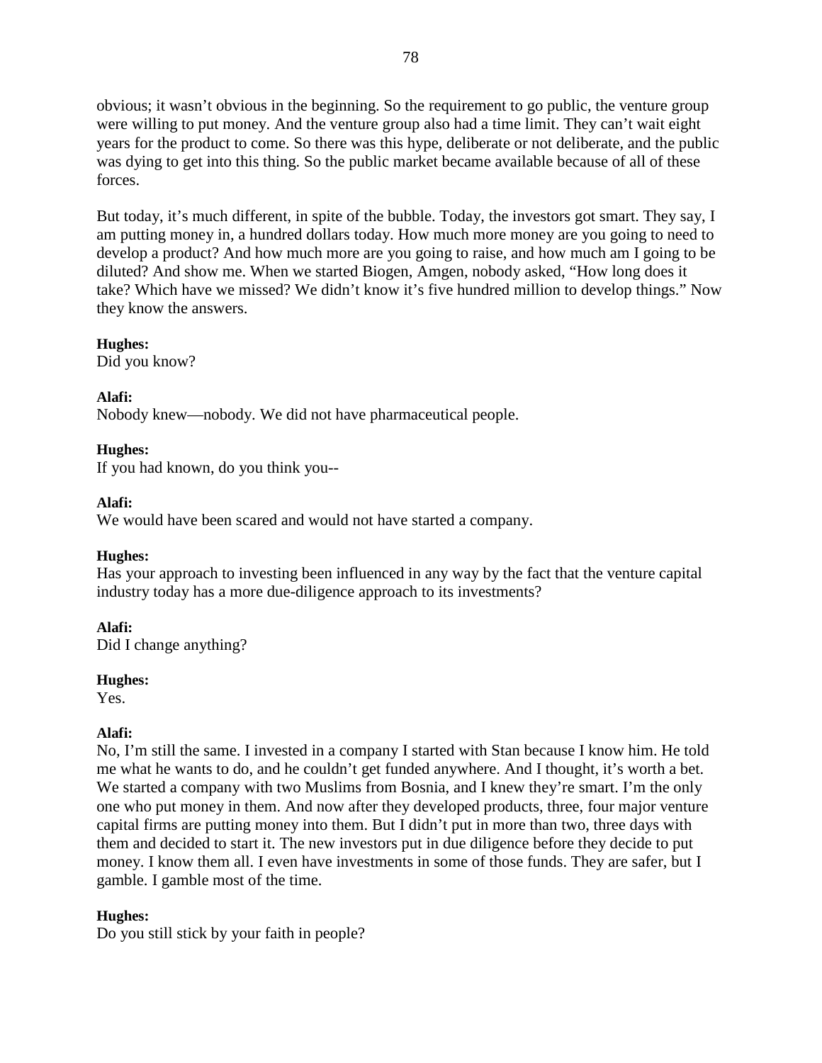obvious; it wasn't obvious in the beginning. So the requirement to go public, the venture group were willing to put money. And the venture group also had a time limit. They can't wait eight years for the product to come. So there was this hype, deliberate or not deliberate, and the public was dying to get into this thing. So the public market became available because of all of these forces.

But today, it's much different, in spite of the bubble. Today, the investors got smart. They say, I am putting money in, a hundred dollars today. How much more money are you going to need to develop a product? And how much more are you going to raise, and how much am I going to be diluted? And show me. When we started Biogen, Amgen, nobody asked, "How long does it take? Which have we missed? We didn't know it's five hundred million to develop things." Now they know the answers.

**Hughes:**
Did you know?

**Alafi:**
Nobody knew—nobody. We did not have pharmaceutical people.

**Hughes:**
If you had known, do you think you--

**Alafi:**
We would have been scared and would not have started a company.

**Hughes:**
Has your approach to investing been influenced in any way by the fact that the venture capital industry today has a more due-diligence approach to its investments?

**Alafi:**
Did I change anything?

**Hughes:**
Yes.

**Alafi:**
No, I'm still the same. I invested in a company I started with Stan because I know him. He told me what he wants to do, and he couldn't get funded anywhere. And I thought, it's worth a bet. We started a company with two Muslims from Bosnia, and I knew they're smart. I'm the only one who put money in them. And now after they developed products, three, four major venture capital firms are putting money into them. But I didn't put in more than two, three days with them and decided to start it. The new investors put in due diligence before they decide to put money. I know them all. I even have investments in some of those funds. They are safer, but I gamble. I gamble most of the time.

**Hughes:**
Do you still stick by your faith in people?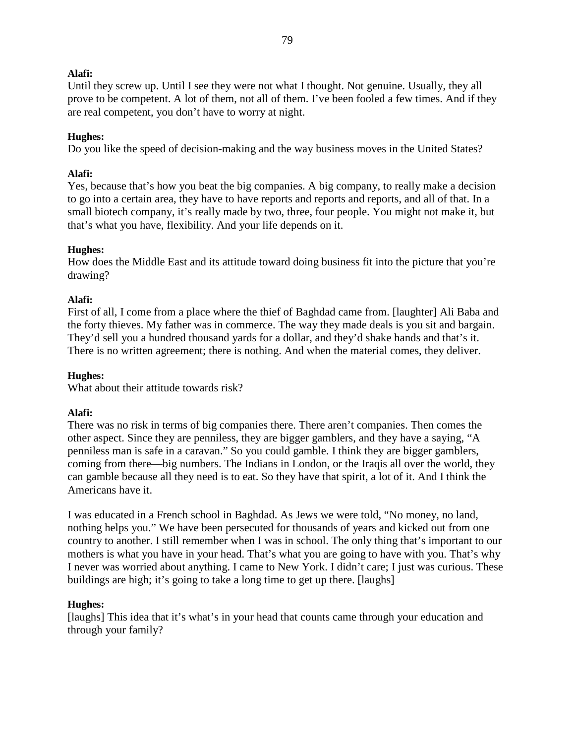**Alafi:**
Until they screw up. Until I see they were not what I thought. Not genuine. Usually, they all prove to be competent. A lot of them, not all of them. I've been fooled a few times. And if they are real competent, you don't have to worry at night.

**Hughes:**
Do you like the speed of decision-making and the way business moves in the United States?

**Alafi:**
Yes, because that's how you beat the big companies. A big company, to really make a decision to go into a certain area, they have to have reports and reports and reports, and all of that. In a small biotech company, it's really made by two, three, four people. You might not make it, but that's what you have, flexibility. And your life depends on it.

**Hughes:**
How does the Middle East and its attitude toward doing business fit into the picture that you're drawing?

**Alafi:**
First of all, I come from a place where the thief of Baghdad came from. [laughter] Ali Baba and the forty thieves. My father was in commerce. The way they made deals is you sit and bargain. They'd sell you a hundred thousand yards for a dollar, and they'd shake hands and that's it. There is no written agreement; there is nothing. And when the material comes, they deliver.

**Hughes:**
What about their attitude towards risk?

**Alafi:**
There was no risk in terms of big companies there. There aren't companies. Then comes the other aspect. Since they are penniless, they are bigger gamblers, and they have a saying, "A penniless man is safe in a caravan." So you could gamble. I think they are bigger gamblers, coming from there—big numbers. The Indians in London, or the Iraqis all over the world, they can gamble because all they need is to eat. So they have that spirit, a lot of it. And I think the Americans have it.

I was educated in a French school in Baghdad. As Jews we were told, "No money, no land, nothing helps you." We have been persecuted for thousands of years and kicked out from one country to another. I still remember when I was in school. The only thing that's important to our mothers is what you have in your head. That's what you are going to have with you. That's why I never was worried about anything. I came to New York. I didn't care; I just was curious. These buildings are high; it's going to take a long time to get up there. [laughs]

**Hughes:**
[laughs] This idea that it's what's in your head that counts came through your education and through your family?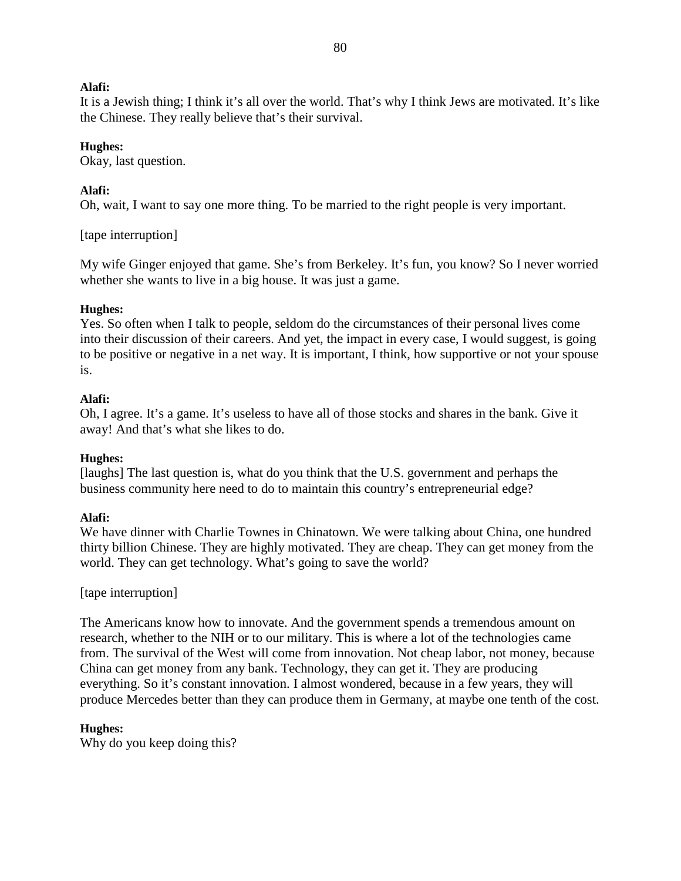**Alafi:**
It is a Jewish thing; I think it's all over the world. That's why I think Jews are motivated. It's like the Chinese. They really believe that's their survival.

**Hughes:**
Okay, last question.

**Alafi:**
Oh, wait, I want to say one more thing. To be married to the right people is very important.

[tape interruption]

My wife Ginger enjoyed that game. She's from Berkeley. It's fun, you know? So I never worried whether she wants to live in a big house. It was just a game.

**Hughes:**
Yes. So often when I talk to people, seldom do the circumstances of their personal lives come into their discussion of their careers. And yet, the impact in every case, I would suggest, is going to be positive or negative in a net way. It is important, I think, how supportive or not your spouse is.

**Alafi:**
Oh, I agree. It's a game. It's useless to have all of those stocks and shares in the bank. Give it away! And that's what she likes to do.

**Hughes:**
[laughs] The last question is, what do you think that the U.S. government and perhaps the business community here need to do to maintain this country's entrepreneurial edge?

**Alafi:**
We have dinner with Charlie Townes in Chinatown. We were talking about China, one hundred thirty billion Chinese. They are highly motivated. They are cheap. They can get money from the world. They can get technology. What's going to save the world?

[tape interruption]

The Americans know how to innovate. And the government spends a tremendous amount on research, whether to the NIH or to our military. This is where a lot of the technologies came from. The survival of the West will come from innovation. Not cheap labor, not money, because China can get money from any bank. Technology, they can get it. They are producing everything. So it's constant innovation. I almost wondered, because in a few years, they will produce Mercedes better than they can produce them in Germany, at maybe one tenth of the cost.

**Hughes:**
Why do you keep doing this?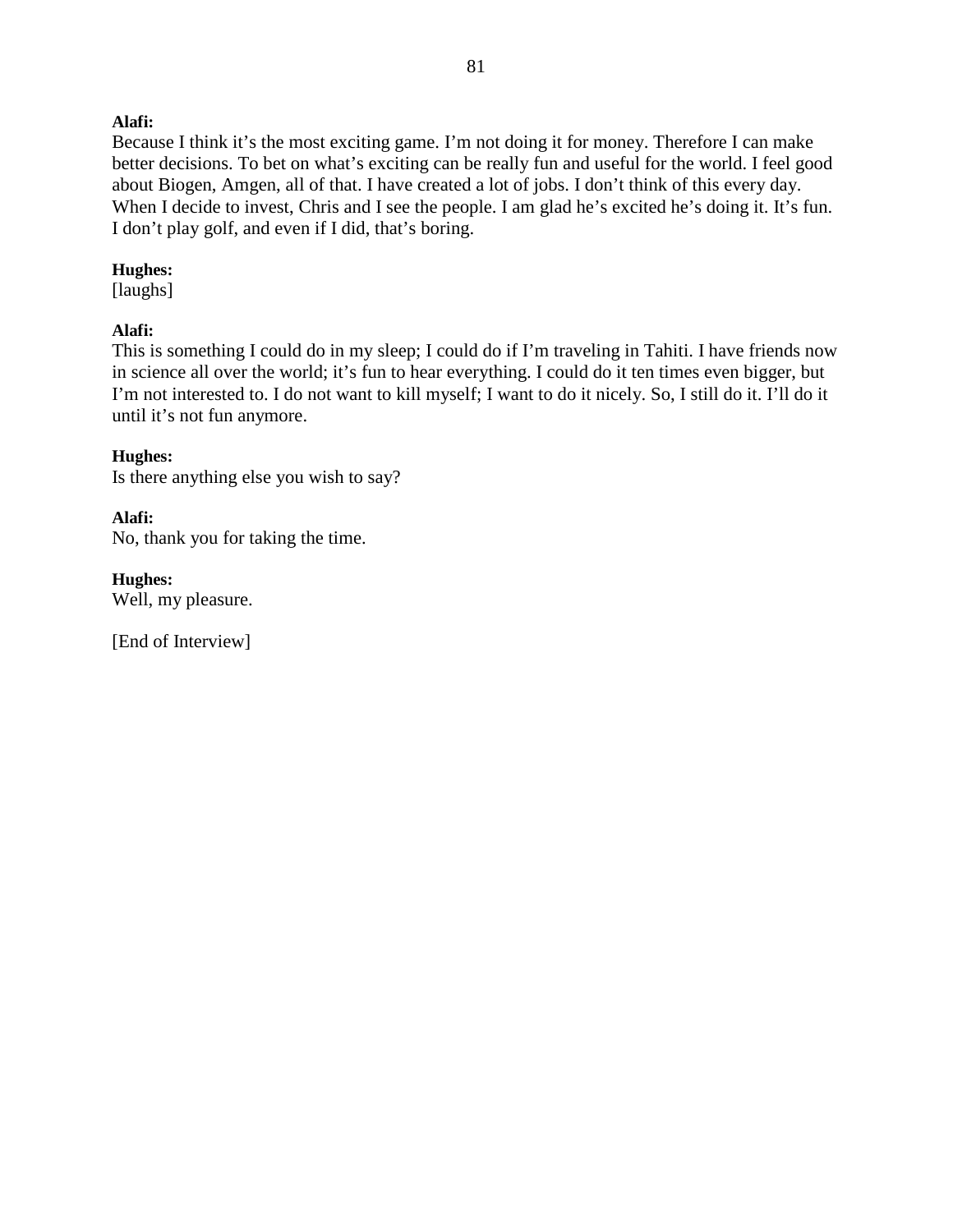**Alafi:**
Because I think it's the most exciting game. I'm not doing it for money. Therefore I can make better decisions. To bet on what's exciting can be really fun and useful for the world. I feel good about Biogen, Amgen, all of that. I have created a lot of jobs. I don't think of this every day. When I decide to invest, Chris and I see the people. I am glad he's excited he's doing it. It's fun. I don't play golf, and even if I did, that's boring.

**Hughes:**
[laughs]

**Alafi:**
This is something I could do in my sleep; I could do if I'm traveling in Tahiti. I have friends now in science all over the world; it's fun to hear everything. I could do it ten times even bigger, but I'm not interested to. I do not want to kill myself; I want to do it nicely. So, I still do it. I'll do it until it's not fun anymore.

**Hughes:**
Is there anything else you wish to say?

**Alafi:**
No, thank you for taking the time.

**Hughes:**
Well, my pleasure.

[End of Interview]